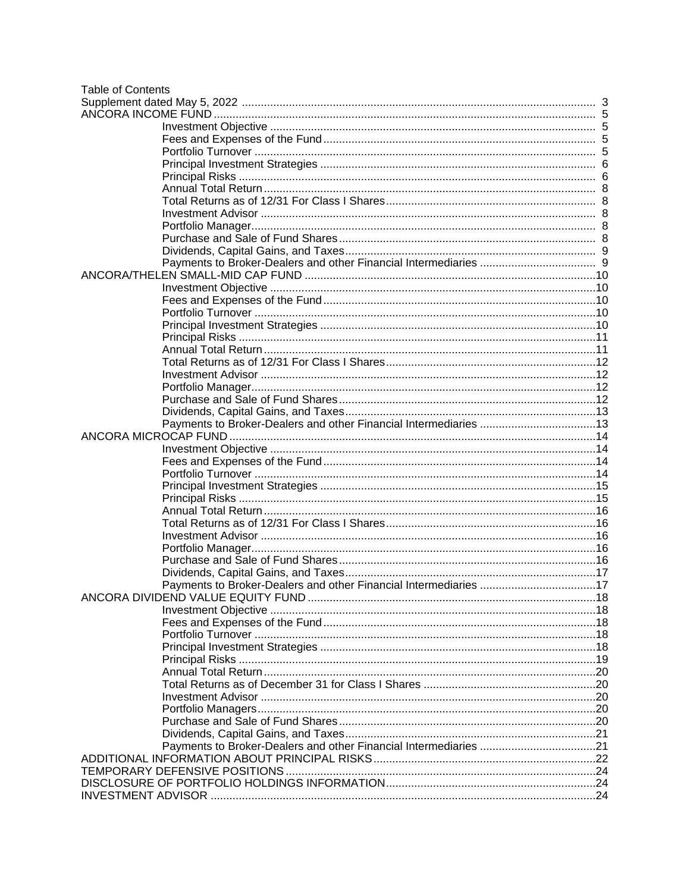Table of Contents

Supplement dated May 5, 2022 ... 3

ANCORA INCOME FUND ... 5
- Investment Objective ... 5
- Fees and Expenses of the Fund ... 5
- Portfolio Turnover ... 5
- Principal Investment Strategies ... 6
- Principal Risks ... 6
- Annual Total Return ... 8
- Total Returns as of 12/31 For Class I Shares ... 8
- Investment Advisor ... 8
- Portfolio Manager ... 8
- Purchase and Sale of Fund Shares ... 8
- Dividends, Capital Gains, and Taxes ... 9
- Payments to Broker-Dealers and other Financial Intermediaries ... 9

ANCORA/THELEN SMALL-MID CAP FUND ... 10
- Investment Objective ... 10
- Fees and Expenses of the Fund ... 10
- Portfolio Turnover ... 10
- Principal Investment Strategies ... 10
- Principal Risks ... 11
- Annual Total Return ... 11
- Total Returns as of 12/31 For Class I Shares ... 12
- Investment Advisor ... 12
- Portfolio Manager ... 12
- Purchase and Sale of Fund Shares ... 12
- Dividends, Capital Gains, and Taxes ... 13
- Payments to Broker-Dealers and other Financial Intermediaries ... 13

ANCORA MICROCAP FUND ... 14
- Investment Objective ... 14
- Fees and Expenses of the Fund ... 14
- Portfolio Turnover ... 14
- Principal Investment Strategies ... 15
- Principal Risks ... 15
- Annual Total Return ... 16
- Total Returns as of 12/31 For Class I Shares ... 16
- Investment Advisor ... 16
- Portfolio Manager ... 16
- Purchase and Sale of Fund Shares ... 16
- Dividends, Capital Gains, and Taxes ... 17
- Payments to Broker-Dealers and other Financial Intermediaries ... 17

ANCORA DIVIDEND VALUE EQUITY FUND ... 18
- Investment Objective ... 18
- Fees and Expenses of the Fund ... 18
- Portfolio Turnover ... 18
- Principal Investment Strategies ... 18
- Principal Risks ... 19
- Annual Total Return ... 20
- Total Returns as of December 31 for Class I Shares ... 20
- Investment Advisor ... 20
- Portfolio Managers ... 20
- Purchase and Sale of Fund Shares ... 20
- Dividends, Capital Gains, and Taxes ... 21
- Payments to Broker-Dealers and other Financial Intermediaries ... 21

ADDITIONAL INFORMATION ABOUT PRINCIPAL RISKS ... 22

TEMPORARY DEFENSIVE POSITIONS ... 24

DISCLOSURE OF PORTFOLIO HOLDINGS INFORMATION ... 24

INVESTMENT ADVISOR ... 24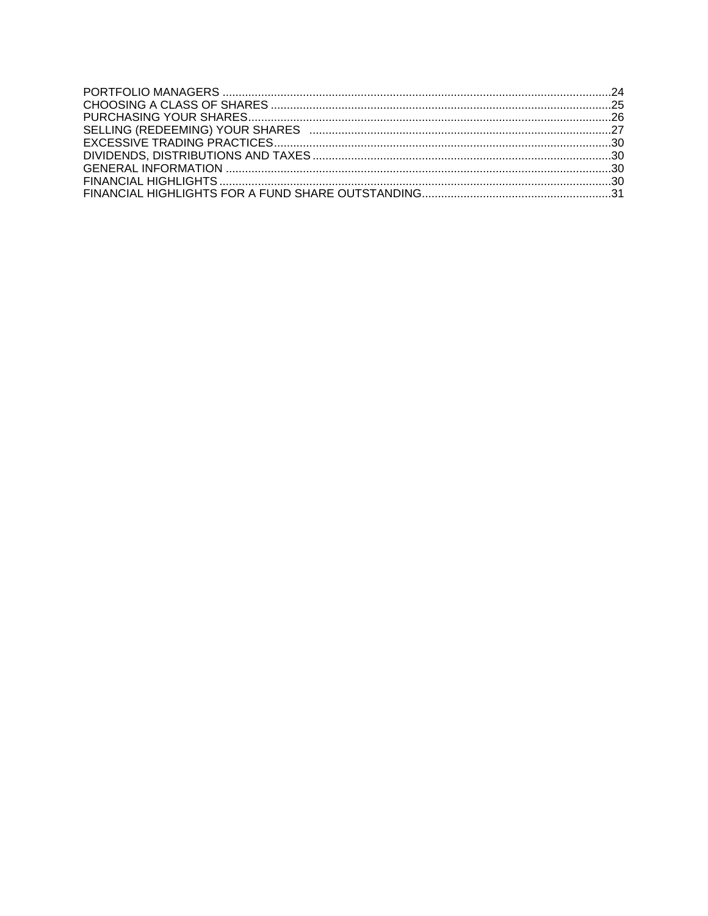PORTFOLIO MANAGERS ....................................................................................................................24
CHOOSING A CLASS OF SHARES ...................................................................................................25
PURCHASING YOUR SHARES........................................................................................................26
SELLING (REDEEMING) YOUR SHARES .......................................................................................27
EXCESSIVE TRADING PRACTICES.................................................................................................30
DIVIDENDS, DISTRIBUTIONS AND TAXES .....................................................................................30
GENERAL INFORMATION ...............................................................................................................30
FINANCIAL HIGHLIGHTS .................................................................................................................30
FINANCIAL HIGHLIGHTS FOR A FUND SHARE OUTSTANDING...................................................31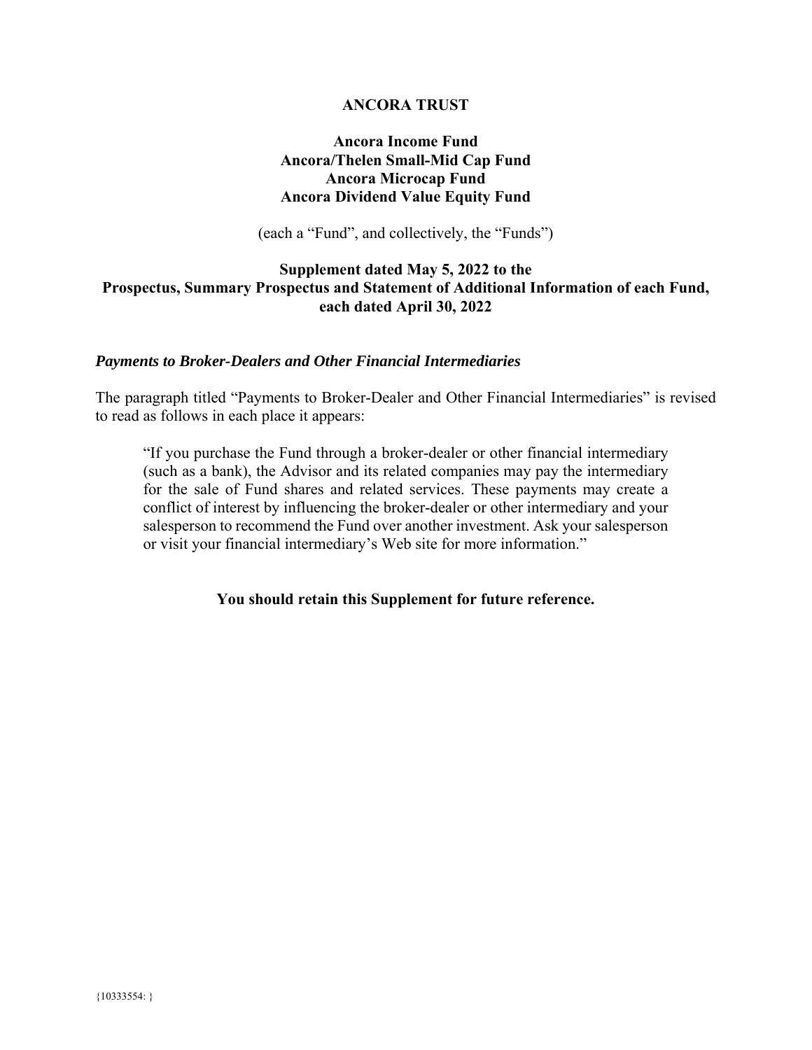# ANCORA TRUST

**Ancora Income Fund**
**Ancora/Thelen Small-Mid Cap Fund**
**Ancora Microcap Fund**
**Ancora Dividend Value Equity Fund**

(each a "Fund", and collectively, the "Funds")

**Supplement dated May 5, 2022 to the**
**Prospectus, Summary Prospectus and Statement of Additional Information of each Fund, each dated April 30, 2022**

***Payments to Broker-Dealers and Other Financial Intermediaries***

The paragraph titled "Payments to Broker-Dealer and Other Financial Intermediaries" is revised to read as follows in each place it appears:

> "If you purchase the Fund through a broker-dealer or other financial intermediary (such as a bank), the Advisor and its related companies may pay the intermediary for the sale of Fund shares and related services. These payments may create a conflict of interest by influencing the broker-dealer or other intermediary and your salesperson to recommend the Fund over another investment. Ask your salesperson or visit your financial intermediary's Web site for more information."

**You should retain this Supplement for future reference.**

{10333554: }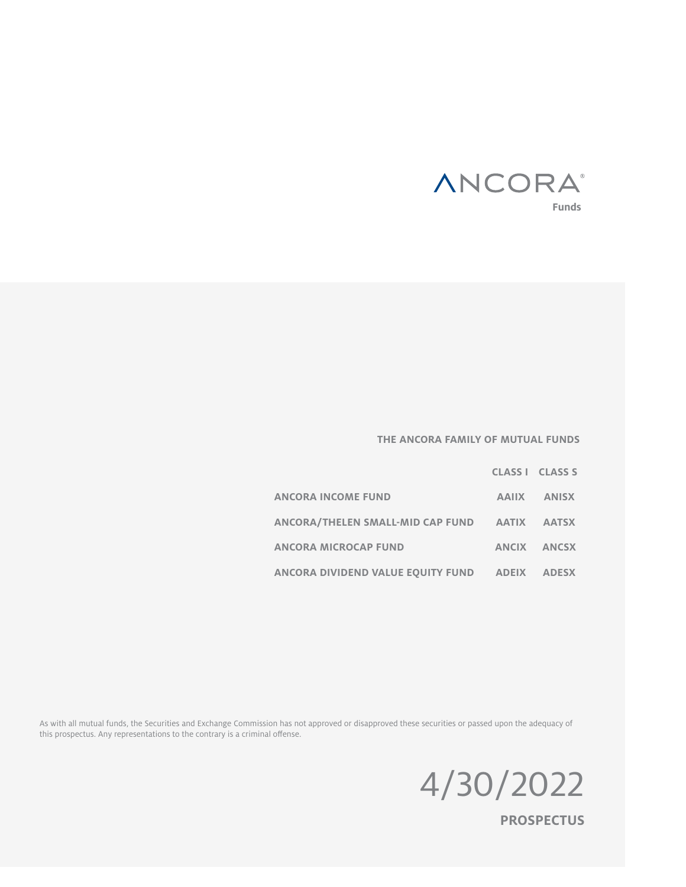# ANCORA®

**Funds**

## THE ANCORA FAMILY OF MUTUAL FUNDS

| | CLASS I | CLASS S |
|---|---|---|
| ANCORA INCOME FUND | AAIIX | ANISX |
| ANCORA/THELEN SMALL-MID CAP FUND | AATIX | AATSX |
| ANCORA MICROCAP FUND | ANCIX | ANCSX |
| ANCORA DIVIDEND VALUE EQUITY FUND | ADEIX | ADESX |

As with all mutual funds, the Securities and Exchange Commission has not approved or disapproved these securities or passed upon the adequacy of this prospectus. Any representations to the contrary is a criminal offense.

4/30/2022

**PROSPECTUS**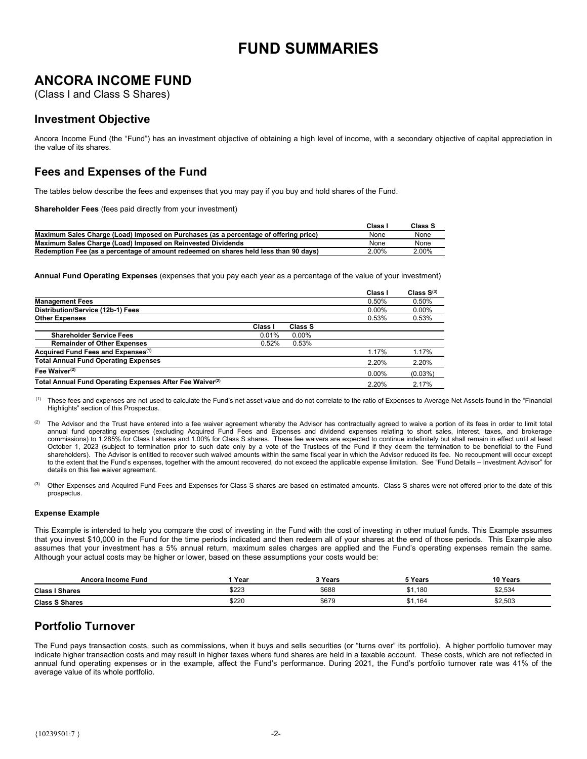# FUND SUMMARIES

## ANCORA INCOME FUND

(Class I and Class S Shares)

## Investment Objective

Ancora Income Fund (the "Fund") has an investment objective of obtaining a high level of income, with a secondary objective of capital appreciation in the value of its shares.

## Fees and Expenses of the Fund

The tables below describe the fees and expenses that you may pay if you buy and hold shares of the Fund.

**Shareholder Fees** (fees paid directly from your investment)

| | Class I | Class S |
|---|---|---|
| **Maximum Sales Charge (Load) Imposed on Purchases (as a percentage of offering price)** | None | None |
| **Maximum Sales Charge (Load) Imposed on Reinvested Dividends** | None | None |
| **Redemption Fee (as a percentage of amount redeemed on shares held less than 90 days)** | 2.00% | 2.00% |

**Annual Fund Operating Expenses** (expenses that you pay each year as a percentage of the value of your investment)

| | | | Class I | Class S[3] |
|---|---|---|---|---|
| **Management Fees** | | | 0.50% | 0.50% |
| **Distribution/Service (12b-1) Fees** | | | 0.00% | 0.00% |
| **Other Expenses** | | | 0.53% | 0.53% |
| | Class I | Class S | | |
| **Shareholder Service Fees** | 0.01% | 0.00% | | |
| **Remainder of Other Expenses** | 0.52% | 0.53% | | |
| **Acquired Fund Fees and Expenses[1]** | | | 1.17% | 1.17% |
| **Total Annual Fund Operating Expenses** | | | 2.20% | 2.20% |
| **Fee Waiver[2]** | | | 0.00% | (0.03%) |
| **Total Annual Fund Operating Expenses After Fee Waiver[2]** | | | 2.20% | 2.17% |

[1] These fees and expenses are not used to calculate the Fund's net asset value and do not correlate to the ratio of Expenses to Average Net Assets found in the "Financial Highlights" section of this Prospectus.

[2] The Advisor and the Trust have entered into a fee waiver agreement whereby the Advisor has contractually agreed to waive a portion of its fees in order to limit total annual fund operating expenses (excluding Acquired Fund Fees and Expenses and dividend expenses relating to short sales, interest, taxes, and brokerage commissions) to 1.285% for Class I shares and 1.00% for Class S shares. These fee waivers are expected to continue indefinitely but shall remain in effect until at least October 1, 2023 (subject to termination prior to such date only by a vote of the Trustees of the Fund if they deem the termination to be beneficial to the Fund shareholders). The Advisor is entitled to recover such waived amounts within the same fiscal year in which the Advisor reduced its fee. No recoupment will occur except to the extent that the Fund's expenses, together with the amount recovered, do not exceed the applicable expense limitation. See "Fund Details – Investment Advisor" for details on this fee waiver agreement.

[3] Other Expenses and Acquired Fund Fees and Expenses for Class S shares are based on estimated amounts. Class S shares were not offered prior to the date of this prospectus.

**Expense Example**

This Example is intended to help you compare the cost of investing in the Fund with the cost of investing in other mutual funds. This Example assumes that you invest $10,000 in the Fund for the time periods indicated and then redeem all of your shares at the end of those periods. This Example also assumes that your investment has a 5% annual return, maximum sales charges are applied and the Fund's operating expenses remain the same. Although your actual costs may be higher or lower, based on these assumptions your costs would be:

| Ancora Income Fund | 1 Year | 3 Years | 5 Years | 10 Years |
|---|---|---|---|---|
| **Class I Shares** | $223 | $688 | $1,180 | $2,534 |
| **Class S Shares** | $220 | $679 | $1,164 | $2,503 |

## Portfolio Turnover

The Fund pays transaction costs, such as commissions, when it buys and sells securities (or "turns over" its portfolio). A higher portfolio turnover may indicate higher transaction costs and may result in higher taxes where fund shares are held in a taxable account. These costs, which are not reflected in annual fund operating expenses or in the example, affect the Fund's performance. During 2021, the Fund's portfolio turnover rate was 41% of the average value of its whole portfolio.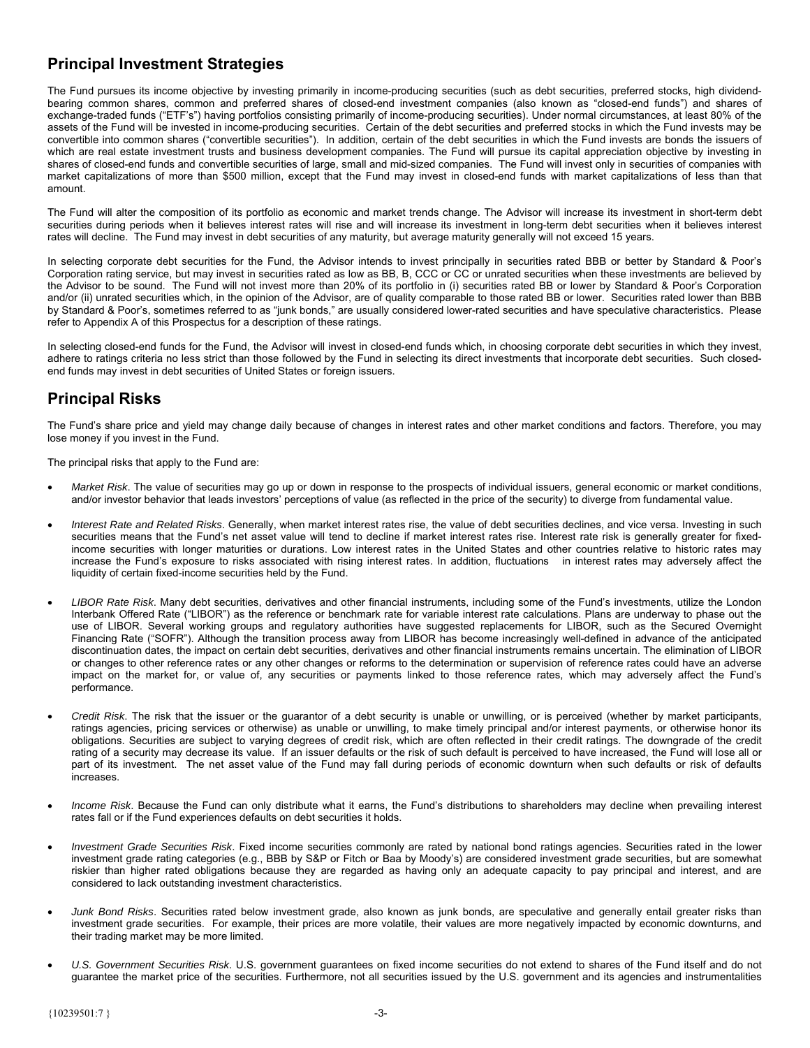## Principal Investment Strategies

The Fund pursues its income objective by investing primarily in income-producing securities (such as debt securities, preferred stocks, high dividend-bearing common shares, common and preferred shares of closed-end investment companies (also known as "closed-end funds") and shares of exchange-traded funds ("ETF's") having portfolios consisting primarily of income-producing securities). Under normal circumstances, at least 80% of the assets of the Fund will be invested in income-producing securities. Certain of the debt securities and preferred stocks in which the Fund invests may be convertible into common shares ("convertible securities"). In addition, certain of the debt securities in which the Fund invests are bonds the issuers of which are real estate investment trusts and business development companies. The Fund will pursue its capital appreciation objective by investing in shares of closed-end funds and convertible securities of large, small and mid-sized companies. The Fund will invest only in securities of companies with market capitalizations of more than $500 million, except that the Fund may invest in closed-end funds with market capitalizations of less than that amount.

The Fund will alter the composition of its portfolio as economic and market trends change. The Advisor will increase its investment in short-term debt securities during periods when it believes interest rates will rise and will increase its investment in long-term debt securities when it believes interest rates will decline. The Fund may invest in debt securities of any maturity, but average maturity generally will not exceed 15 years.

In selecting corporate debt securities for the Fund, the Advisor intends to invest principally in securities rated BBB or better by Standard & Poor's Corporation rating service, but may invest in securities rated as low as BB, B, CCC or CC or unrated securities when these investments are believed by the Advisor to be sound. The Fund will not invest more than 20% of its portfolio in (i) securities rated BB or lower by Standard & Poor's Corporation and/or (ii) unrated securities which, in the opinion of the Advisor, are of quality comparable to those rated BB or lower. Securities rated lower than BBB by Standard & Poor's, sometimes referred to as "junk bonds," are usually considered lower-rated securities and have speculative characteristics. Please refer to Appendix A of this Prospectus for a description of these ratings.

In selecting closed-end funds for the Fund, the Advisor will invest in closed-end funds which, in choosing corporate debt securities in which they invest, adhere to ratings criteria no less strict than those followed by the Fund in selecting its direct investments that incorporate debt securities. Such closed-end funds may invest in debt securities of United States or foreign issuers.

## Principal Risks

The Fund's share price and yield may change daily because of changes in interest rates and other market conditions and factors. Therefore, you may lose money if you invest in the Fund.

The principal risks that apply to the Fund are:

- *Market Risk*. The value of securities may go up or down in response to the prospects of individual issuers, general economic or market conditions, and/or investor behavior that leads investors' perceptions of value (as reflected in the price of the security) to diverge from fundamental value.

- *Interest Rate and Related Risks*. Generally, when market interest rates rise, the value of debt securities declines, and vice versa. Investing in such securities means that the Fund's net asset value will tend to decline if market interest rates rise. Interest rate risk is generally greater for fixed-income securities with longer maturities or durations. Low interest rates in the United States and other countries relative to historic rates may increase the Fund's exposure to risks associated with rising interest rates. In addition, fluctuations in interest rates may adversely affect the liquidity of certain fixed-income securities held by the Fund.

- *LIBOR Rate Risk*. Many debt securities, derivatives and other financial instruments, including some of the Fund's investments, utilize the London Interbank Offered Rate ("LIBOR") as the reference or benchmark rate for variable interest rate calculations. Plans are underway to phase out the use of LIBOR. Several working groups and regulatory authorities have suggested replacements for LIBOR, such as the Secured Overnight Financing Rate ("SOFR"). Although the transition process away from LIBOR has become increasingly well-defined in advance of the anticipated discontinuation dates, the impact on certain debt securities, derivatives and other financial instruments remains uncertain. The elimination of LIBOR or changes to other reference rates or any other changes or reforms to the determination or supervision of reference rates could have an adverse impact on the market for, or value of, any securities or payments linked to those reference rates, which may adversely affect the Fund's performance.

- *Credit Risk*. The risk that the issuer or the guarantor of a debt security is unable or unwilling, or is perceived (whether by market participants, ratings agencies, pricing services or otherwise) as unable or unwilling, to make timely principal and/or interest payments, or otherwise honor its obligations. Securities are subject to varying degrees of credit risk, which are often reflected in their credit ratings. The downgrade of the credit rating of a security may decrease its value. If an issuer defaults or the risk of such default is perceived to have increased, the Fund will lose all or part of its investment. The net asset value of the Fund may fall during periods of economic downturn when such defaults or risk of defaults increases.

- *Income Risk*. Because the Fund can only distribute what it earns, the Fund's distributions to shareholders may decline when prevailing interest rates fall or if the Fund experiences defaults on debt securities it holds.

- *Investment Grade Securities Risk*. Fixed income securities commonly are rated by national bond ratings agencies. Securities rated in the lower investment grade rating categories (e.g., BBB by S&P or Fitch or Baa by Moody's) are considered investment grade securities, but are somewhat riskier than higher rated obligations because they are regarded as having only an adequate capacity to pay principal and interest, and are considered to lack outstanding investment characteristics.

- *Junk Bond Risks*. Securities rated below investment grade, also known as junk bonds, are speculative and generally entail greater risks than investment grade securities. For example, their prices are more volatile, their values are more negatively impacted by economic downturns, and their trading market may be more limited.

- *U.S. Government Securities Risk*. U.S. government guarantees on fixed income securities do not extend to shares of the Fund itself and do not guarantee the market price of the securities. Furthermore, not all securities issued by the U.S. government and its agencies and instrumentalities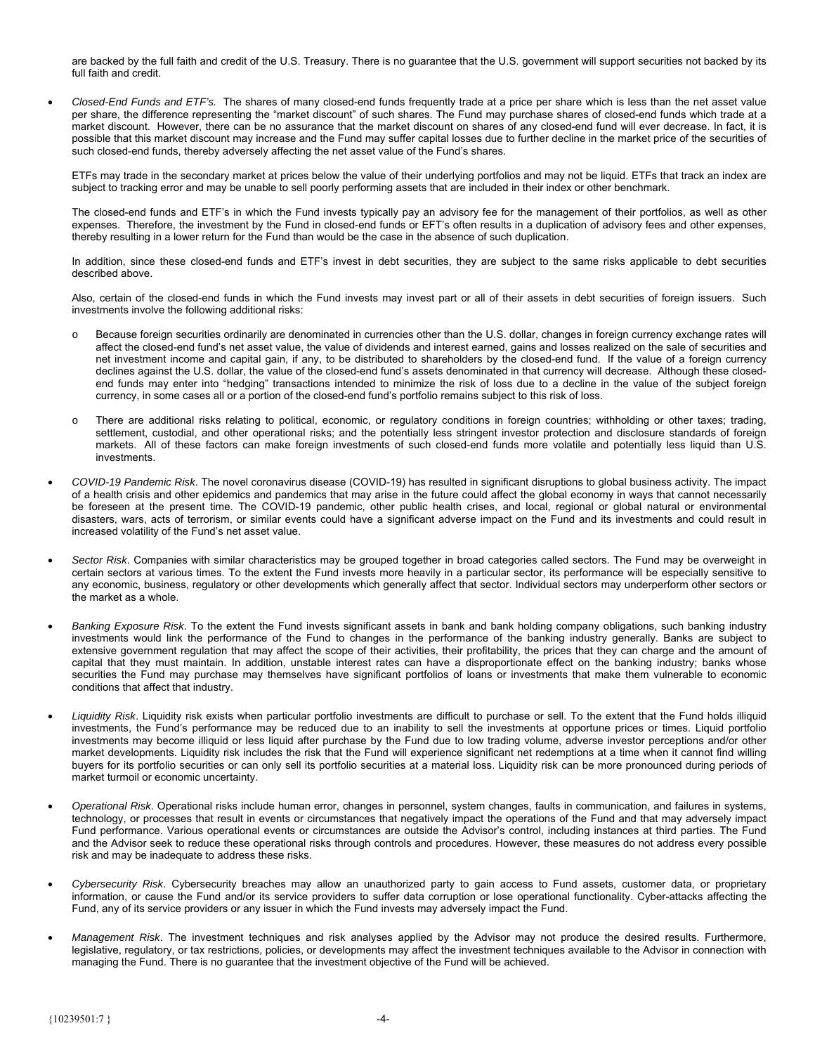are backed by the full faith and credit of the U.S. Treasury. There is no guarantee that the U.S. government will support securities not backed by its full faith and credit.

- *Closed-End Funds and ETF's.* The shares of many closed-end funds frequently trade at a price per share which is less than the net asset value per share, the difference representing the "market discount" of such shares. The Fund may purchase shares of closed-end funds which trade at a market discount. However, there can be no assurance that the market discount on shares of any closed-end fund will ever decrease. In fact, it is possible that this market discount may increase and the Fund may suffer capital losses due to further decline in the market price of the securities of such closed-end funds, thereby adversely affecting the net asset value of the Fund's shares.

  ETFs may trade in the secondary market at prices below the value of their underlying portfolios and may not be liquid. ETFs that track an index are subject to tracking error and may be unable to sell poorly performing assets that are included in their index or other benchmark.

  The closed-end funds and ETF's in which the Fund invests typically pay an advisory fee for the management of their portfolios, as well as other expenses. Therefore, the investment by the Fund in closed-end funds or EFT's often results in a duplication of advisory fees and other expenses, thereby resulting in a lower return for the Fund than would be the case in the absence of such duplication.

  In addition, since these closed-end funds and ETF's invest in debt securities, they are subject to the same risks applicable to debt securities described above.

  Also, certain of the closed-end funds in which the Fund invests may invest part or all of their assets in debt securities of foreign issuers. Such investments involve the following additional risks:

  - Because foreign securities ordinarily are denominated in currencies other than the U.S. dollar, changes in foreign currency exchange rates will affect the closed-end fund's net asset value, the value of dividends and interest earned, gains and losses realized on the sale of securities and net investment income and capital gain, if any, to be distributed to shareholders by the closed-end fund. If the value of a foreign currency declines against the U.S. dollar, the value of the closed-end fund's assets denominated in that currency will decrease. Although these closed-end funds may enter into "hedging" transactions intended to minimize the risk of loss due to a decline in the value of the subject foreign currency, in some cases all or a portion of the closed-end fund's portfolio remains subject to this risk of loss.

  - There are additional risks relating to political, economic, or regulatory conditions in foreign countries; withholding or other taxes; trading, settlement, custodial, and other operational risks; and the potentially less stringent investor protection and disclosure standards of foreign markets. All of these factors can make foreign investments of such closed-end funds more volatile and potentially less liquid than U.S. investments.

- *COVID-19 Pandemic Risk*. The novel coronavirus disease (COVID-19) has resulted in significant disruptions to global business activity. The impact of a health crisis and other epidemics and pandemics that may arise in the future could affect the global economy in ways that cannot necessarily be foreseen at the present time. The COVID-19 pandemic, other public health crises, and local, regional or global natural or environmental disasters, wars, acts of terrorism, or similar events could have a significant adverse impact on the Fund and its investments and could result in increased volatility of the Fund's net asset value.

- *Sector Risk*. Companies with similar characteristics may be grouped together in broad categories called sectors. The Fund may be overweight in certain sectors at various times. To the extent the Fund invests more heavily in a particular sector, its performance will be especially sensitive to any economic, business, regulatory or other developments which generally affect that sector. Individual sectors may underperform other sectors or the market as a whole.

- *Banking Exposure Risk*. To the extent the Fund invests significant assets in bank and bank holding company obligations, such banking industry investments would link the performance of the Fund to changes in the performance of the banking industry generally. Banks are subject to extensive government regulation that may affect the scope of their activities, their profitability, the prices that they can charge and the amount of capital that they must maintain. In addition, unstable interest rates can have a disproportionate effect on the banking industry; banks whose securities the Fund may purchase may themselves have significant portfolios of loans or investments that make them vulnerable to economic conditions that affect that industry.

- *Liquidity Risk*. Liquidity risk exists when particular portfolio investments are difficult to purchase or sell. To the extent that the Fund holds illiquid investments, the Fund's performance may be reduced due to an inability to sell the investments at opportune prices or times. Liquid portfolio investments may become illiquid or less liquid after purchase by the Fund due to low trading volume, adverse investor perceptions and/or other market developments. Liquidity risk includes the risk that the Fund will experience significant net redemptions at a time when it cannot find willing buyers for its portfolio securities or can only sell its portfolio securities at a material loss. Liquidity risk can be more pronounced during periods of market turmoil or economic uncertainty.

- *Operational Risk*. Operational risks include human error, changes in personnel, system changes, faults in communication, and failures in systems, technology, or processes that result in events or circumstances that negatively impact the operations of the Fund and that may adversely impact Fund performance. Various operational events or circumstances are outside the Advisor's control, including instances at third parties. The Fund and the Advisor seek to reduce these operational risks through controls and procedures. However, these measures do not address every possible risk and may be inadequate to address these risks.

- *Cybersecurity Risk*. Cybersecurity breaches may allow an unauthorized party to gain access to Fund assets, customer data, or proprietary information, or cause the Fund and/or its service providers to suffer data corruption or lose operational functionality. Cyber-attacks affecting the Fund, any of its service providers or any issuer in which the Fund invests may adversely impact the Fund.

- *Management Risk*. The investment techniques and risk analyses applied by the Advisor may not produce the desired results. Furthermore, legislative, regulatory, or tax restrictions, policies, or developments may affect the investment techniques available to the Advisor in connection with managing the Fund. There is no guarantee that the investment objective of the Fund will be achieved.

{10239501:7 }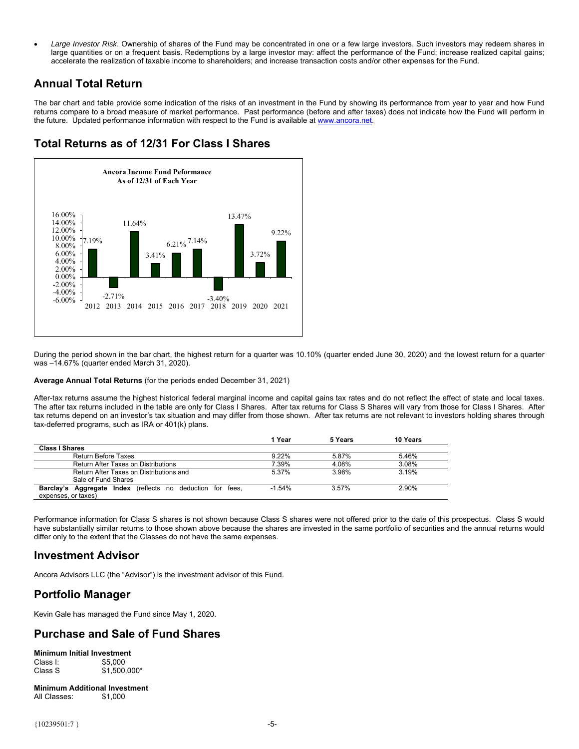- *Large Investor Risk*. Ownership of shares of the Fund may be concentrated in one or a few large investors. Such investors may redeem shares in large quantities or on a frequent basis. Redemptions by a large investor may: affect the performance of the Fund; increase realized capital gains; accelerate the realization of taxable income to shareholders; and increase transaction costs and/or other expenses for the Fund.

## Annual Total Return

The bar chart and table provide some indication of the risks of an investment in the Fund by showing its performance from year to year and how Fund returns compare to a broad measure of market performance. Past performance (before and after taxes) does not indicate how the Fund will perform in the future. Updated performance information with respect to the Fund is available at www.ancora.net.

## Total Returns as of 12/31 For Class I Shares

**Ancora Income Fund Peformance**
**As of 12/31 of Each Year**

| Year | Return |
|---|---|
| 2012 | 7.19% |
| 2013 | -2.71% |
| 2014 | 11.64% |
| 2015 | 3.41% |
| 2016 | 6.21% |
| 2017 | 7.14% |
| 2018 | -3.40% |
| 2019 | 13.47% |
| 2020 | 3.72% |
| 2021 | 9.22% |

During the period shown in the bar chart, the highest return for a quarter was 10.10% (quarter ended June 30, 2020) and the lowest return for a quarter was –14.67% (quarter ended March 31, 2020).

**Average Annual Total Returns** (for the periods ended December 31, 2021)

After-tax returns assume the highest historical federal marginal income and capital gains tax rates and do not reflect the effect of state and local taxes. The after tax returns included in the table are only for Class I Shares. After tax returns for Class S Shares will vary from those for Class I Shares. After tax returns depend on an investor's tax situation and may differ from those shown. After tax returns are not relevant to investors holding shares through tax-deferred programs, such as IRA or 401(k) plans.

| | 1 Year | 5 Years | 10 Years |
|---|---|---|---|
| **Class I Shares** | | | |
| Return Before Taxes | 9.22% | 5.87% | 5.46% |
| Return After Taxes on Distributions | 7.39% | 4.08% | 3.08% |
| Return After Taxes on Distributions and Sale of Fund Shares | 5.37% | 3.98% | 3.19% |
| **Barclay's Aggregate Index** (reflects no deduction for fees, expenses, or taxes) | -1.54% | 3.57% | 2.90% |

Performance information for Class S shares is not shown because Class S shares were not offered prior to the date of this prospectus. Class S would have substantially similar returns to those shown above because the shares are invested in the same portfolio of securities and the annual returns would differ only to the extent that the Classes do not have the same expenses.

## Investment Advisor

Ancora Advisors LLC (the "Advisor") is the investment advisor of this Fund.

## Portfolio Manager

Kevin Gale has managed the Fund since May 1, 2020.

## Purchase and Sale of Fund Shares

**Minimum Initial Investment**
Class I: $5,000
Class S $1,500,000*

**Minimum Additional Investment**
All Classes: $1,000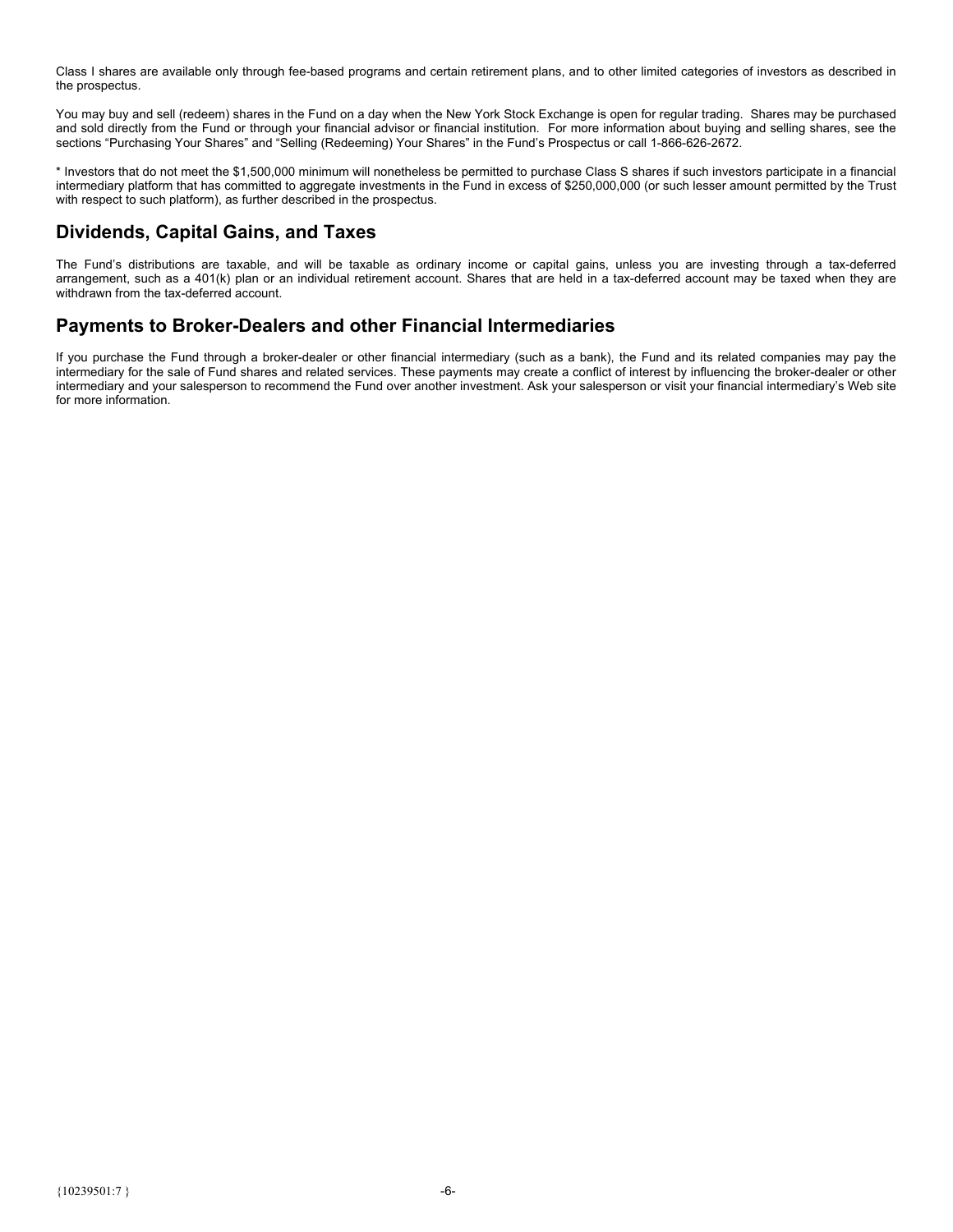Class I shares are available only through fee-based programs and certain retirement plans, and to other limited categories of investors as described in the prospectus.

You may buy and sell (redeem) shares in the Fund on a day when the New York Stock Exchange is open for regular trading. Shares may be purchased and sold directly from the Fund or through your financial advisor or financial institution. For more information about buying and selling shares, see the sections "Purchasing Your Shares" and "Selling (Redeeming) Your Shares" in the Fund's Prospectus or call 1-866-626-2672.

* Investors that do not meet the $1,500,000 minimum will nonetheless be permitted to purchase Class S shares if such investors participate in a financial intermediary platform that has committed to aggregate investments in the Fund in excess of $250,000,000 (or such lesser amount permitted by the Trust with respect to such platform), as further described in the prospectus.

## Dividends, Capital Gains, and Taxes

The Fund's distributions are taxable, and will be taxable as ordinary income or capital gains, unless you are investing through a tax-deferred arrangement, such as a 401(k) plan or an individual retirement account. Shares that are held in a tax-deferred account may be taxed when they are withdrawn from the tax-deferred account.

## Payments to Broker-Dealers and other Financial Intermediaries

If you purchase the Fund through a broker-dealer or other financial intermediary (such as a bank), the Fund and its related companies may pay the intermediary for the sale of Fund shares and related services. These payments may create a conflict of interest by influencing the broker-dealer or other intermediary and your salesperson to recommend the Fund over another investment. Ask your salesperson or visit your financial intermediary's Web site for more information.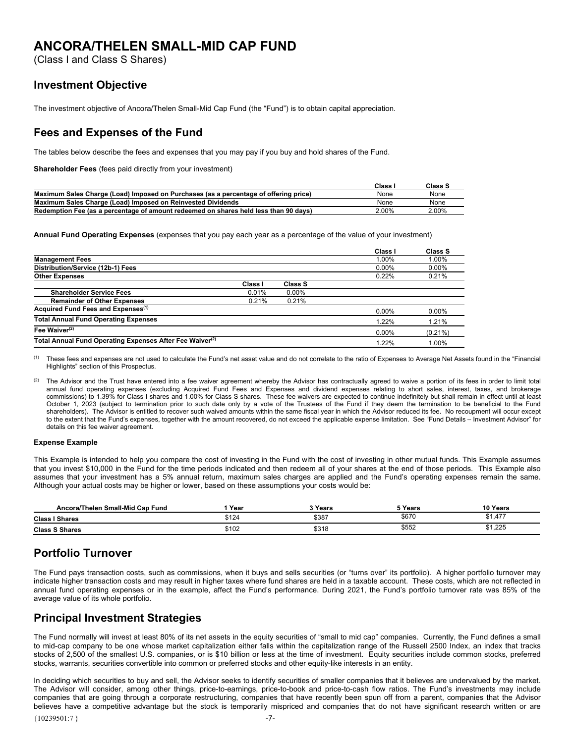# ANCORA/THELEN SMALL-MID CAP FUND

(Class I and Class S Shares)

## Investment Objective

The investment objective of Ancora/Thelen Small-Mid Cap Fund (the "Fund") is to obtain capital appreciation.

## Fees and Expenses of the Fund

The tables below describe the fees and expenses that you may pay if you buy and hold shares of the Fund.

**Shareholder Fees** (fees paid directly from your investment)

| | Class I | Class S |
|---|---|---|
| **Maximum Sales Charge (Load) Imposed on Purchases (as a percentage of offering price)** | None | None |
| **Maximum Sales Charge (Load) Imposed on Reinvested Dividends** | None | None |
| **Redemption Fee (as a percentage of amount redeemed on shares held less than 90 days)** | 2.00% | 2.00% |

**Annual Fund Operating Expenses** (expenses that you pay each year as a percentage of the value of your investment)

| | | | Class I | Class S |
|---|---|---|---|---|
| **Management Fees** | | | 1.00% | 1.00% |
| **Distribution/Service (12b-1) Fees** | | | 0.00% | 0.00% |
| **Other Expenses** | | | 0.22% | 0.21% |
| | Class I | Class S | | |
| **Shareholder Service Fees** | 0.01% | 0.00% | | |
| **Remainder of Other Expenses** | 0.21% | 0.21% | | |
| **Acquired Fund Fees and Expenses**[1] | | | 0.00% | 0.00% |
| **Total Annual Fund Operating Expenses** | | | 1.22% | 1.21% |
| **Fee Waiver**[2] | | | 0.00% | (0.21%) |
| **Total Annual Fund Operating Expenses After Fee Waiver**[2] | | | 1.22% | 1.00% |

[1] These fees and expenses are not used to calculate the Fund's net asset value and do not correlate to the ratio of Expenses to Average Net Assets found in the "Financial Highlights" section of this Prospectus.

[2] The Advisor and the Trust have entered into a fee waiver agreement whereby the Advisor has contractually agreed to waive a portion of its fees in order to limit total annual fund operating expenses (excluding Acquired Fund Fees and Expenses and dividend expenses relating to short sales, interest, taxes, and brokerage commissions) to 1.39% for Class I shares and 1.00% for Class S shares. These fee waivers are expected to continue indefinitely but shall remain in effect until at least October 1, 2023 (subject to termination prior to such date only by a vote of the Trustees of the Fund if they deem the termination to be beneficial to the Fund shareholders). The Advisor is entitled to recover such waived amounts within the same fiscal year in which the Advisor reduced its fee. No recoupment will occur except to the extent that the Fund's expenses, together with the amount recovered, do not exceed the applicable expense limitation. See "Fund Details – Investment Advisor" for details on this fee waiver agreement.

**Expense Example**

This Example is intended to help you compare the cost of investing in the Fund with the cost of investing in other mutual funds. This Example assumes that you invest $10,000 in the Fund for the time periods indicated and then redeem all of your shares at the end of those periods. This Example also assumes that your investment has a 5% annual return, maximum sales charges are applied and the Fund's operating expenses remain the same. Although your actual costs may be higher or lower, based on these assumptions your costs would be:

| Ancora/Thelen Small-Mid Cap Fund | 1 Year | 3 Years | 5 Years | 10 Years |
|---|---|---|---|---|
| **Class I Shares** | $124 | $387 | $670 | $1,477 |
| **Class S Shares** | $102 | $318 | $552 | $1,225 |

## Portfolio Turnover

The Fund pays transaction costs, such as commissions, when it buys and sells securities (or "turns over" its portfolio). A higher portfolio turnover may indicate higher transaction costs and may result in higher taxes where fund shares are held in a taxable account. These costs, which are not reflected in annual fund operating expenses or in the example, affect the Fund's performance. During 2021, the Fund's portfolio turnover rate was 85% of the average value of its whole portfolio.

## Principal Investment Strategies

The Fund normally will invest at least 80% of its net assets in the equity securities of "small to mid cap" companies. Currently, the Fund defines a small to mid-cap company to be one whose market capitalization either falls within the capitalization range of the Russell 2500 Index, an index that tracks stocks of 2,500 of the smallest U.S. companies, or is $10 billion or less at the time of investment. Equity securities include common stocks, preferred stocks, warrants, securities convertible into common or preferred stocks and other equity-like interests in an entity.

In deciding which securities to buy and sell, the Advisor seeks to identify securities of smaller companies that it believes are undervalued by the market. The Advisor will consider, among other things, price-to-earnings, price-to-book and price-to-cash flow ratios. The Fund's investments may include companies that are going through a corporate restructuring, companies that have recently been spun off from a parent, companies that the Advisor believes have a competitive advantage but the stock is temporarily mispriced and companies that do not have significant research written or are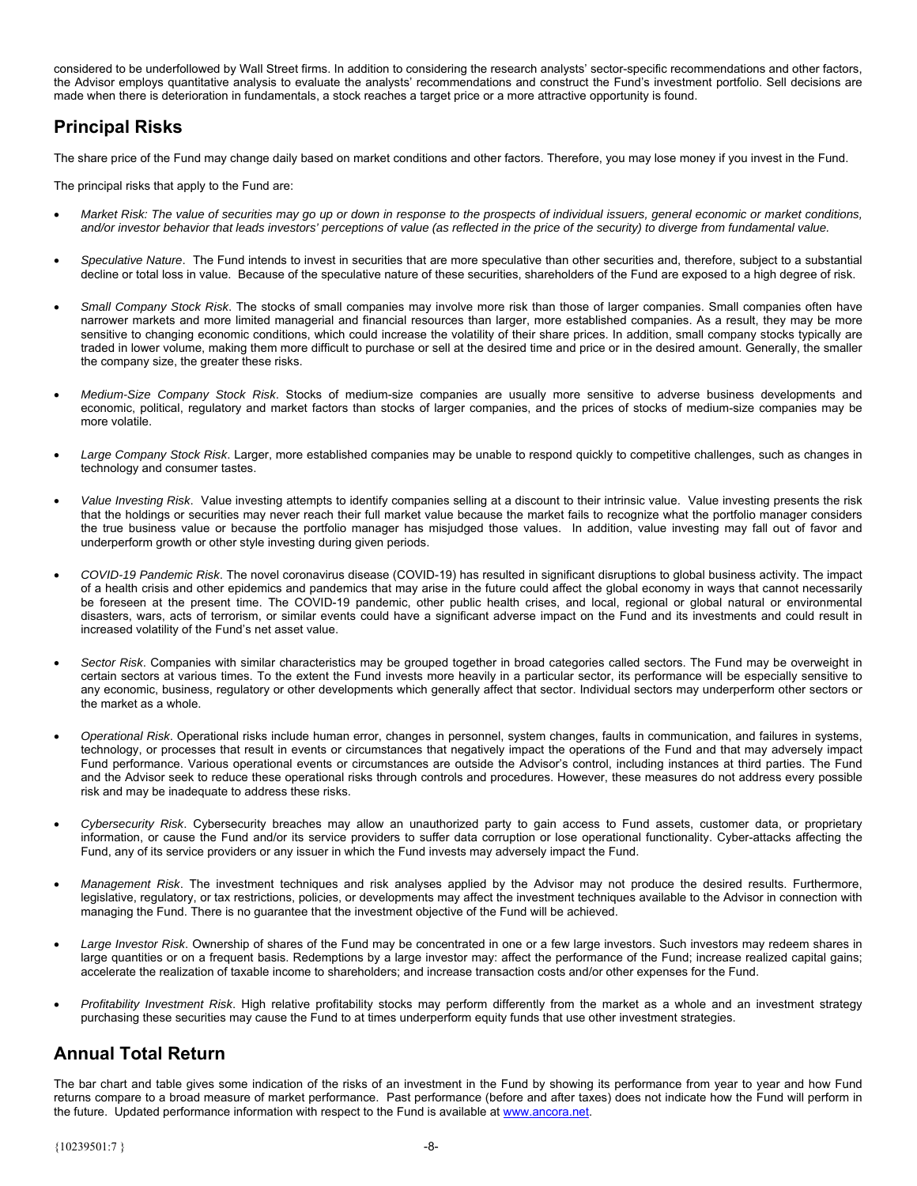considered to be underfollowed by Wall Street firms. In addition to considering the research analysts' sector-specific recommendations and other factors, the Advisor employs quantitative analysis to evaluate the analysts' recommendations and construct the Fund's investment portfolio. Sell decisions are made when there is deterioration in fundamentals, a stock reaches a target price or a more attractive opportunity is found.

## Principal Risks

The share price of the Fund may change daily based on market conditions and other factors. Therefore, you may lose money if you invest in the Fund.

The principal risks that apply to the Fund are:

- *Market Risk: The value of securities may go up or down in response to the prospects of individual issuers, general economic or market conditions, and/or investor behavior that leads investors' perceptions of value (as reflected in the price of the security) to diverge from fundamental value.*

- *Speculative Nature*. The Fund intends to invest in securities that are more speculative than other securities and, therefore, subject to a substantial decline or total loss in value. Because of the speculative nature of these securities, shareholders of the Fund are exposed to a high degree of risk.

- *Small Company Stock Risk*. The stocks of small companies may involve more risk than those of larger companies. Small companies often have narrower markets and more limited managerial and financial resources than larger, more established companies. As a result, they may be more sensitive to changing economic conditions, which could increase the volatility of their share prices. In addition, small company stocks typically are traded in lower volume, making them more difficult to purchase or sell at the desired time and price or in the desired amount. Generally, the smaller the company size, the greater these risks.

- *Medium-Size Company Stock Risk*. Stocks of medium-size companies are usually more sensitive to adverse business developments and economic, political, regulatory and market factors than stocks of larger companies, and the prices of stocks of medium-size companies may be more volatile.

- *Large Company Stock Risk*. Larger, more established companies may be unable to respond quickly to competitive challenges, such as changes in technology and consumer tastes.

- *Value Investing Risk*. Value investing attempts to identify companies selling at a discount to their intrinsic value. Value investing presents the risk that the holdings or securities may never reach their full market value because the market fails to recognize what the portfolio manager considers the true business value or because the portfolio manager has misjudged those values. In addition, value investing may fall out of favor and underperform growth or other style investing during given periods.

- *COVID-19 Pandemic Risk*. The novel coronavirus disease (COVID-19) has resulted in significant disruptions to global business activity. The impact of a health crisis and other epidemics and pandemics that may arise in the future could affect the global economy in ways that cannot necessarily be foreseen at the present time. The COVID-19 pandemic, other public health crises, and local, regional or global natural or environmental disasters, wars, acts of terrorism, or similar events could have a significant adverse impact on the Fund and its investments and could result in increased volatility of the Fund's net asset value.

- *Sector Risk*. Companies with similar characteristics may be grouped together in broad categories called sectors. The Fund may be overweight in certain sectors at various times. To the extent the Fund invests more heavily in a particular sector, its performance will be especially sensitive to any economic, business, regulatory or other developments which generally affect that sector. Individual sectors may underperform other sectors or the market as a whole.

- *Operational Risk*. Operational risks include human error, changes in personnel, system changes, faults in communication, and failures in systems, technology, or processes that result in events or circumstances that negatively impact the operations of the Fund and that may adversely impact Fund performance. Various operational events or circumstances are outside the Advisor's control, including instances at third parties. The Fund and the Advisor seek to reduce these operational risks through controls and procedures. However, these measures do not address every possible risk and may be inadequate to address these risks.

- *Cybersecurity Risk*. Cybersecurity breaches may allow an unauthorized party to gain access to Fund assets, customer data, or proprietary information, or cause the Fund and/or its service providers to suffer data corruption or lose operational functionality. Cyber-attacks affecting the Fund, any of its service providers or any issuer in which the Fund invests may adversely impact the Fund.

- *Management Risk*. The investment techniques and risk analyses applied by the Advisor may not produce the desired results. Furthermore, legislative, regulatory, or tax restrictions, policies, or developments may affect the investment techniques available to the Advisor in connection with managing the Fund. There is no guarantee that the investment objective of the Fund will be achieved.

- *Large Investor Risk*. Ownership of shares of the Fund may be concentrated in one or a few large investors. Such investors may redeem shares in large quantities or on a frequent basis. Redemptions by a large investor may: affect the performance of the Fund; increase realized capital gains; accelerate the realization of taxable income to shareholders; and increase transaction costs and/or other expenses for the Fund.

- *Profitability Investment Risk*. High relative profitability stocks may perform differently from the market as a whole and an investment strategy purchasing these securities may cause the Fund to at times underperform equity funds that use other investment strategies.

## Annual Total Return

The bar chart and table gives some indication of the risks of an investment in the Fund by showing its performance from year to year and how Fund returns compare to a broad measure of market performance. Past performance (before and after taxes) does not indicate how the Fund will perform in the future. Updated performance information with respect to the Fund is available at www.ancora.net.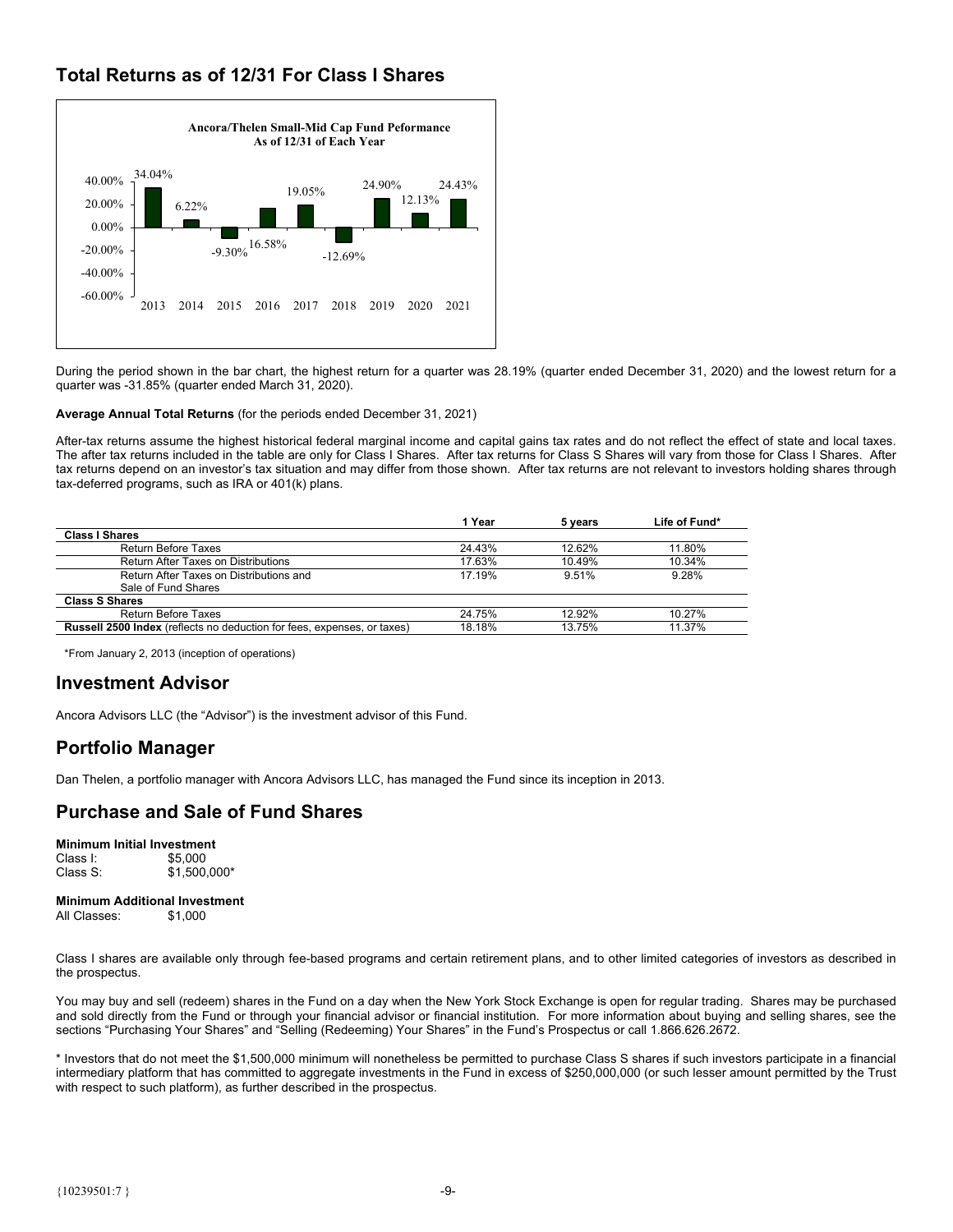## Total Returns as of 12/31 For Class I Shares

**Ancora/Thelen Small-Mid Cap Fund Peformance**
**As of 12/31 of Each Year**

| Year | Return |
|---|---|
| 2013 | 34.04% |
| 2014 | 6.22% |
| 2015 | -9.30% |
| 2016 | 16.58% |
| 2017 | 19.05% |
| 2018 | -12.69% |
| 2019 | 24.90% |
| 2020 | 12.13% |
| 2021 | 24.43% |

During the period shown in the bar chart, the highest return for a quarter was 28.19% (quarter ended December 31, 2020) and the lowest return for a quarter was -31.85% (quarter ended March 31, 2020).

**Average Annual Total Returns** (for the periods ended December 31, 2021)

After-tax returns assume the highest historical federal marginal income and capital gains tax rates and do not reflect the effect of state and local taxes. The after tax returns included in the table are only for Class I Shares. After tax returns for Class S Shares will vary from those for Class I Shares. After tax returns depend on an investor's tax situation and may differ from those shown. After tax returns are not relevant to investors holding shares through tax-deferred programs, such as IRA or 401(k) plans.

| | 1 Year | 5 years | Life of Fund* |
|---|---|---|---|
| **Class I Shares** | | | |
| Return Before Taxes | 24.43% | 12.62% | 11.80% |
| Return After Taxes on Distributions | 17.63% | 10.49% | 10.34% |
| Return After Taxes on Distributions and Sale of Fund Shares | 17.19% | 9.51% | 9.28% |
| **Class S Shares** | | | |
| Return Before Taxes | 24.75% | 12.92% | 10.27% |
| **Russell 2500 Index** (reflects no deduction for fees, expenses, or taxes) | 18.18% | 13.75% | 11.37% |

*From January 2, 2013 (inception of operations)

## Investment Advisor

Ancora Advisors LLC (the "Advisor") is the investment advisor of this Fund.

## Portfolio Manager

Dan Thelen, a portfolio manager with Ancora Advisors LLC, has managed the Fund since its inception in 2013.

## Purchase and Sale of Fund Shares

**Minimum Initial Investment**
Class I: $5,000
Class S: $1,500,000*

**Minimum Additional Investment**
All Classes: $1,000

Class I shares are available only through fee-based programs and certain retirement plans, and to other limited categories of investors as described in the prospectus.

You may buy and sell (redeem) shares in the Fund on a day when the New York Stock Exchange is open for regular trading. Shares may be purchased and sold directly from the Fund or through your financial advisor or financial institution. For more information about buying and selling shares, see the sections "Purchasing Your Shares" and "Selling (Redeeming) Your Shares" in the Fund's Prospectus or call 1.866.626.2672.

* Investors that do not meet the $1,500,000 minimum will nonetheless be permitted to purchase Class S shares if such investors participate in a financial intermediary platform that has committed to aggregate investments in the Fund in excess of $250,000,000 (or such lesser amount permitted by the Trust with respect to such platform), as further described in the prospectus.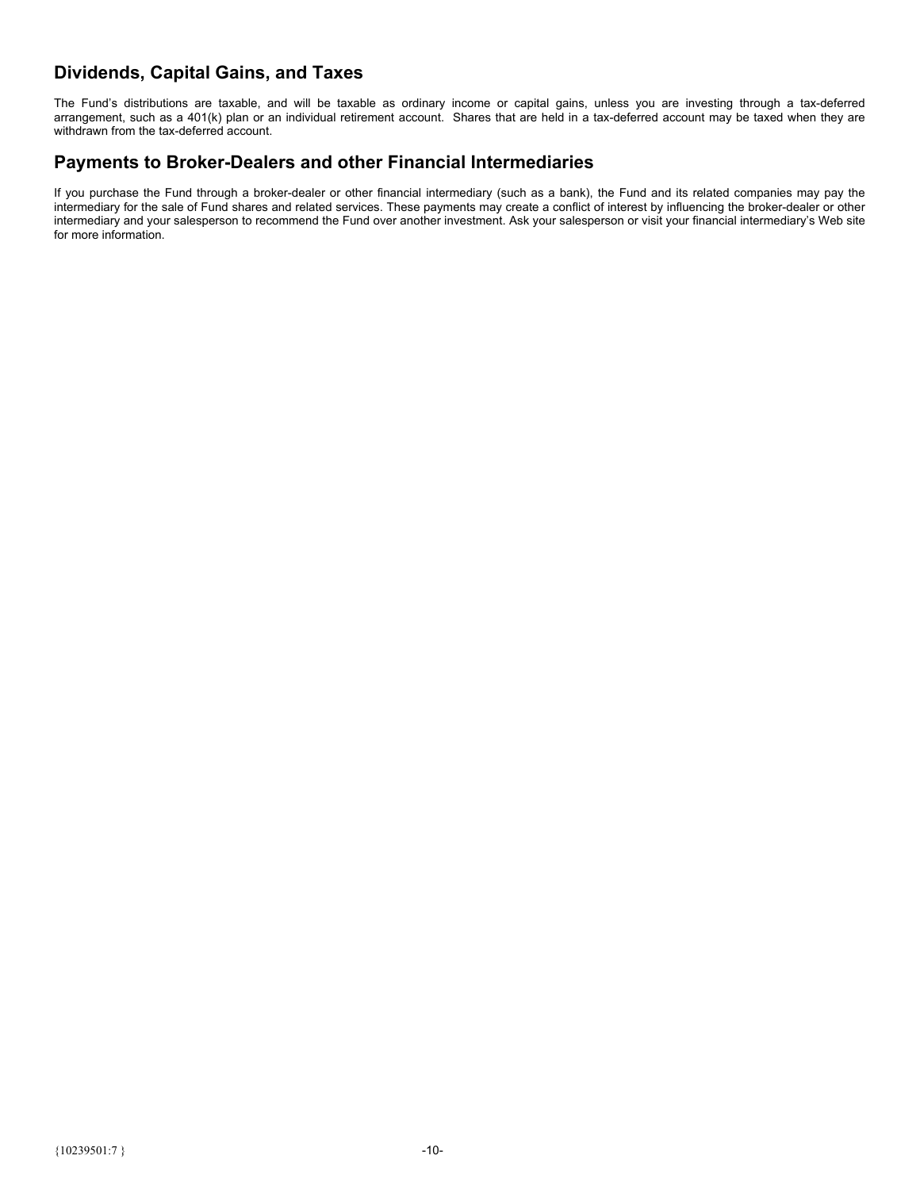## Dividends, Capital Gains, and Taxes

The Fund's distributions are taxable, and will be taxable as ordinary income or capital gains, unless you are investing through a tax-deferred arrangement, such as a 401(k) plan or an individual retirement account. Shares that are held in a tax-deferred account may be taxed when they are withdrawn from the tax-deferred account.

## Payments to Broker-Dealers and other Financial Intermediaries

If you purchase the Fund through a broker-dealer or other financial intermediary (such as a bank), the Fund and its related companies may pay the intermediary for the sale of Fund shares and related services. These payments may create a conflict of interest by influencing the broker-dealer or other intermediary and your salesperson to recommend the Fund over another investment. Ask your salesperson or visit your financial intermediary's Web site for more information.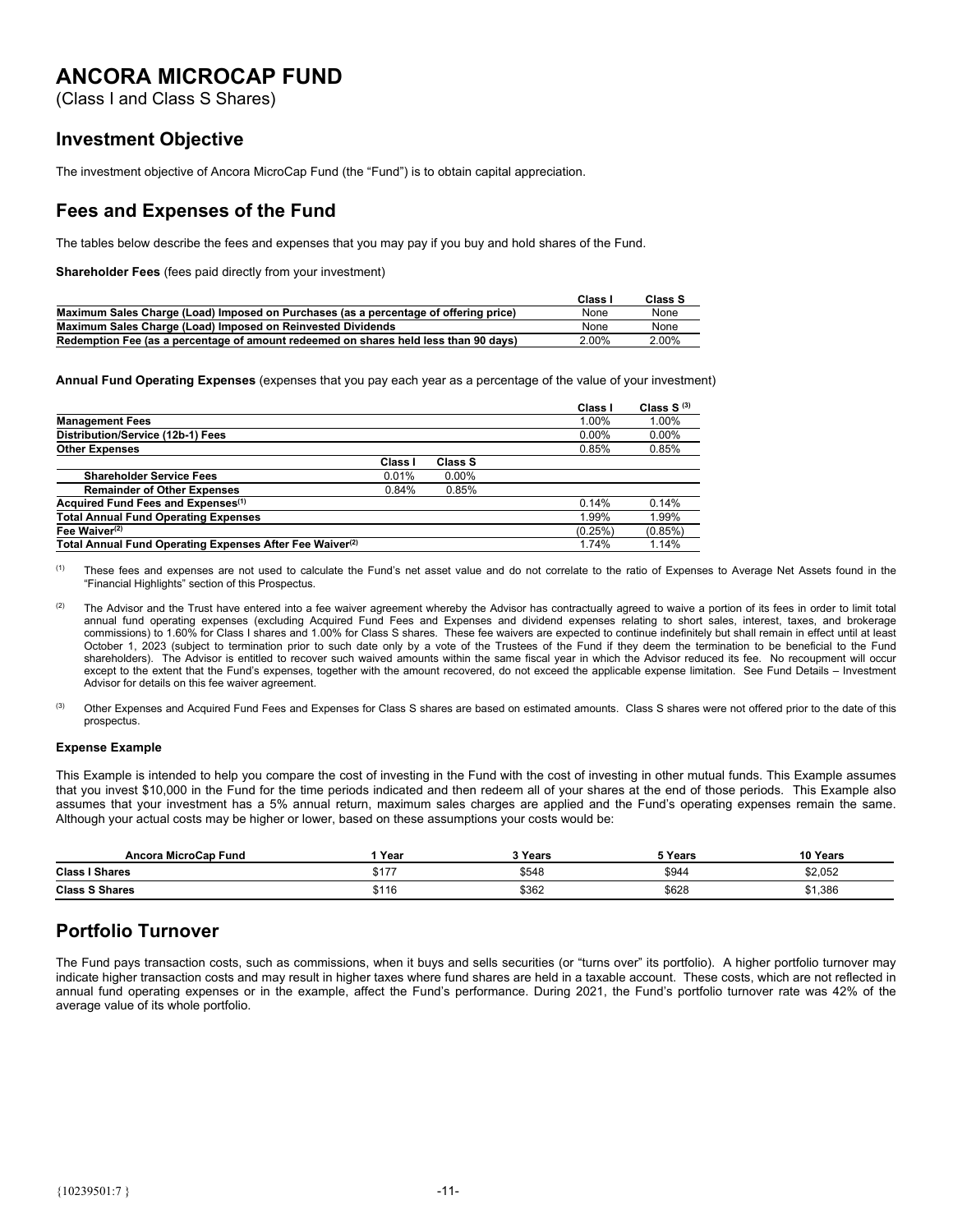# ANCORA MICROCAP FUND

(Class I and Class S Shares)

## Investment Objective

The investment objective of Ancora MicroCap Fund (the "Fund") is to obtain capital appreciation.

## Fees and Expenses of the Fund

The tables below describe the fees and expenses that you may pay if you buy and hold shares of the Fund.

**Shareholder Fees** (fees paid directly from your investment)

| | Class I | Class S |
|---|---|---|
| **Maximum Sales Charge (Load) Imposed on Purchases (as a percentage of offering price)** | None | None |
| **Maximum Sales Charge (Load) Imposed on Reinvested Dividends** | None | None |
| **Redemption Fee (as a percentage of amount redeemed on shares held less than 90 days)** | 2.00% | 2.00% |

**Annual Fund Operating Expenses** (expenses that you pay each year as a percentage of the value of your investment)

| | | | Class I | Class S [(3)] |
|---|---|---|---|---|
| **Management Fees** | | | 1.00% | 1.00% |
| **Distribution/Service (12b-1) Fees** | | | 0.00% | 0.00% |
| **Other Expenses** | | | 0.85% | 0.85% |
| | **Class I** | **Class S** | | |
| **Shareholder Service Fees** | 0.01% | 0.00% | | |
| **Remainder of Other Expenses** | 0.84% | 0.85% | | |
| **Acquired Fund Fees and Expenses[(1)]** | | | 0.14% | 0.14% |
| **Total Annual Fund Operating Expenses** | | | 1.99% | 1.99% |
| **Fee Waiver[(2)]** | | | (0.25%) | (0.85%) |
| **Total Annual Fund Operating Expenses After Fee Waiver[(2)]** | | | 1.74% | 1.14% |

(1) These fees and expenses are not used to calculate the Fund's net asset value and do not correlate to the ratio of Expenses to Average Net Assets found in the "Financial Highlights" section of this Prospectus.

(2) The Advisor and the Trust have entered into a fee waiver agreement whereby the Advisor has contractually agreed to waive a portion of its fees in order to limit total annual fund operating expenses (excluding Acquired Fund Fees and Expenses and dividend expenses relating to short sales, interest, taxes, and brokerage commissions) to 1.60% for Class I shares and 1.00% for Class S shares. These fee waivers are expected to continue indefinitely but shall remain in effect until at least October 1, 2023 (subject to termination prior to such date only by a vote of the Trustees of the Fund if they deem the termination to be beneficial to the Fund shareholders). The Advisor is entitled to recover such waived amounts within the same fiscal year in which the Advisor reduced its fee. No recoupment will occur except to the extent that the Fund's expenses, together with the amount recovered, do not exceed the applicable expense limitation. See Fund Details – Investment Advisor for details on this fee waiver agreement.

(3) Other Expenses and Acquired Fund Fees and Expenses for Class S shares are based on estimated amounts. Class S shares were not offered prior to the date of this prospectus.

#### Expense Example

This Example is intended to help you compare the cost of investing in the Fund with the cost of investing in other mutual funds. This Example assumes that you invest $10,000 in the Fund for the time periods indicated and then redeem all of your shares at the end of those periods. This Example also assumes that your investment has a 5% annual return, maximum sales charges are applied and the Fund's operating expenses remain the same. Although your actual costs may be higher or lower, based on these assumptions your costs would be:

| Ancora MicroCap Fund | 1 Year | 3 Years | 5 Years | 10 Years |
|---|---|---|---|---|
| **Class I Shares** | $177 | $548 | $944 | $2,052 |
| **Class S Shares** | $116 | $362 | $628 | $1,386 |

## Portfolio Turnover

The Fund pays transaction costs, such as commissions, when it buys and sells securities (or "turns over" its portfolio). A higher portfolio turnover may indicate higher transaction costs and may result in higher taxes where fund shares are held in a taxable account. These costs, which are not reflected in annual fund operating expenses or in the example, affect the Fund's performance. During 2021, the Fund's portfolio turnover rate was 42% of the average value of its whole portfolio.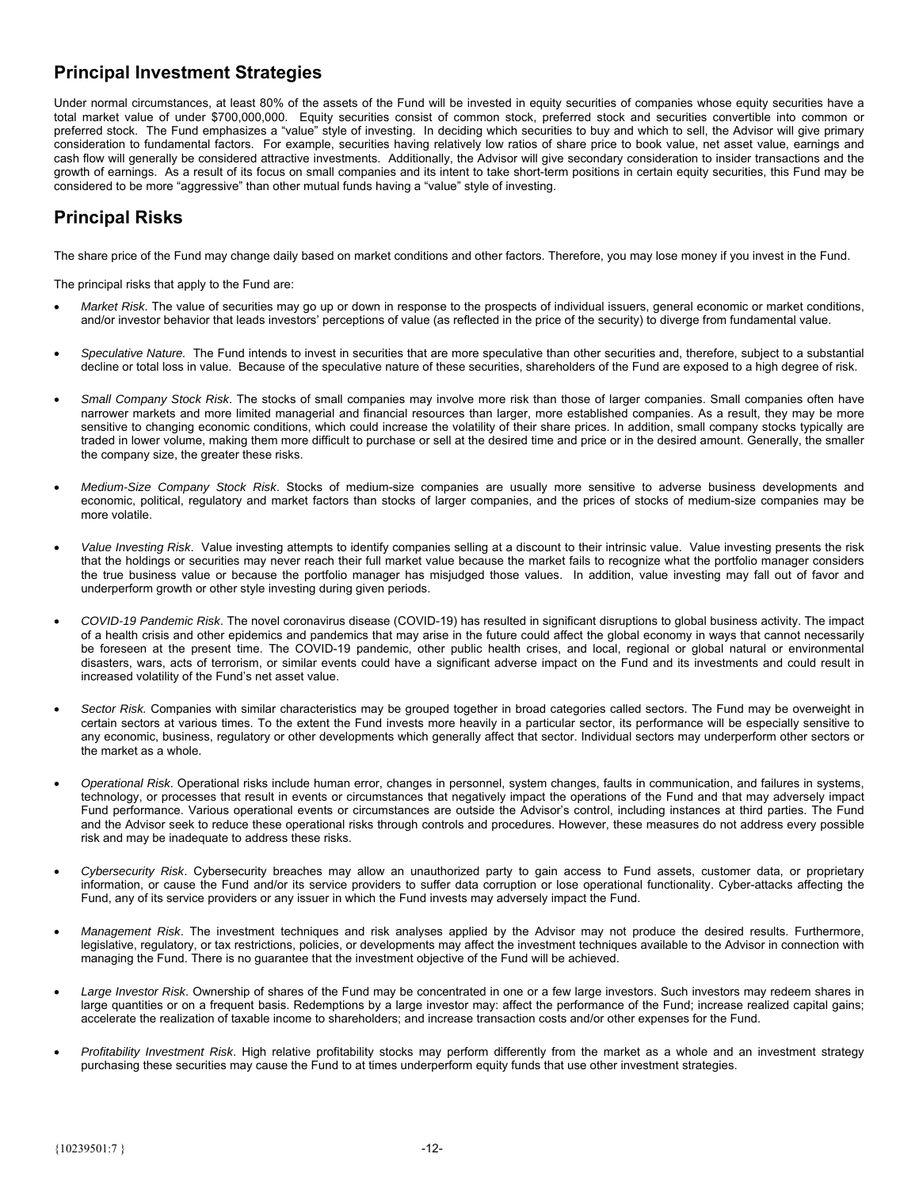## Principal Investment Strategies

Under normal circumstances, at least 80% of the assets of the Fund will be invested in equity securities of companies whose equity securities have a total market value of under $700,000,000. Equity securities consist of common stock, preferred stock and securities convertible into common or preferred stock. The Fund emphasizes a "value" style of investing. In deciding which securities to buy and which to sell, the Advisor will give primary consideration to fundamental factors. For example, securities having relatively low ratios of share price to book value, net asset value, earnings and cash flow will generally be considered attractive investments. Additionally, the Advisor will give secondary consideration to insider transactions and the growth of earnings. As a result of its focus on small companies and its intent to take short-term positions in certain equity securities, this Fund may be considered to be more "aggressive" than other mutual funds having a "value" style of investing.

## Principal Risks

The share price of the Fund may change daily based on market conditions and other factors. Therefore, you may lose money if you invest in the Fund.

The principal risks that apply to the Fund are:

- *Market Risk*. The value of securities may go up or down in response to the prospects of individual issuers, general economic or market conditions, and/or investor behavior that leads investors' perceptions of value (as reflected in the price of the security) to diverge from fundamental value.

- *Speculative Nature.* The Fund intends to invest in securities that are more speculative than other securities and, therefore, subject to a substantial decline or total loss in value. Because of the speculative nature of these securities, shareholders of the Fund are exposed to a high degree of risk.

- *Small Company Stock Risk*. The stocks of small companies may involve more risk than those of larger companies. Small companies often have narrower markets and more limited managerial and financial resources than larger, more established companies. As a result, they may be more sensitive to changing economic conditions, which could increase the volatility of their share prices. In addition, small company stocks typically are traded in lower volume, making them more difficult to purchase or sell at the desired time and price or in the desired amount. Generally, the smaller the company size, the greater these risks.

- *Medium-Size Company Stock Risk*. Stocks of medium-size companies are usually more sensitive to adverse business developments and economic, political, regulatory and market factors than stocks of larger companies, and the prices of stocks of medium-size companies may be more volatile.

- *Value Investing Risk*. Value investing attempts to identify companies selling at a discount to their intrinsic value. Value investing presents the risk that the holdings or securities may never reach their full market value because the market fails to recognize what the portfolio manager considers the true business value or because the portfolio manager has misjudged those values. In addition, value investing may fall out of favor and underperform growth or other style investing during given periods.

- *COVID-19 Pandemic Risk*. The novel coronavirus disease (COVID-19) has resulted in significant disruptions to global business activity. The impact of a health crisis and other epidemics and pandemics that may arise in the future could affect the global economy in ways that cannot necessarily be foreseen at the present time. The COVID-19 pandemic, other public health crises, and local, regional or global natural or environmental disasters, wars, acts of terrorism, or similar events could have a significant adverse impact on the Fund and its investments and could result in increased volatility of the Fund's net asset value.

- *Sector Risk.* Companies with similar characteristics may be grouped together in broad categories called sectors. The Fund may be overweight in certain sectors at various times. To the extent the Fund invests more heavily in a particular sector, its performance will be especially sensitive to any economic, business, regulatory or other developments which generally affect that sector. Individual sectors may underperform other sectors or the market as a whole.

- *Operational Risk*. Operational risks include human error, changes in personnel, system changes, faults in communication, and failures in systems, technology, or processes that result in events or circumstances that negatively impact the operations of the Fund and that may adversely impact Fund performance. Various operational events or circumstances are outside the Advisor's control, including instances at third parties. The Fund and the Advisor seek to reduce these operational risks through controls and procedures. However, these measures do not address every possible risk and may be inadequate to address these risks.

- *Cybersecurity Risk*. Cybersecurity breaches may allow an unauthorized party to gain access to Fund assets, customer data, or proprietary information, or cause the Fund and/or its service providers to suffer data corruption or lose operational functionality. Cyber-attacks affecting the Fund, any of its service providers or any issuer in which the Fund invests may adversely impact the Fund.

- *Management Risk*. The investment techniques and risk analyses applied by the Advisor may not produce the desired results. Furthermore, legislative, regulatory, or tax restrictions, policies, or developments may affect the investment techniques available to the Advisor in connection with managing the Fund. There is no guarantee that the investment objective of the Fund will be achieved.

- *Large Investor Risk*. Ownership of shares of the Fund may be concentrated in one or a few large investors. Such investors may redeem shares in large quantities or on a frequent basis. Redemptions by a large investor may: affect the performance of the Fund; increase realized capital gains; accelerate the realization of taxable income to shareholders; and increase transaction costs and/or other expenses for the Fund.

- *Profitability Investment Risk*. High relative profitability stocks may perform differently from the market as a whole and an investment strategy purchasing these securities may cause the Fund to at times underperform equity funds that use other investment strategies.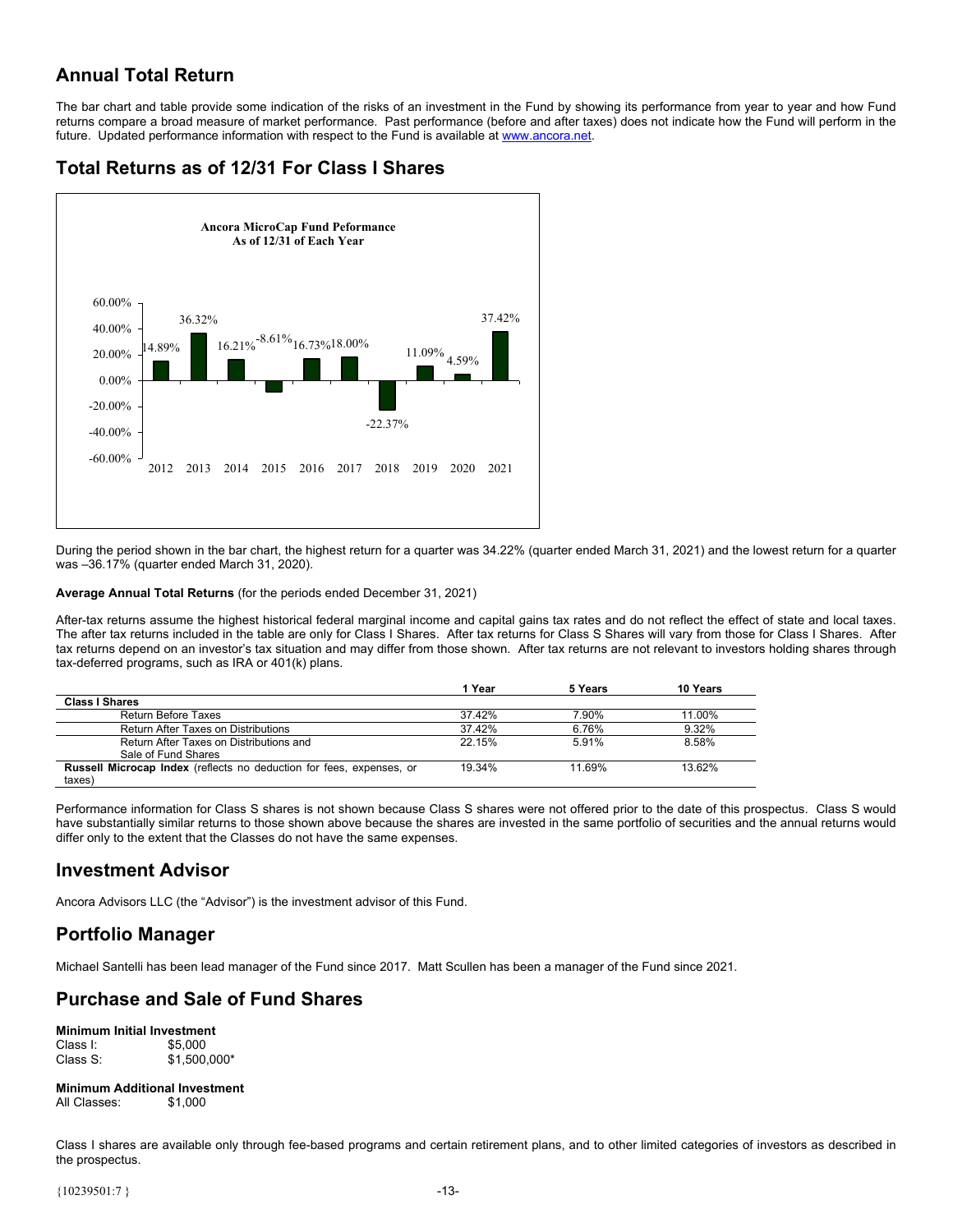## Annual Total Return

The bar chart and table provide some indication of the risks of an investment in the Fund by showing its performance from year to year and how Fund returns compare a broad measure of market performance. Past performance (before and after taxes) does not indicate how the Fund will perform in the future. Updated performance information with respect to the Fund is available at www.ancora.net.

## Total Returns as of 12/31 For Class I Shares

**Ancora MicroCap Fund Peformance**
**As of 12/31 of Each Year**

| Year | Return |
|---|---|
| 2012 | 14.89% |
| 2013 | 36.32% |
| 2014 | 16.21% |
| 2015 | -8.61% |
| 2016 | 16.73% |
| 2017 | 18.00% |
| 2018 | -22.37% |
| 2019 | 11.09% |
| 2020 | 4.59% |
| 2021 | 37.42% |

During the period shown in the bar chart, the highest return for a quarter was 34.22% (quarter ended March 31, 2021) and the lowest return for a quarter was –36.17% (quarter ended March 31, 2020).

**Average Annual Total Returns** (for the periods ended December 31, 2021)

After-tax returns assume the highest historical federal marginal income and capital gains tax rates and do not reflect the effect of state and local taxes. The after tax returns included in the table are only for Class I Shares. After tax returns for Class S Shares will vary from those for Class I Shares. After tax returns depend on an investor's tax situation and may differ from those shown. After tax returns are not relevant to investors holding shares through tax-deferred programs, such as IRA or 401(k) plans.

| | 1 Year | 5 Years | 10 Years |
|---|---|---|---|
| **Class I Shares** | | | |
| Return Before Taxes | 37.42% | 7.90% | 11.00% |
| Return After Taxes on Distributions | 37.42% | 6.76% | 9.32% |
| Return After Taxes on Distributions and Sale of Fund Shares | 22.15% | 5.91% | 8.58% |
| **Russell Microcap Index** (reflects no deduction for fees, expenses, or taxes) | 19.34% | 11.69% | 13.62% |

Performance information for Class S shares is not shown because Class S shares were not offered prior to the date of this prospectus. Class S would have substantially similar returns to those shown above because the shares are invested in the same portfolio of securities and the annual returns would differ only to the extent that the Classes do not have the same expenses.

## Investment Advisor

Ancora Advisors LLC (the "Advisor") is the investment advisor of this Fund.

## Portfolio Manager

Michael Santelli has been lead manager of the Fund since 2017. Matt Scullen has been a manager of the Fund since 2021.

## Purchase and Sale of Fund Shares

**Minimum Initial Investment**
Class I: $5,000
Class S: $1,500,000*

**Minimum Additional Investment**
All Classes: $1,000

Class I shares are available only through fee-based programs and certain retirement plans, and to other limited categories of investors as described in the prospectus.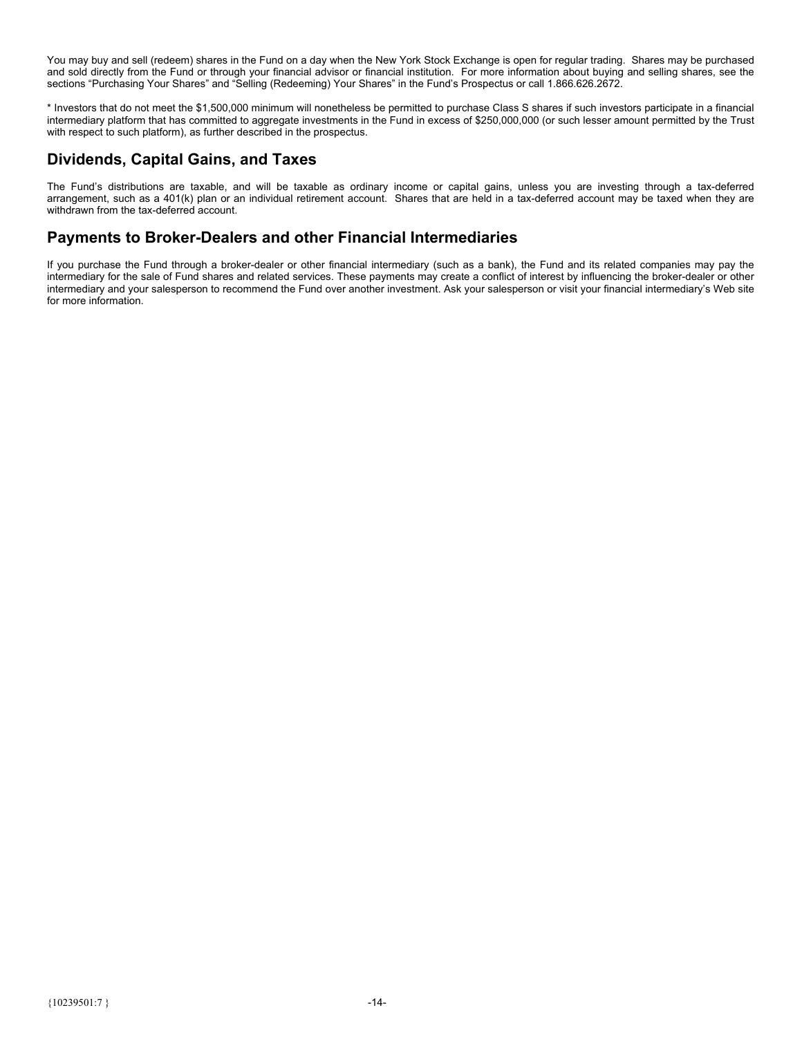You may buy and sell (redeem) shares in the Fund on a day when the New York Stock Exchange is open for regular trading. Shares may be purchased and sold directly from the Fund or through your financial advisor or financial institution. For more information about buying and selling shares, see the sections "Purchasing Your Shares" and "Selling (Redeeming) Your Shares" in the Fund's Prospectus or call 1.866.626.2672.

* Investors that do not meet the $1,500,000 minimum will nonetheless be permitted to purchase Class S shares if such investors participate in a financial intermediary platform that has committed to aggregate investments in the Fund in excess of $250,000,000 (or such lesser amount permitted by the Trust with respect to such platform), as further described in the prospectus.

## Dividends, Capital Gains, and Taxes

The Fund's distributions are taxable, and will be taxable as ordinary income or capital gains, unless you are investing through a tax-deferred arrangement, such as a 401(k) plan or an individual retirement account. Shares that are held in a tax-deferred account may be taxed when they are withdrawn from the tax-deferred account.

## Payments to Broker-Dealers and other Financial Intermediaries

If you purchase the Fund through a broker-dealer or other financial intermediary (such as a bank), the Fund and its related companies may pay the intermediary for the sale of Fund shares and related services. These payments may create a conflict of interest by influencing the broker-dealer or other intermediary and your salesperson to recommend the Fund over another investment. Ask your salesperson or visit your financial intermediary's Web site for more information.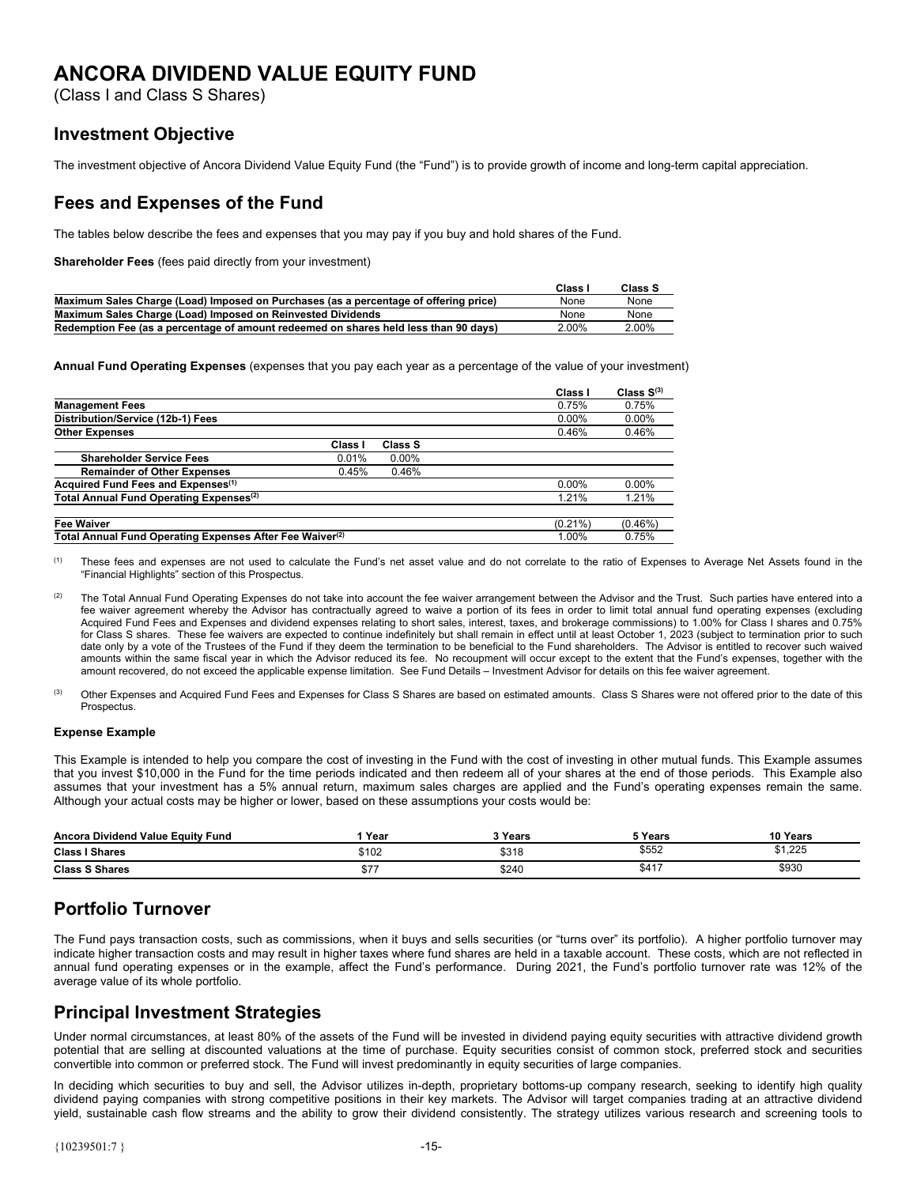# ANCORA DIVIDEND VALUE EQUITY FUND

(Class I and Class S Shares)

## Investment Objective

The investment objective of Ancora Dividend Value Equity Fund (the "Fund") is to provide growth of income and long-term capital appreciation.

## Fees and Expenses of the Fund

The tables below describe the fees and expenses that you may pay if you buy and hold shares of the Fund.

**Shareholder Fees** (fees paid directly from your investment)

| | Class I | Class S |
|---|---|---|
| **Maximum Sales Charge (Load) Imposed on Purchases (as a percentage of offering price)** | None | None |
| **Maximum Sales Charge (Load) Imposed on Reinvested Dividends** | None | None |
| **Redemption Fee (as a percentage of amount redeemed on shares held less than 90 days)** | 2.00% | 2.00% |

**Annual Fund Operating Expenses** (expenses that you pay each year as a percentage of the value of your investment)

| | Class I | Class S | Class I | Class S[3] |
|---|---|---|---|---|
| **Management Fees** | | | 0.75% | 0.75% |
| **Distribution/Service (12b-1) Fees** | | | 0.00% | 0.00% |
| **Other Expenses** | | | 0.46% | 0.46% |
| **Shareholder Service Fees** | 0.01% | 0.00% | | |
| **Remainder of Other Expenses** | 0.45% | 0.46% | | |
| **Acquired Fund Fees and Expenses[1]** | | | 0.00% | 0.00% |
| **Total Annual Fund Operating Expenses[2]** | | | 1.21% | 1.21% |
| **Fee Waiver** | | | (0.21%) | (0.46%) |
| **Total Annual Fund Operating Expenses After Fee Waiver[2]** | | | 1.00% | 0.75% |

[1] These fees and expenses are not used to calculate the Fund's net asset value and do not correlate to the ratio of Expenses to Average Net Assets found in the "Financial Highlights" section of this Prospectus.

[2] The Total Annual Fund Operating Expenses do not take into account the fee waiver arrangement between the Advisor and the Trust. Such parties have entered into a fee waiver agreement whereby the Advisor has contractually agreed to waive a portion of its fees in order to limit total annual fund operating expenses (excluding Acquired Fund Fees and Expenses and dividend expenses relating to short sales, interest, taxes, and brokerage commissions) to 1.00% for Class I shares and 0.75% for Class S shares. These fee waivers are expected to continue indefinitely but shall remain in effect until at least October 1, 2023 (subject to termination prior to such date only by a vote of the Trustees of the Fund if they deem the termination to be beneficial to the Fund shareholders. The Advisor is entitled to recover such waived amounts within the same fiscal year in which the Advisor reduced its fee. No recoupment will occur except to the extent that the Fund's expenses, together with the amount recovered, do not exceed the applicable expense limitation. See Fund Details – Investment Advisor for details on this fee waiver agreement.

[3] Other Expenses and Acquired Fund Fees and Expenses for Class S Shares are based on estimated amounts. Class S Shares were not offered prior to the date of this Prospectus.

**Expense Example**

This Example is intended to help you compare the cost of investing in the Fund with the cost of investing in other mutual funds. This Example assumes that you invest $10,000 in the Fund for the time periods indicated and then redeem all of your shares at the end of those periods. This Example also assumes that your investment has a 5% annual return, maximum sales charges are applied and the Fund's operating expenses remain the same. Although your actual costs may be higher or lower, based on these assumptions your costs would be:

| Ancora Dividend Value Equity Fund | 1 Year | 3 Years | 5 Years | 10 Years |
|---|---|---|---|---|
| **Class I Shares** | $102 | $318 | $552 | $1,225 |
| **Class S Shares** | $77 | $240 | $417 | $930 |

## Portfolio Turnover

The Fund pays transaction costs, such as commissions, when it buys and sells securities (or "turns over" its portfolio). A higher portfolio turnover may indicate higher transaction costs and may result in higher taxes when fund shares are held in a taxable account. These costs, which are not reflected in annual fund operating expenses or in the example, affect the Fund's performance. During 2021, the Fund's portfolio turnover rate was 12% of the average value of its whole portfolio.

## Principal Investment Strategies

Under normal circumstances, at least 80% of the assets of the Fund will be invested in dividend paying equity securities with attractive dividend growth potential that are selling at discounted valuations at the time of purchase. Equity securities consist of common stock, preferred stock and securities convertible into common or preferred stock. The Fund will invest predominantly in equity securities of large companies.

In deciding which securities to buy and sell, the Advisor utilizes in-depth, proprietary bottoms-up company research, seeking to identify high quality dividend paying companies with strong competitive positions in their key markets. The Advisor will target companies trading at an attractive dividend yield, sustainable cash flow streams and the ability to grow their dividend consistently. The strategy utilizes various research and screening tools to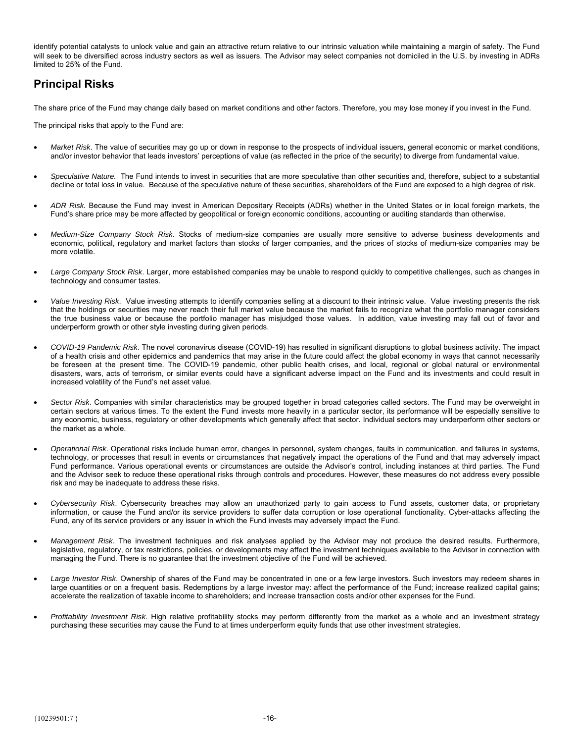identify potential catalysts to unlock value and gain an attractive return relative to our intrinsic valuation while maintaining a margin of safety. The Fund will seek to be diversified across industry sectors as well as issuers. The Advisor may select companies not domiciled in the U.S. by investing in ADRs limited to 25% of the Fund.

## Principal Risks

The share price of the Fund may change daily based on market conditions and other factors. Therefore, you may lose money if you invest in the Fund.

The principal risks that apply to the Fund are:

- *Market Risk*. The value of securities may go up or down in response to the prospects of individual issuers, general economic or market conditions, and/or investor behavior that leads investors' perceptions of value (as reflected in the price of the security) to diverge from fundamental value.

- *Speculative Nature.* The Fund intends to invest in securities that are more speculative than other securities and, therefore, subject to a substantial decline or total loss in value. Because of the speculative nature of these securities, shareholders of the Fund are exposed to a high degree of risk.

- *ADR Risk.* Because the Fund may invest in American Depositary Receipts (ADRs) whether in the United States or in local foreign markets, the Fund's share price may be more affected by geopolitical or foreign economic conditions, accounting or auditing standards than otherwise.

- *Medium-Size Company Stock Risk*. Stocks of medium-size companies are usually more sensitive to adverse business developments and economic, political, regulatory and market factors than stocks of larger companies, and the prices of stocks of medium-size companies may be more volatile.

- *Large Company Stock Risk*. Larger, more established companies may be unable to respond quickly to competitive challenges, such as changes in technology and consumer tastes.

- *Value Investing Risk*. Value investing attempts to identify companies selling at a discount to their intrinsic value. Value investing presents the risk that the holdings or securities may never reach their full market value because the market fails to recognize what the portfolio manager considers the true business value or because the portfolio manager has misjudged those values. In addition, value investing may fall out of favor and underperform growth or other style investing during given periods.

- *COVID-19 Pandemic Risk*. The novel coronavirus disease (COVID-19) has resulted in significant disruptions to global business activity. The impact of a health crisis and other epidemics and pandemics that may arise in the future could affect the global economy in ways that cannot necessarily be foreseen at the present time. The COVID-19 pandemic, other public health crises, and local, regional or global natural or environmental disasters, wars, acts of terrorism, or similar events could have a significant adverse impact on the Fund and its investments and could result in increased volatility of the Fund's net asset value.

- *Sector Risk*. Companies with similar characteristics may be grouped together in broad categories called sectors. The Fund may be overweight in certain sectors at various times. To the extent the Fund invests more heavily in a particular sector, its performance will be especially sensitive to any economic, business, regulatory or other developments which generally affect that sector. Individual sectors may underperform other sectors or the market as a whole.

- *Operational Risk*. Operational risks include human error, changes in personnel, system changes, faults in communication, and failures in systems, technology, or processes that result in events or circumstances that negatively impact the operations of the Fund and that may adversely impact Fund performance. Various operational events or circumstances are outside the Advisor's control, including instances at third parties. The Fund and the Advisor seek to reduce these operational risks through controls and procedures. However, these measures do not address every possible risk and may be inadequate to address these risks.

- *Cybersecurity Risk*. Cybersecurity breaches may allow an unauthorized party to gain access to Fund assets, customer data, or proprietary information, or cause the Fund and/or its service providers to suffer data corruption or lose operational functionality. Cyber-attacks affecting the Fund, any of its service providers or any issuer in which the Fund invests may adversely impact the Fund.

- *Management Risk*. The investment techniques and risk analyses applied by the Advisor may not produce the desired results. Furthermore, legislative, regulatory, or tax restrictions, policies, or developments may affect the investment techniques available to the Advisor in connection with managing the Fund. There is no guarantee that the investment objective of the Fund will be achieved.

- *Large Investor Risk*. Ownership of shares of the Fund may be concentrated in one or a few large investors. Such investors may redeem shares in large quantities or on a frequent basis. Redemptions by a large investor may: affect the performance of the Fund; increase realized capital gains; accelerate the realization of taxable income to shareholders; and increase transaction costs and/or other expenses for the Fund.

- *Profitability Investment Risk*. High relative profitability stocks may perform differently from the market as a whole and an investment strategy purchasing these securities may cause the Fund to at times underperform equity funds that use other investment strategies.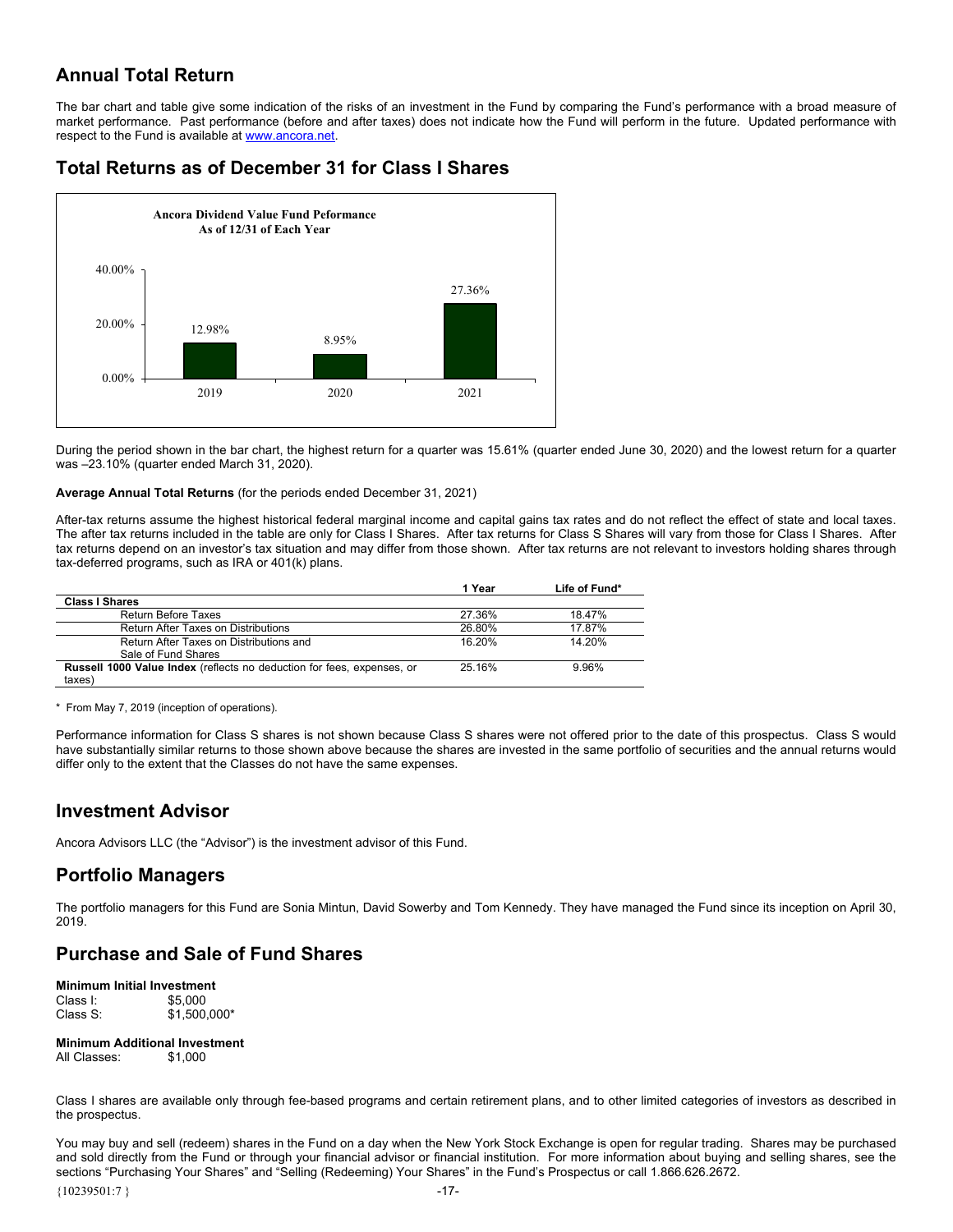## Annual Total Return

The bar chart and table give some indication of the risks of an investment in the Fund by comparing the Fund's performance with a broad measure of market performance. Past performance (before and after taxes) does not indicate how the Fund will perform in the future. Updated performance with respect to the Fund is available at www.ancora.net.

## Total Returns as of December 31 for Class I Shares

**Ancora Dividend Value Fund Peformance**
**As of 12/31 of Each Year**

| Year | Return |
|---|---|
| 2019 | 12.98% |
| 2020 | 8.95% |
| 2021 | 27.36% |

During the period shown in the bar chart, the highest return for a quarter was 15.61% (quarter ended June 30, 2020) and the lowest return for a quarter was –23.10% (quarter ended March 31, 2020).

**Average Annual Total Returns** (for the periods ended December 31, 2021)

After-tax returns assume the highest historical federal marginal income and capital gains tax rates and do not reflect the effect of state and local taxes. The after tax returns included in the table are only for Class I Shares. After tax returns for Class S Shares will vary from those for Class I Shares. After tax returns depend on an investor's tax situation and may differ from those shown. After tax returns are not relevant to investors holding shares through tax-deferred programs, such as IRA or 401(k) plans.

| | 1 Year | Life of Fund* |
|---|---|---|
| **Class I Shares** | | |
| Return Before Taxes | 27.36% | 18.47% |
| Return After Taxes on Distributions | 26.80% | 17.87% |
| Return After Taxes on Distributions and Sale of Fund Shares | 16.20% | 14.20% |
| **Russell 1000 Value Index** (reflects no deduction for fees, expenses, or taxes) | 25.16% | 9.96% |

\* From May 7, 2019 (inception of operations).

Performance information for Class S shares is not shown because Class S shares were not offered prior to the date of this prospectus. Class S would have substantially similar returns to those shown above because the shares are invested in the same portfolio of securities and the annual returns would differ only to the extent that the Classes do not have the same expenses.

## Investment Advisor

Ancora Advisors LLC (the "Advisor") is the investment advisor of this Fund.

## Portfolio Managers

The portfolio managers for this Fund are Sonia Mintun, David Sowerby and Tom Kennedy. They have managed the Fund since its inception on April 30, 2019.

## Purchase and Sale of Fund Shares

**Minimum Initial Investment**
Class I: $5,000
Class S: $1,500,000*

**Minimum Additional Investment**
All Classes: $1,000

Class I shares are available only through fee-based programs and certain retirement plans, and to other limited categories of investors as described in the prospectus.

You may buy and sell (redeem) shares in the Fund on a day when the New York Stock Exchange is open for regular trading. Shares may be purchased and sold directly from the Fund or through your financial advisor or financial institution. For more information about buying and selling shares, see the sections "Purchasing Your Shares" and "Selling (Redeeming) Your Shares" in the Fund's Prospectus or call 1.866.626.2672.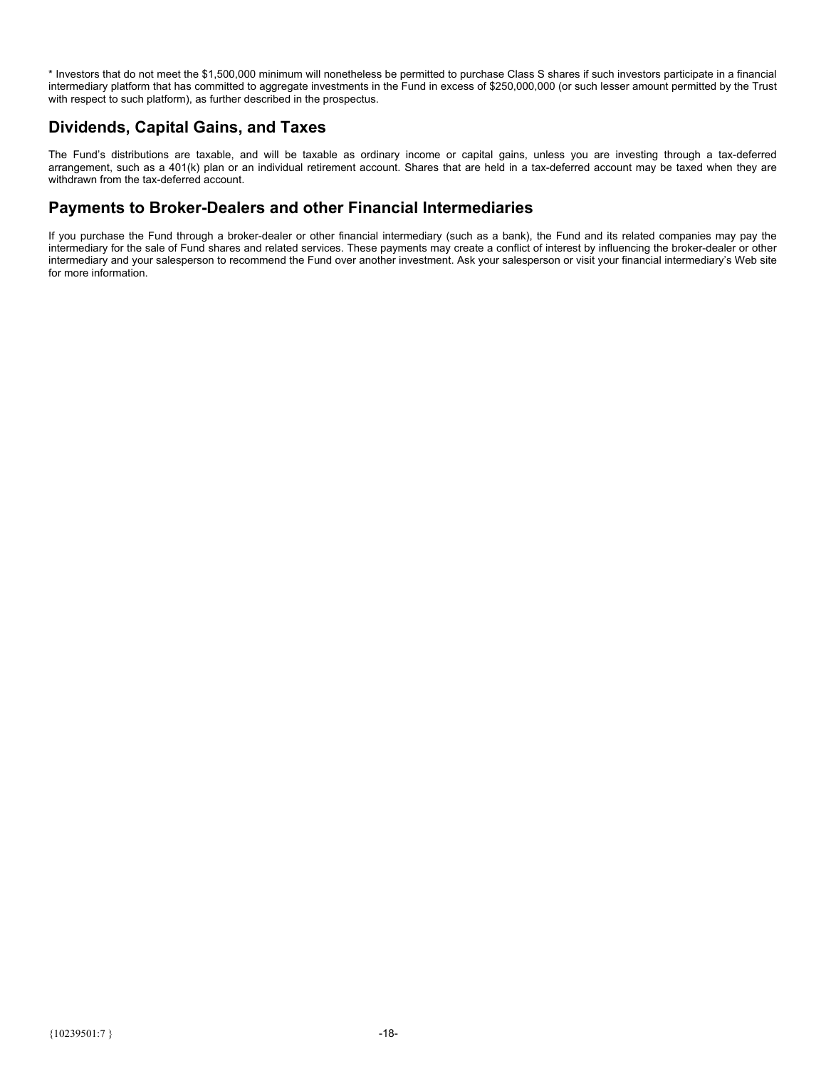* Investors that do not meet the $1,500,000 minimum will nonetheless be permitted to purchase Class S shares if such investors participate in a financial intermediary platform that has committed to aggregate investments in the Fund in excess of $250,000,000 (or such lesser amount permitted by the Trust with respect to such platform), as further described in the prospectus.

## Dividends, Capital Gains, and Taxes

The Fund's distributions are taxable, and will be taxable as ordinary income or capital gains, unless you are investing through a tax-deferred arrangement, such as a 401(k) plan or an individual retirement account. Shares that are held in a tax-deferred account may be taxed when they are withdrawn from the tax-deferred account.

## Payments to Broker-Dealers and other Financial Intermediaries

If you purchase the Fund through a broker-dealer or other financial intermediary (such as a bank), the Fund and its related companies may pay the intermediary for the sale of Fund shares and related services. These payments may create a conflict of interest by influencing the broker-dealer or other intermediary and your salesperson to recommend the Fund over another investment. Ask your salesperson or visit your financial intermediary's Web site for more information.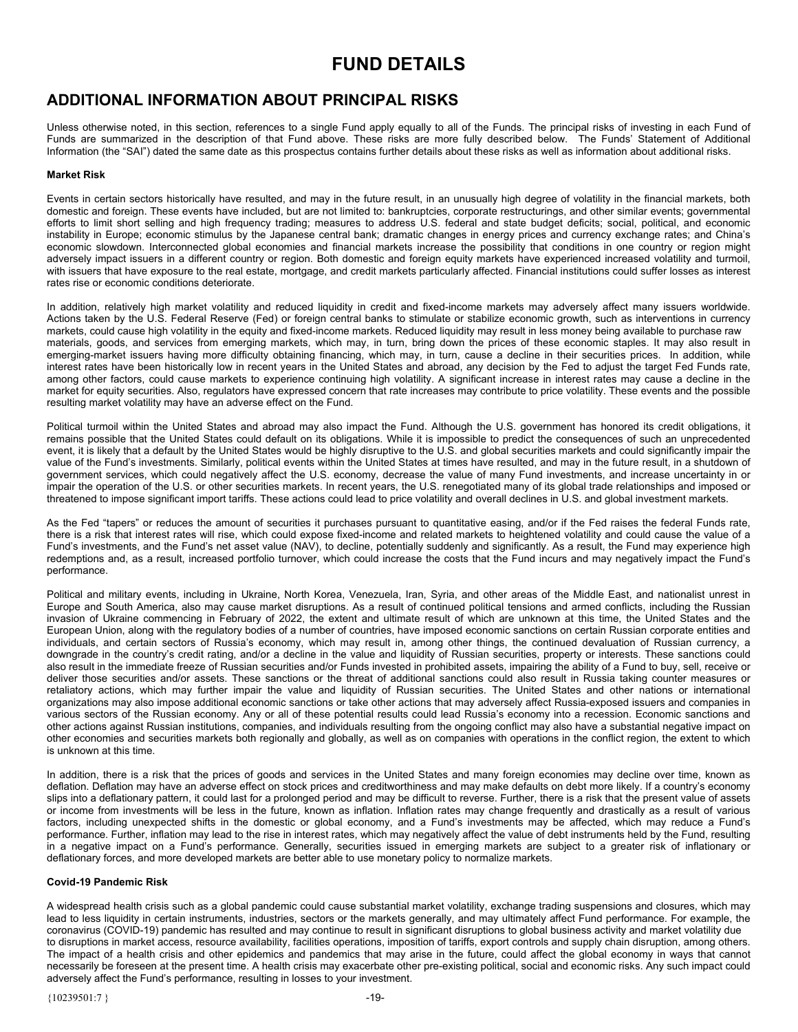# FUND DETAILS

## ADDITIONAL INFORMATION ABOUT PRINCIPAL RISKS

Unless otherwise noted, in this section, references to a single Fund apply equally to all of the Funds. The principal risks of investing in each Fund of Funds are summarized in the description of that Fund above. These risks are more fully described below. The Funds' Statement of Additional Information (the "SAI") dated the same date as this prospectus contains further details about these risks as well as information about additional risks.

**Market Risk**

Events in certain sectors historically have resulted, and may in the future result, in an unusually high degree of volatility in the financial markets, both domestic and foreign. These events have included, but are not limited to: bankruptcies, corporate restructurings, and other similar events; governmental efforts to limit short selling and high frequency trading; measures to address U.S. federal and state budget deficits; social, political, and economic instability in Europe; economic stimulus by the Japanese central bank; dramatic changes in energy prices and currency exchange rates; and China's economic slowdown. Interconnected global economies and financial markets increase the possibility that conditions in one country or region might adversely impact issuers in a different country or region. Both domestic and foreign equity markets have experienced increased volatility and turmoil, with issuers that have exposure to the real estate, mortgage, and credit markets particularly affected. Financial institutions could suffer losses as interest rates rise or economic conditions deteriorate.

In addition, relatively high market volatility and reduced liquidity in credit and fixed-income markets may adversely affect many issuers worldwide. Actions taken by the U.S. Federal Reserve (Fed) or foreign central banks to stimulate or stabilize economic growth, such as interventions in currency markets, could cause high volatility in the equity and fixed-income markets. Reduced liquidity may result in less money being available to purchase raw materials, goods, and services from emerging markets, which may, in turn, bring down the prices of these economic staples. It may also result in emerging-market issuers having more difficulty obtaining financing, which may, in turn, cause a decline in their securities prices. In addition, while interest rates have been historically low in recent years in the United States and abroad, any decision by the Fed to adjust the target Fed Funds rate, among other factors, could cause markets to experience continuing high volatility. A significant increase in interest rates may cause a decline in the market for equity securities. Also, regulators have expressed concern that rate increases may contribute to price volatility. These events and the possible resulting market volatility may have an adverse effect on the Fund.

Political turmoil within the United States and abroad may also impact the Fund. Although the U.S. government has honored its credit obligations, it remains possible that the United States could default on its obligations. While it is impossible to predict the consequences of such an unprecedented event, it is likely that a default by the United States would be highly disruptive to the U.S. and global securities markets and could significantly impair the value of the Fund's investments. Similarly, political events within the United States at times have resulted, and may in the future result, in a shutdown of government services, which could negatively affect the U.S. economy, decrease the value of many Fund investments, and increase uncertainty in or impair the operation of the U.S. or other securities markets. In recent years, the U.S. renegotiated many of its global trade relationships and imposed or threatened to impose significant import tariffs. These actions could lead to price volatility and overall declines in U.S. and global investment markets.

As the Fed "tapers" or reduces the amount of securities it purchases pursuant to quantitative easing, and/or if the Fed raises the federal Funds rate, there is a risk that interest rates will rise, which could expose fixed-income and related markets to heightened volatility and could cause the value of a Fund's investments, and the Fund's net asset value (NAV), to decline, potentially suddenly and significantly. As a result, the Fund may experience high redemptions and, as a result, increased portfolio turnover, which could increase the costs that the Fund incurs and may negatively impact the Fund's performance.

Political and military events, including in Ukraine, North Korea, Venezuela, Iran, Syria, and other areas of the Middle East, and nationalist unrest in Europe and South America, also may cause market disruptions. As a result of continued political tensions and armed conflicts, including the Russian invasion of Ukraine commencing in February of 2022, the extent and ultimate result of which are unknown at this time, the United States and the European Union, along with the regulatory bodies of a number of countries, have imposed economic sanctions on certain Russian corporate entities and individuals, and certain sectors of Russia's economy, which may result in, among other things, the continued devaluation of Russian currency, a downgrade in the country's credit rating, and/or a decline in the value and liquidity of Russian securities, property or interests. These sanctions could also result in the immediate freeze of Russian securities and/or Funds invested in prohibited assets, impairing the ability of a Fund to buy, sell, receive or deliver those securities and/or assets. These sanctions or the threat of additional sanctions could also result in Russia taking counter measures or retaliatory actions, which may further impair the value and liquidity of Russian securities. The United States and other nations or international organizations may also impose additional economic sanctions or take other actions that may adversely affect Russia-exposed issuers and companies in various sectors of the Russian economy. Any or all of these potential results could lead Russia's economy into a recession. Economic sanctions and other actions against Russian institutions, companies, and individuals resulting from the ongoing conflict may also have a substantial negative impact on other economies and securities markets both regionally and globally, as well as on companies with operations in the conflict region, the extent to which is unknown at this time.

In addition, there is a risk that the prices of goods and services in the United States and many foreign economies may decline over time, known as deflation. Deflation may have an adverse effect on stock prices and creditworthiness and may make defaults on debt more likely. If a country's economy slips into a deflationary pattern, it could last for a prolonged period and may be difficult to reverse. Further, there is a risk that the present value of assets or income from investments will be less in the future, known as inflation. Inflation rates may change frequently and drastically as a result of various factors, including unexpected shifts in the domestic or global economy, and a Fund's investments may be affected, which may reduce a Fund's performance. Further, inflation may lead to the rise in interest rates, which may negatively affect the value of debt instruments held by the Fund, resulting in a negative impact on a Fund's performance. Generally, securities issued in emerging markets are subject to a greater risk of inflationary or deflationary forces, and more developed markets are better able to use monetary policy to normalize markets.

**Covid-19 Pandemic Risk**

A widespread health crisis such as a global pandemic could cause substantial market volatility, exchange trading suspensions and closures, which may lead to less liquidity in certain instruments, industries, sectors or the markets generally, and may ultimately affect Fund performance. For example, the coronavirus (COVID-19) pandemic has resulted and may continue to result in significant disruptions to global business activity and market volatility due to disruptions in market access, resource availability, facilities operations, imposition of tariffs, export controls and supply chain disruption, among others. The impact of a health crisis and other epidemics and pandemics that may arise in the future, could affect the global economy in ways that cannot necessarily be foreseen at the present time. A health crisis may exacerbate other pre-existing political, social and economic risks. Any such impact could adversely affect the Fund's performance, resulting in losses to your investment.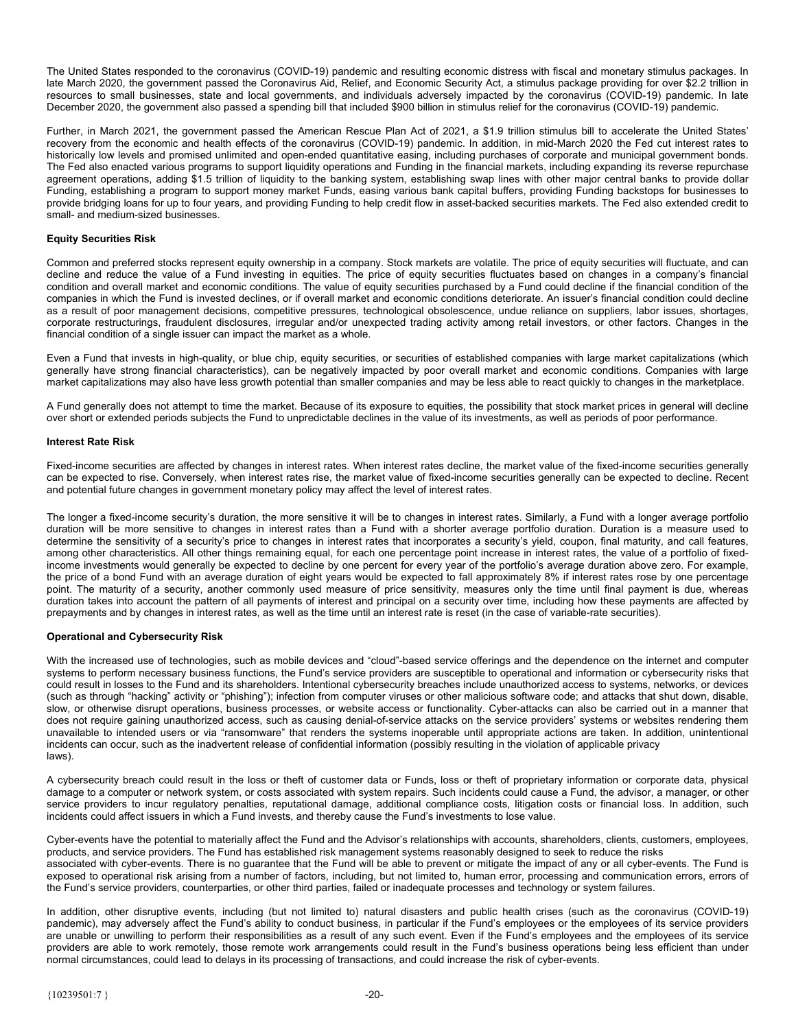The United States responded to the coronavirus (COVID-19) pandemic and resulting economic distress with fiscal and monetary stimulus packages. In late March 2020, the government passed the Coronavirus Aid, Relief, and Economic Security Act, a stimulus package providing for over $2.2 trillion in resources to small businesses, state and local governments, and individuals adversely impacted by the coronavirus (COVID-19) pandemic. In late December 2020, the government also passed a spending bill that included $900 billion in stimulus relief for the coronavirus (COVID-19) pandemic.

Further, in March 2021, the government passed the American Rescue Plan Act of 2021, a $1.9 trillion stimulus bill to accelerate the United States' recovery from the economic and health effects of the coronavirus (COVID-19) pandemic. In addition, in mid-March 2020 the Fed cut interest rates to historically low levels and promised unlimited and open-ended quantitative easing, including purchases of corporate and municipal government bonds. The Fed also enacted various programs to support liquidity operations and Funding in the financial markets, including expanding its reverse repurchase agreement operations, adding $1.5 trillion of liquidity to the banking system, establishing swap lines with other major central banks to provide dollar Funding, establishing a program to support money market Funds, easing various bank capital buffers, providing Funding backstops for businesses to provide bridging loans for up to four years, and providing Funding to help credit flow in asset-backed securities markets. The Fed also extended credit to small- and medium-sized businesses.

**Equity Securities Risk**

Common and preferred stocks represent equity ownership in a company. Stock markets are volatile. The price of equity securities will fluctuate, and can decline and reduce the value of a Fund investing in equities. The price of equity securities fluctuates based on changes in a company's financial condition and overall market and economic conditions. The value of equity securities purchased by a Fund could decline if the financial condition of the companies in which the Fund is invested declines, or if overall market and economic conditions deteriorate. An issuer's financial condition could decline as a result of poor management decisions, competitive pressures, technological obsolescence, undue reliance on suppliers, labor issues, shortages, corporate restructurings, fraudulent disclosures, irregular and/or unexpected trading activity among retail investors, or other factors. Changes in the financial condition of a single issuer can impact the market as a whole.

Even a Fund that invests in high-quality, or blue chip, equity securities, or securities of established companies with large market capitalizations (which generally have strong financial characteristics), can be negatively impacted by poor overall market and economic conditions. Companies with large market capitalizations may also have less growth potential than smaller companies and may be less able to react quickly to changes in the marketplace.

A Fund generally does not attempt to time the market. Because of its exposure to equities, the possibility that stock market prices in general will decline over short or extended periods subjects the Fund to unpredictable declines in the value of its investments, as well as periods of poor performance.

**Interest Rate Risk**

Fixed-income securities are affected by changes in interest rates. When interest rates decline, the market value of the fixed-income securities generally can be expected to rise. Conversely, when interest rates rise, the market value of fixed-income securities generally can be expected to decline. Recent and potential future changes in government monetary policy may affect the level of interest rates.

The longer a fixed-income security's duration, the more sensitive it will be to changes in interest rates. Similarly, a Fund with a longer average portfolio duration will be more sensitive to changes in interest rates than a Fund with a shorter average portfolio duration. Duration is a measure used to determine the sensitivity of a security's price to changes in interest rates that incorporates a security's yield, coupon, final maturity, and call features, among other characteristics. All other things remaining equal, for each one percentage point increase in interest rates, the value of a portfolio of fixed-income investments would generally be expected to decline by one percent for every year of the portfolio's average duration above zero. For example, the price of a bond Fund with an average duration of eight years would be expected to fall approximately 8% if interest rates rose by one percentage point. The maturity of a security, another commonly used measure of price sensitivity, measures only the time until final payment is due, whereas duration takes into account the pattern of all payments of interest and principal on a security over time, including how these payments are affected by prepayments and by changes in interest rates, as well as the time until an interest rate is reset (in the case of variable-rate securities).

**Operational and Cybersecurity Risk**

With the increased use of technologies, such as mobile devices and "cloud"-based service offerings and the dependence on the internet and computer systems to perform necessary business functions, the Fund's service providers are susceptible to operational and information or cybersecurity risks that could result in losses to the Fund and its shareholders. Intentional cybersecurity breaches include unauthorized access to systems, networks, or devices (such as through "hacking" activity or "phishing"); infection from computer viruses or other malicious software code; and attacks that shut down, disable, slow, or otherwise disrupt operations, business processes, or website access or functionality. Cyber-attacks can also be carried out in a manner that does not require gaining unauthorized access, such as causing denial-of-service attacks on the service providers' systems or websites rendering them unavailable to intended users or via "ransomware" that renders the systems inoperable until appropriate actions are taken. In addition, unintentional incidents can occur, such as the inadvertent release of confidential information (possibly resulting in the violation of applicable privacy laws).

A cybersecurity breach could result in the loss or theft of customer data or Funds, loss or theft of proprietary information or corporate data, physical damage to a computer or network system, or costs associated with system repairs. Such incidents could cause a Fund, the advisor, a manager, or other service providers to incur regulatory penalties, reputational damage, additional compliance costs, litigation costs or financial loss. In addition, such incidents could affect issuers in which a Fund invests, and thereby cause the Fund's investments to lose value.

Cyber-events have the potential to materially affect the Fund and the Advisor's relationships with accounts, shareholders, clients, customers, employees, products, and service providers. The Fund has established risk management systems reasonably designed to seek to reduce the risks associated with cyber-events. There is no guarantee that the Fund will be able to prevent or mitigate the impact of any or all cyber-events. The Fund is exposed to operational risk arising from a number of factors, including, but not limited to, human error, processing and communication errors, errors of the Fund's service providers, counterparties, or other third parties, failed or inadequate processes and technology or system failures.

In addition, other disruptive events, including (but not limited to) natural disasters and public health crises (such as the coronavirus (COVID-19) pandemic), may adversely affect the Fund's ability to conduct business, in particular if the Fund's employees or the employees of its service providers are unable or unwilling to perform their responsibilities as a result of any such event. Even if the Fund's employees and the employees of its service providers are able to work remotely, those remote work arrangements could result in the Fund's business operations being less efficient than under normal circumstances, could lead to delays in its processing of transactions, and could increase the risk of cyber-events.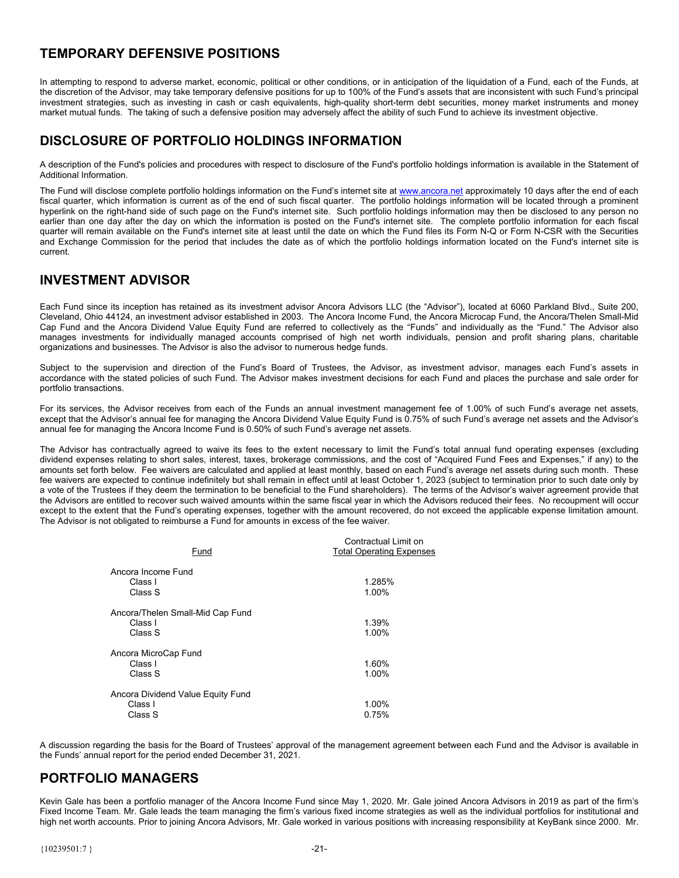## TEMPORARY DEFENSIVE POSITIONS

In attempting to respond to adverse market, economic, political or other conditions, or in anticipation of the liquidation of a Fund, each of the Funds, at the discretion of the Advisor, may take temporary defensive positions for up to 100% of the Fund's assets that are inconsistent with such Fund's principal investment strategies, such as investing in cash or cash equivalents, high-quality short-term debt securities, money market instruments and money market mutual funds. The taking of such a defensive position may adversely affect the ability of such Fund to achieve its investment objective.

## DISCLOSURE OF PORTFOLIO HOLDINGS INFORMATION

A description of the Fund's policies and procedures with respect to disclosure of the Fund's portfolio holdings information is available in the Statement of Additional Information.

The Fund will disclose complete portfolio holdings information on the Fund's internet site at www.ancora.net approximately 10 days after the end of each fiscal quarter, which information is current as of the end of such fiscal quarter. The portfolio holdings information will be located through a prominent hyperlink on the right-hand side of such page on the Fund's internet site. Such portfolio holdings information may then be disclosed to any person no earlier than one day after the day on which the information is posted on the Fund's internet site. The complete portfolio information for each fiscal quarter will remain available on the Fund's internet site at least until the date on which the Fund files its Form N-Q or Form N-CSR with the Securities and Exchange Commission for the period that includes the date as of which the portfolio holdings information located on the Fund's internet site is current.

## INVESTMENT ADVISOR

Each Fund since its inception has retained as its investment advisor Ancora Advisors LLC (the "Advisor"), located at 6060 Parkland Blvd., Suite 200, Cleveland, Ohio 44124, an investment advisor established in 2003. The Ancora Income Fund, the Ancora Microcap Fund, the Ancora/Thelen Small-Mid Cap Fund and the Ancora Dividend Value Equity Fund are referred to collectively as the "Funds" and individually as the "Fund." The Advisor also manages investments for individually managed accounts comprised of high net worth individuals, pension and profit sharing plans, charitable organizations and businesses. The Advisor is also the advisor to numerous hedge funds.

Subject to the supervision and direction of the Fund's Board of Trustees, the Advisor, as investment advisor, manages each Fund's assets in accordance with the stated policies of such Fund. The Advisor makes investment decisions for each Fund and places the purchase and sale order for portfolio transactions.

For its services, the Advisor receives from each of the Funds an annual investment management fee of 1.00% of such Fund's average net assets, except that the Advisor's annual fee for managing the Ancora Dividend Value Equity Fund is 0.75% of such Fund's average net assets and the Advisor's annual fee for managing the Ancora Income Fund is 0.50% of such Fund's average net assets.

The Advisor has contractually agreed to waive its fees to the extent necessary to limit the Fund's total annual fund operating expenses (excluding dividend expenses relating to short sales, interest, taxes, brokerage commissions, and the cost of "Acquired Fund Fees and Expenses," if any) to the amounts set forth below. Fee waivers are calculated and applied at least monthly, based on each Fund's average net assets during such month. These fee waivers are expected to continue indefinitely but shall remain in effect until at least October 1, 2023 (subject to termination prior to such date only by a vote of the Trustees if they deem the termination to be beneficial to the Fund shareholders). The terms of the Advisor's waiver agreement provide that the Advisors are entitled to recover such waived amounts within the same fiscal year in which the Advisors reduced their fees. No recoupment will occur except to the extent that the Fund's operating expenses, together with the amount recovered, do not exceed the applicable expense limitation amount. The Advisor is not obligated to reimburse a Fund for amounts in excess of the fee waiver.

| Fund | Contractual Limit on Total Operating Expenses |
|---|---|
| Ancora Income Fund | |
| Class I | 1.285% |
| Class S | 1.00% |
| Ancora/Thelen Small-Mid Cap Fund | |
| Class I | 1.39% |
| Class S | 1.00% |
| Ancora MicroCap Fund | |
| Class I | 1.60% |
| Class S | 1.00% |
| Ancora Dividend Value Equity Fund | |
| Class I | 1.00% |
| Class S | 0.75% |

A discussion regarding the basis for the Board of Trustees' approval of the management agreement between each Fund and the Advisor is available in the Funds' annual report for the period ended December 31, 2021.

## PORTFOLIO MANAGERS

Kevin Gale has been a portfolio manager of the Ancora Income Fund since May 1, 2020. Mr. Gale joined Ancora Advisors in 2019 as part of the firm's Fixed Income Team. Mr. Gale leads the team managing the firm's various fixed income strategies as well as the individual portfolios for institutional and high net worth accounts. Prior to joining Ancora Advisors, Mr. Gale worked in various positions with increasing responsibility at KeyBank since 2000. Mr.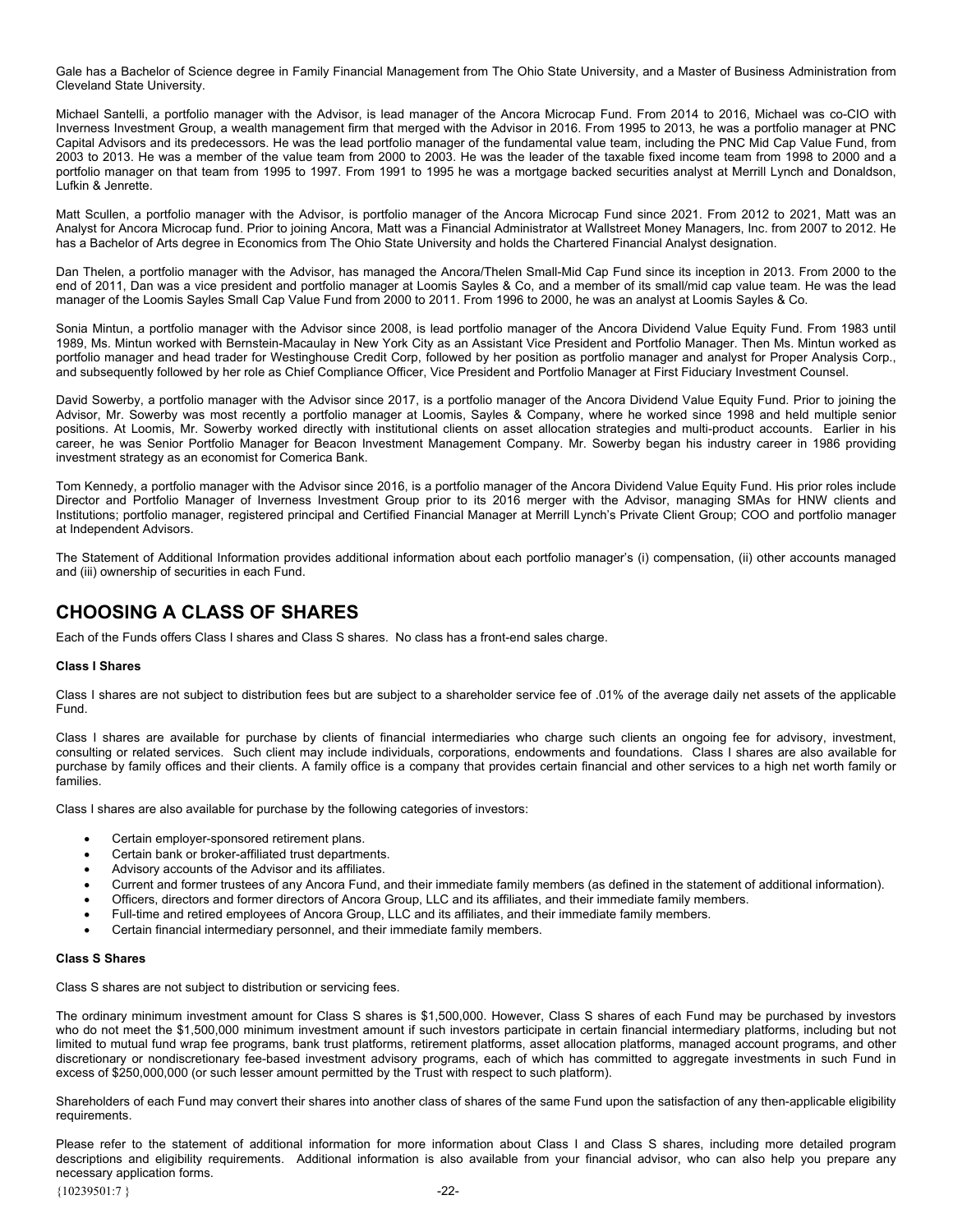Gale has a Bachelor of Science degree in Family Financial Management from The Ohio State University, and a Master of Business Administration from Cleveland State University.

Michael Santelli, a portfolio manager with the Advisor, is lead manager of the Ancora Microcap Fund. From 2014 to 2016, Michael was co-CIO with Inverness Investment Group, a wealth management firm that merged with the Advisor in 2016. From 1995 to 2013, he was a portfolio manager at PNC Capital Advisors and its predecessors. He was the lead portfolio manager of the fundamental value team, including the PNC Mid Cap Value Fund, from 2003 to 2013. He was a member of the value team from 2000 to 2003. He was the leader of the taxable fixed income team from 1998 to 2000 and a portfolio manager on that team from 1995 to 1997. From 1991 to 1995 he was a mortgage backed securities analyst at Merrill Lynch and Donaldson, Lufkin & Jenrette.

Matt Scullen, a portfolio manager with the Advisor, is portfolio manager of the Ancora Microcap Fund since 2021. From 2012 to 2021, Matt was an Analyst for Ancora Microcap fund. Prior to joining Ancora, Matt was a Financial Administrator at Wallstreet Money Managers, Inc. from 2007 to 2012. He has a Bachelor of Arts degree in Economics from The Ohio State University and holds the Chartered Financial Analyst designation.

Dan Thelen, a portfolio manager with the Advisor, has managed the Ancora/Thelen Small-Mid Cap Fund since its inception in 2013. From 2000 to the end of 2011, Dan was a vice president and portfolio manager at Loomis Sayles & Co, and a member of its small/mid cap value team. He was the lead manager of the Loomis Sayles Small Cap Value Fund from 2000 to 2011. From 1996 to 2000, he was an analyst at Loomis Sayles & Co.

Sonia Mintun, a portfolio manager with the Advisor since 2008, is lead portfolio manager of the Ancora Dividend Value Equity Fund. From 1983 until 1989, Ms. Mintun worked with Bernstein-Macaulay in New York City as an Assistant Vice President and Portfolio Manager. Then Ms. Mintun worked as portfolio manager and head trader for Westinghouse Credit Corp, followed by her position as portfolio manager and analyst for Proper Analysis Corp., and subsequently followed by her role as Chief Compliance Officer, Vice President and Portfolio Manager at First Fiduciary Investment Counsel.

David Sowerby, a portfolio manager with the Advisor since 2017, is a portfolio manager of the Ancora Dividend Value Equity Fund. Prior to joining the Advisor, Mr. Sowerby was most recently a portfolio manager at Loomis, Sayles & Company, where he worked since 1998 and held multiple senior positions. At Loomis, Mr. Sowerby worked directly with institutional clients on asset allocation strategies and multi-product accounts. Earlier in his career, he was Senior Portfolio Manager for Beacon Investment Management Company. Mr. Sowerby began his industry career in 1986 providing investment strategy as an economist for Comerica Bank.

Tom Kennedy, a portfolio manager with the Advisor since 2016, is a portfolio manager of the Ancora Dividend Value Equity Fund. His prior roles include Director and Portfolio Manager of Inverness Investment Group prior to its 2016 merger with the Advisor, managing SMAs for HNW clients and Institutions; portfolio manager, registered principal and Certified Financial Manager at Merrill Lynch's Private Client Group; COO and portfolio manager at Independent Advisors.

The Statement of Additional Information provides additional information about each portfolio manager's (i) compensation, (ii) other accounts managed and (iii) ownership of securities in each Fund.

## CHOOSING A CLASS OF SHARES

Each of the Funds offers Class I shares and Class S shares. No class has a front-end sales charge.

**Class I Shares**

Class I shares are not subject to distribution fees but are subject to a shareholder service fee of .01% of the average daily net assets of the applicable Fund.

Class I shares are available for purchase by clients of financial intermediaries who charge such clients an ongoing fee for advisory, investment, consulting or related services. Such client may include individuals, corporations, endowments and foundations. Class I shares are also available for purchase by family offices and their clients. A family office is a company that provides certain financial and other services to a high net worth family or families.

Class I shares are also available for purchase by the following categories of investors:

- Certain employer-sponsored retirement plans.
- Certain bank or broker-affiliated trust departments.
- Advisory accounts of the Advisor and its affiliates.
- Current and former trustees of any Ancora Fund, and their immediate family members (as defined in the statement of additional information).
- Officers, directors and former directors of Ancora Group, LLC and its affiliates, and their immediate family members.
- Full-time and retired employees of Ancora Group, LLC and its affiliates, and their immediate family members.
- Certain financial intermediary personnel, and their immediate family members.

**Class S Shares**

Class S shares are not subject to distribution or servicing fees.

The ordinary minimum investment amount for Class S shares is $1,500,000. However, Class S shares of each Fund may be purchased by investors who do not meet the $1,500,000 minimum investment amount if such investors participate in certain financial intermediary platforms, including but not limited to mutual fund wrap fee programs, bank trust platforms, retirement platforms, asset allocation platforms, managed account programs, and other discretionary or nondiscretionary fee-based investment advisory programs, each of which has committed to aggregate investments in such Fund in excess of $250,000,000 (or such lesser amount permitted by the Trust with respect to such platform).

Shareholders of each Fund may convert their shares into another class of shares of the same Fund upon the satisfaction of any then-applicable eligibility requirements.

Please refer to the statement of additional information for more information about Class I and Class S shares, including more detailed program descriptions and eligibility requirements. Additional information is also available from your financial advisor, who can also help you prepare any necessary application forms.

{10239501:7 }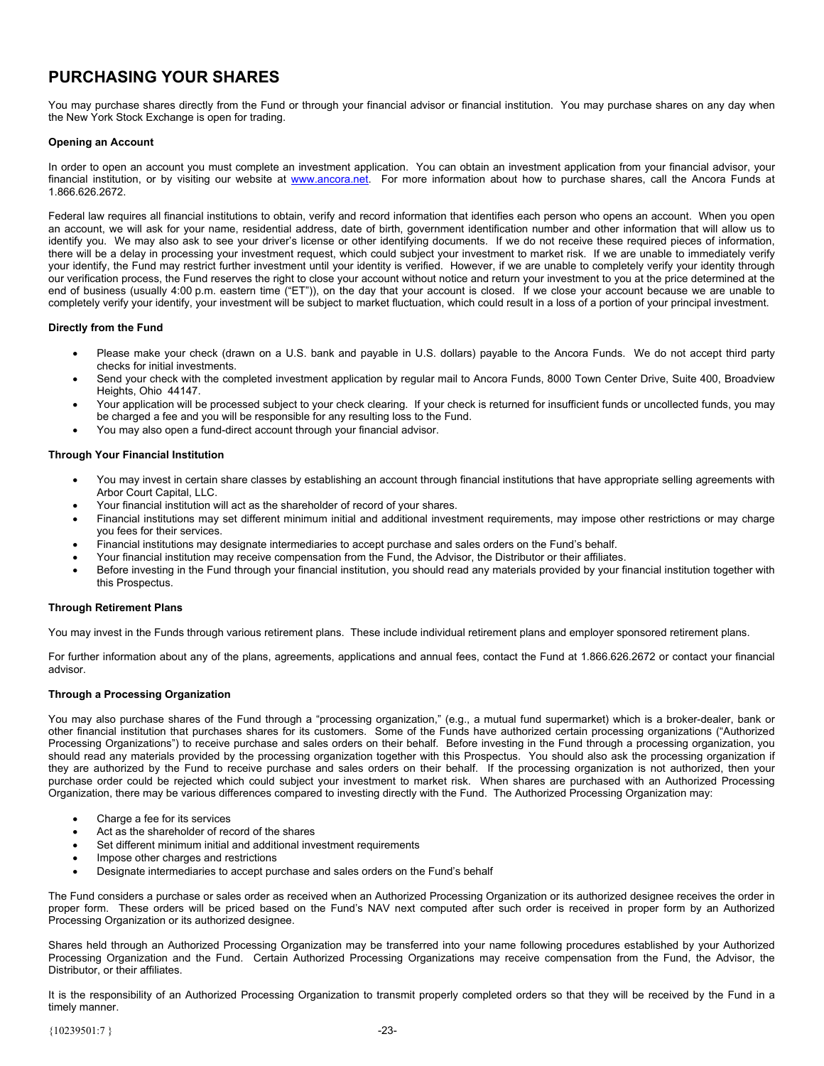# PURCHASING YOUR SHARES

You may purchase shares directly from the Fund or through your financial advisor or financial institution. You may purchase shares on any day when the New York Stock Exchange is open for trading.

**Opening an Account**

In order to open an account you must complete an investment application. You can obtain an investment application from your financial advisor, your financial institution, or by visiting our website at www.ancora.net. For more information about how to purchase shares, call the Ancora Funds at 1.866.626.2672.

Federal law requires all financial institutions to obtain, verify and record information that identifies each person who opens an account. When you open an account, we will ask for your name, residential address, date of birth, government identification number and other information that will allow us to identify you. We may also ask to see your driver's license or other identifying documents. If we do not receive these required pieces of information, there will be a delay in processing your investment request, which could subject your investment to market risk. If we are unable to immediately verify your identify, the Fund may restrict further investment until your identity is verified. However, if we are unable to completely verify your identity through our verification process, the Fund reserves the right to close your account without notice and return your investment to you at the price determined at the end of business (usually 4:00 p.m. eastern time ("ET")), on the day that your account is closed. If we close your account because we are unable to completely verify your identify, your investment will be subject to market fluctuation, which could result in a loss of a portion of your principal investment.

**Directly from the Fund**

- Please make your check (drawn on a U.S. bank and payable in U.S. dollars) payable to the Ancora Funds. We do not accept third party checks for initial investments.
- Send your check with the completed investment application by regular mail to Ancora Funds, 8000 Town Center Drive, Suite 400, Broadview Heights, Ohio 44147.
- Your application will be processed subject to your check clearing. If your check is returned for insufficient funds or uncollected funds, you may be charged a fee and you will be responsible for any resulting loss to the Fund.
- You may also open a fund-direct account through your financial advisor.

**Through Your Financial Institution**

- You may invest in certain share classes by establishing an account through financial institutions that have appropriate selling agreements with Arbor Court Capital, LLC.
- Your financial institution will act as the shareholder of record of your shares.
- Financial institutions may set different minimum initial and additional investment requirements, may impose other restrictions or may charge you fees for their services.
- Financial institutions may designate intermediaries to accept purchase and sales orders on the Fund's behalf.
- Your financial institution may receive compensation from the Fund, the Advisor, the Distributor or their affiliates.
- Before investing in the Fund through your financial institution, you should read any materials provided by your financial institution together with this Prospectus.

**Through Retirement Plans**

You may invest in the Funds through various retirement plans. These include individual retirement plans and employer sponsored retirement plans.

For further information about any of the plans, agreements, applications and annual fees, contact the Fund at 1.866.626.2672 or contact your financial advisor.

**Through a Processing Organization**

You may also purchase shares of the Fund through a "processing organization," (e.g., a mutual fund supermarket) which is a broker-dealer, bank or other financial institution that purchases shares for its customers. Some of the Funds have authorized certain processing organizations ("Authorized Processing Organizations") to receive purchase and sales orders on their behalf. Before investing in the Fund through a processing organization, you should read any materials provided by the processing organization together with this Prospectus. You should also ask the processing organization if they are authorized by the Fund to receive purchase and sales orders on their behalf. If the processing organization is not authorized, then your purchase order could be rejected which could subject your investment to market risk. When shares are purchased with an Authorized Processing Organization, there may be various differences compared to investing directly with the Fund. The Authorized Processing Organization may:

- Charge a fee for its services
- Act as the shareholder of record of the shares
- Set different minimum initial and additional investment requirements
- Impose other charges and restrictions
- Designate intermediaries to accept purchase and sales orders on the Fund's behalf

The Fund considers a purchase or sales order as received when an Authorized Processing Organization or its authorized designee receives the order in proper form. These orders will be priced based on the Fund's NAV next computed after such order is received in proper form by an Authorized Processing Organization or its authorized designee.

Shares held through an Authorized Processing Organization may be transferred into your name following procedures established by your Authorized Processing Organization and the Fund. Certain Authorized Processing Organizations may receive compensation from the Fund, the Advisor, the Distributor, or their affiliates.

It is the responsibility of an Authorized Processing Organization to transmit properly completed orders so that they will be received by the Fund in a timely manner.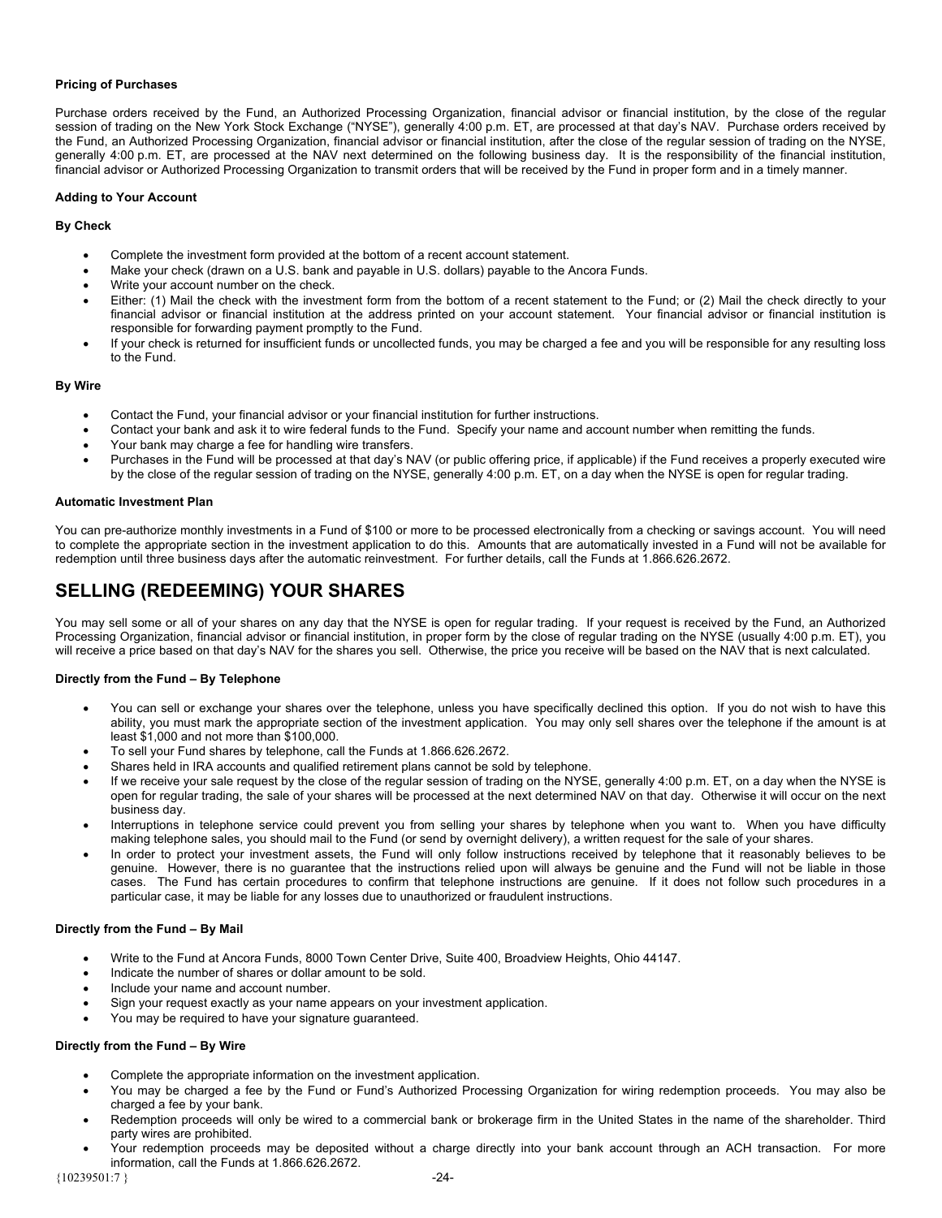#### Pricing of Purchases

Purchase orders received by the Fund, an Authorized Processing Organization, financial advisor or financial institution, by the close of the regular session of trading on the New York Stock Exchange ("NYSE"), generally 4:00 p.m. ET, are processed at that day's NAV. Purchase orders received by the Fund, an Authorized Processing Organization, financial advisor or financial institution, after the close of the regular session of trading on the NYSE, generally 4:00 p.m. ET, are processed at the NAV next determined on the following business day. It is the responsibility of the financial institution, financial advisor or Authorized Processing Organization to transmit orders that will be received by the Fund in proper form and in a timely manner.

#### Adding to Your Account

**By Check**

- Complete the investment form provided at the bottom of a recent account statement.
- Make your check (drawn on a U.S. bank and payable in U.S. dollars) payable to the Ancora Funds.
- Write your account number on the check.
- Either: (1) Mail the check with the investment form from the bottom of a recent statement to the Fund; or (2) Mail the check directly to your financial advisor or financial institution at the address printed on your account statement. Your financial advisor or financial institution is responsible for forwarding payment promptly to the Fund.
- If your check is returned for insufficient funds or uncollected funds, you may be charged a fee and you will be responsible for any resulting loss to the Fund.

**By Wire**

- Contact the Fund, your financial advisor or your financial institution for further instructions.
- Contact your bank and ask it to wire federal funds to the Fund. Specify your name and account number when remitting the funds.
- Your bank may charge a fee for handling wire transfers.
- Purchases in the Fund will be processed at that day's NAV (or public offering price, if applicable) if the Fund receives a properly executed wire by the close of the regular session of trading on the NYSE, generally 4:00 p.m. ET, on a day when the NYSE is open for regular trading.

#### Automatic Investment Plan

You can pre-authorize monthly investments in a Fund of $100 or more to be processed electronically from a checking or savings account. You will need to complete the appropriate section in the investment application to do this. Amounts that are automatically invested in a Fund will not be available for redemption until three business days after the automatic reinvestment. For further details, call the Funds at 1.866.626.2672.

## SELLING (REDEEMING) YOUR SHARES

You may sell some or all of your shares on any day that the NYSE is open for regular trading. If your request is received by the Fund, an Authorized Processing Organization, financial advisor or financial institution, in proper form by the close of regular trading on the NYSE (usually 4:00 p.m. ET), you will receive a price based on that day's NAV for the shares you sell. Otherwise, the price you receive will be based on the NAV that is next calculated.

#### Directly from the Fund – By Telephone

- You can sell or exchange your shares over the telephone, unless you have specifically declined this option. If you do not wish to have this ability, you must mark the appropriate section of the investment application. You may only sell shares over the telephone if the amount is at least $1,000 and not more than $100,000.
- To sell your Fund shares by telephone, call the Funds at 1.866.626.2672.
- Shares held in IRA accounts and qualified retirement plans cannot be sold by telephone.
- If we receive your sale request by the close of the regular session of trading on the NYSE, generally 4:00 p.m. ET, on a day when the NYSE is open for regular trading, the sale of your shares will be processed at the next determined NAV on that day. Otherwise it will occur on the next business day.
- Interruptions in telephone service could prevent you from selling your shares by telephone when you want to. When you have difficulty making telephone sales, you should mail to the Fund (or send by overnight delivery), a written request for the sale of your shares.
- In order to protect your investment assets, the Fund will only follow instructions received by telephone that it reasonably believes to be genuine. However, there is no guarantee that the instructions relied upon will always be genuine and the Fund will not be liable in those cases. The Fund has certain procedures to confirm that telephone instructions are genuine. If it does not follow such procedures in a particular case, it may be liable for any losses due to unauthorized or fraudulent instructions.

#### Directly from the Fund – By Mail

- Write to the Fund at Ancora Funds, 8000 Town Center Drive, Suite 400, Broadview Heights, Ohio 44147.
- Indicate the number of shares or dollar amount to be sold.
- Include your name and account number.
- Sign your request exactly as your name appears on your investment application.
- You may be required to have your signature guaranteed.

#### Directly from the Fund – By Wire

- Complete the appropriate information on the investment application.
- You may be charged a fee by the Fund or Fund's Authorized Processing Organization for wiring redemption proceeds. You may also be charged a fee by your bank.
- Redemption proceeds will only be wired to a commercial bank or brokerage firm in the United States in the name of the shareholder. Third party wires are prohibited.
- Your redemption proceeds may be deposited without a charge directly into your bank account through an ACH transaction. For more information, call the Funds at 1.866.626.2672.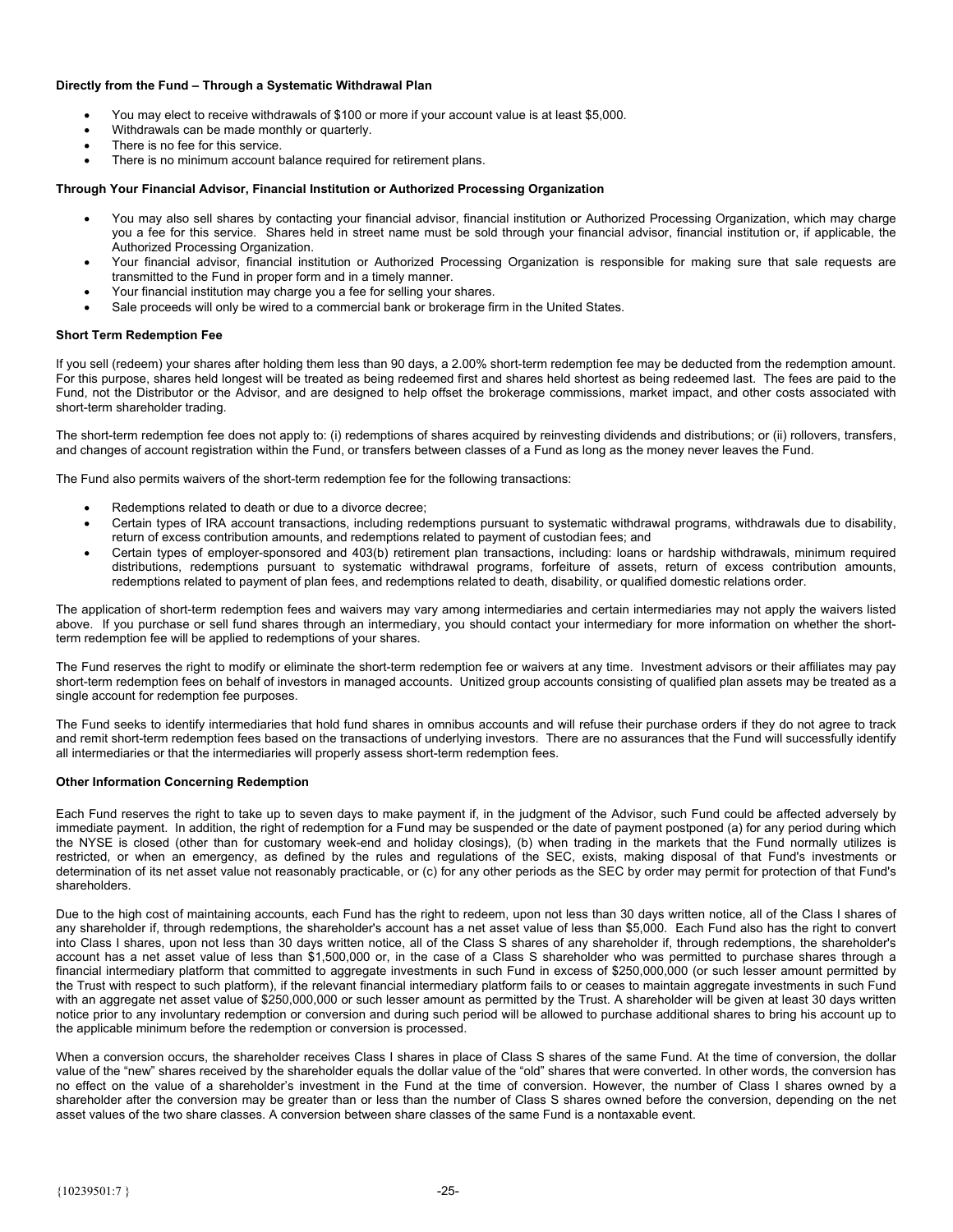**Directly from the Fund – Through a Systematic Withdrawal Plan**

- You may elect to receive withdrawals of $100 or more if your account value is at least $5,000.
- Withdrawals can be made monthly or quarterly.
- There is no fee for this service.
- There is no minimum account balance required for retirement plans.

**Through Your Financial Advisor, Financial Institution or Authorized Processing Organization**

- You may also sell shares by contacting your financial advisor, financial institution or Authorized Processing Organization, which may charge you a fee for this service. Shares held in street name must be sold through your financial advisor, financial institution or, if applicable, the Authorized Processing Organization.
- Your financial advisor, financial institution or Authorized Processing Organization is responsible for making sure that sale requests are transmitted to the Fund in proper form and in a timely manner.
- Your financial institution may charge you a fee for selling your shares.
- Sale proceeds will only be wired to a commercial bank or brokerage firm in the United States.

**Short Term Redemption Fee**

If you sell (redeem) your shares after holding them less than 90 days, a 2.00% short-term redemption fee may be deducted from the redemption amount. For this purpose, shares held longest will be treated as being redeemed first and shares held shortest as being redeemed last. The fees are paid to the Fund, not the Distributor or the Advisor, and are designed to help offset the brokerage commissions, market impact, and other costs associated with short-term shareholder trading.

The short-term redemption fee does not apply to: (i) redemptions of shares acquired by reinvesting dividends and distributions; or (ii) rollovers, transfers, and changes of account registration within the Fund, or transfers between classes of a Fund as long as the money never leaves the Fund.

The Fund also permits waivers of the short-term redemption fee for the following transactions:

- Redemptions related to death or due to a divorce decree;
- Certain types of IRA account transactions, including redemptions pursuant to systematic withdrawal programs, withdrawals due to disability, return of excess contribution amounts, and redemptions related to payment of custodian fees; and
- Certain types of employer-sponsored and 403(b) retirement plan transactions, including: loans or hardship withdrawals, minimum required distributions, redemptions pursuant to systematic withdrawal programs, forfeiture of assets, return of excess contribution amounts, redemptions related to payment of plan fees, and redemptions related to death, disability, or qualified domestic relations order.

The application of short-term redemption fees and waivers may vary among intermediaries and certain intermediaries may not apply the waivers listed above. If you purchase or sell fund shares through an intermediary, you should contact your intermediary for more information on whether the short-term redemption fee will be applied to redemptions of your shares.

The Fund reserves the right to modify or eliminate the short-term redemption fee or waivers at any time. Investment advisors or their affiliates may pay short-term redemption fees on behalf of investors in managed accounts. Unitized group accounts consisting of qualified plan assets may be treated as a single account for redemption fee purposes.

The Fund seeks to identify intermediaries that hold fund shares in omnibus accounts and will refuse their purchase orders if they do not agree to track and remit short-term redemption fees based on the transactions of underlying investors. There are no assurances that the Fund will successfully identify all intermediaries or that the intermediaries will properly assess short-term redemption fees.

**Other Information Concerning Redemption**

Each Fund reserves the right to take up to seven days to make payment if, in the judgment of the Advisor, such Fund could be affected adversely by immediate payment. In addition, the right of redemption for a Fund may be suspended or the date of payment postponed (a) for any period during which the NYSE is closed (other than for customary week-end and holiday closings), (b) when trading in the markets that the Fund normally utilizes is restricted, or when an emergency, as defined by the rules and regulations of the SEC, exists, making disposal of that Fund's investments or determination of its net asset value not reasonably practicable, or (c) for any other periods as the SEC by order may permit for protection of that Fund's shareholders.

Due to the high cost of maintaining accounts, each Fund has the right to redeem, upon not less than 30 days written notice, all of the Class I shares of any shareholder if, through redemptions, the shareholder's account has a net asset value of less than $5,000. Each Fund also has the right to convert into Class I shares, upon not less than 30 days written notice, all of the Class S shares of any shareholder if, through redemptions, the shareholder's account has a net asset value of less than $1,500,000 or, in the case of a Class S shareholder who was permitted to purchase shares through a financial intermediary platform that committed to aggregate investments in such Fund in excess of $250,000,000 (or such lesser amount permitted by the Trust with respect to such platform), if the relevant financial intermediary platform fails to or ceases to maintain aggregate investments in such Fund with an aggregate net asset value of $250,000,000 or such lesser amount as permitted by the Trust. A shareholder will be given at least 30 days written notice prior to any involuntary redemption or conversion and during such period will be allowed to purchase additional shares to bring his account up to the applicable minimum before the redemption or conversion is processed.

When a conversion occurs, the shareholder receives Class I shares in place of Class S shares of the same Fund. At the time of conversion, the dollar value of the "new" shares received by the shareholder equals the dollar value of the "old" shares that were converted. In other words, the conversion has no effect on the value of a shareholder's investment in the Fund at the time of conversion. However, the number of Class I shares owned by a shareholder after the conversion may be greater than or less than the number of Class S shares owned before the conversion, depending on the net asset values of the two share classes. A conversion between share classes of the same Fund is a nontaxable event.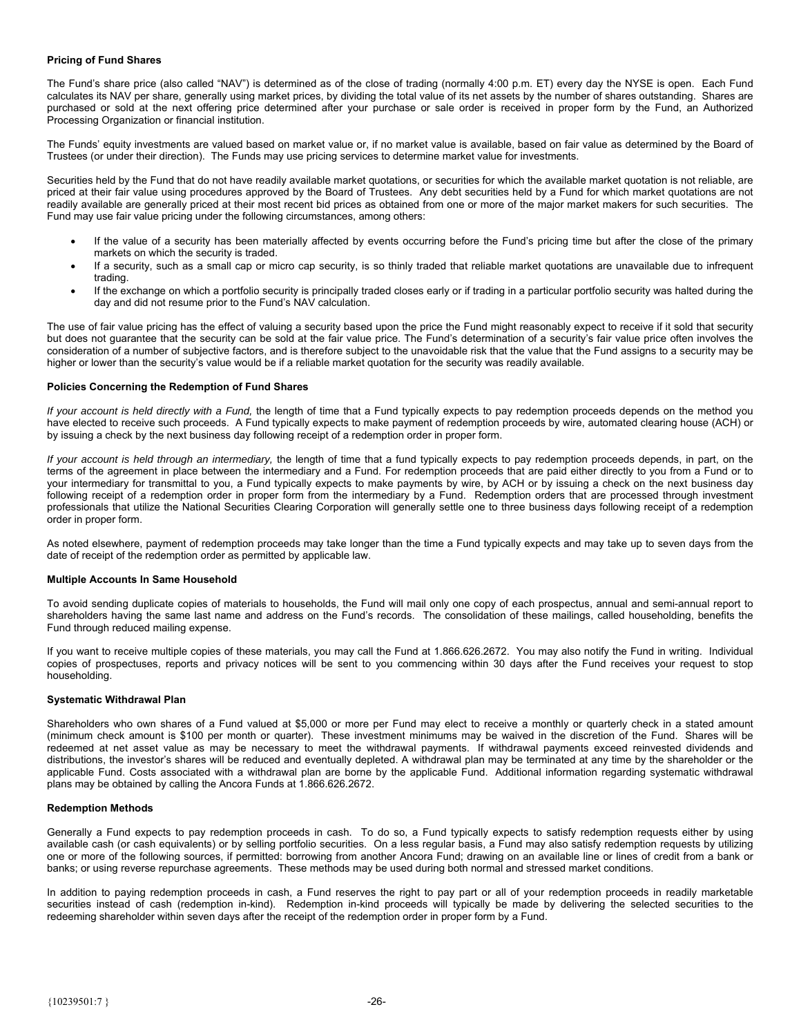**Pricing of Fund Shares**

The Fund's share price (also called "NAV") is determined as of the close of trading (normally 4:00 p.m. ET) every day the NYSE is open. Each Fund calculates its NAV per share, generally using market prices, by dividing the total value of its net assets by the number of shares outstanding. Shares are purchased or sold at the next offering price determined after your purchase or sale order is received in proper form by the Fund, an Authorized Processing Organization or financial institution.

The Funds' equity investments are valued based on market value or, if no market value is available, based on fair value as determined by the Board of Trustees (or under their direction). The Funds may use pricing services to determine market value for investments.

Securities held by the Fund that do not have readily available market quotations, or securities for which the available market quotation is not reliable, are priced at their fair value using procedures approved by the Board of Trustees. Any debt securities held by a Fund for which market quotations are not readily available are generally priced at their most recent bid prices as obtained from one or more of the major market makers for such securities. The Fund may use fair value pricing under the following circumstances, among others:

- If the value of a security has been materially affected by events occurring before the Fund's pricing time but after the close of the primary markets on which the security is traded.
- If a security, such as a small cap or micro cap security, is so thinly traded that reliable market quotations are unavailable due to infrequent trading.
- If the exchange on which a portfolio security is principally traded closes early or if trading in a particular portfolio security was halted during the day and did not resume prior to the Fund's NAV calculation.

The use of fair value pricing has the effect of valuing a security based upon the price the Fund might reasonably expect to receive if it sold that security but does not guarantee that the security can be sold at the fair value price. The Fund's determination of a security's fair value price often involves the consideration of a number of subjective factors, and is therefore subject to the unavoidable risk that the value that the Fund assigns to a security may be higher or lower than the security's value would be if a reliable market quotation for the security was readily available.

**Policies Concerning the Redemption of Fund Shares**

*If your account is held directly with a Fund,* the length of time that a Fund typically expects to pay redemption proceeds depends on the method you have elected to receive such proceeds. A Fund typically expects to make payment of redemption proceeds by wire, automated clearing house (ACH) or by issuing a check by the next business day following receipt of a redemption order in proper form.

*If your account is held through an intermediary,* the length of time that a fund typically expects to pay redemption proceeds depends, in part, on the terms of the agreement in place between the intermediary and a Fund. For redemption proceeds that are paid either directly to you from a Fund or to your intermediary for transmittal to you, a Fund typically expects to make payments by wire, by ACH or by issuing a check on the next business day following receipt of a redemption order in proper form from the intermediary by a Fund. Redemption orders that are processed through investment professionals that utilize the National Securities Clearing Corporation will generally settle one to three business days following receipt of a redemption order in proper form.

As noted elsewhere, payment of redemption proceeds may take longer than the time a Fund typically expects and may take up to seven days from the date of receipt of the redemption order as permitted by applicable law.

**Multiple Accounts In Same Household**

To avoid sending duplicate copies of materials to households, the Fund will mail only one copy of each prospectus, annual and semi-annual report to shareholders having the same last name and address on the Fund's records. The consolidation of these mailings, called householding, benefits the Fund through reduced mailing expense.

If you want to receive multiple copies of these materials, you may call the Fund at 1.866.626.2672. You may also notify the Fund in writing. Individual copies of prospectuses, reports and privacy notices will be sent to you commencing within 30 days after the Fund receives your request to stop householding.

**Systematic Withdrawal Plan**

Shareholders who own shares of a Fund valued at $5,000 or more per Fund may elect to receive a monthly or quarterly check in a stated amount (minimum check amount is $100 per month or quarter). These investment minimums may be waived in the discretion of the Fund. Shares will be redeemed at net asset value as may be necessary to meet the withdrawal payments. If withdrawal payments exceed reinvested dividends and distributions, the investor's shares will be reduced and eventually depleted. A withdrawal plan may be terminated at any time by the shareholder or the applicable Fund. Costs associated with a withdrawal plan are borne by the applicable Fund. Additional information regarding systematic withdrawal plans may be obtained by calling the Ancora Funds at 1.866.626.2672.

**Redemption Methods**

Generally a Fund expects to pay redemption proceeds in cash. To do so, a Fund typically expects to satisfy redemption requests either by using available cash (or cash equivalents) or by selling portfolio securities. On a less regular basis, a Fund may also satisfy redemption requests by utilizing one or more of the following sources, if permitted: borrowing from another Ancora Fund; drawing on an available line or lines of credit from a bank or banks; or using reverse repurchase agreements. These methods may be used during both normal and stressed market conditions.

In addition to paying redemption proceeds in cash, a Fund reserves the right to pay part or all of your redemption proceeds in readily marketable securities instead of cash (redemption in-kind). Redemption in-kind proceeds will typically be made by delivering the selected securities to the redeeming shareholder within seven days after the receipt of the redemption order in proper form by a Fund.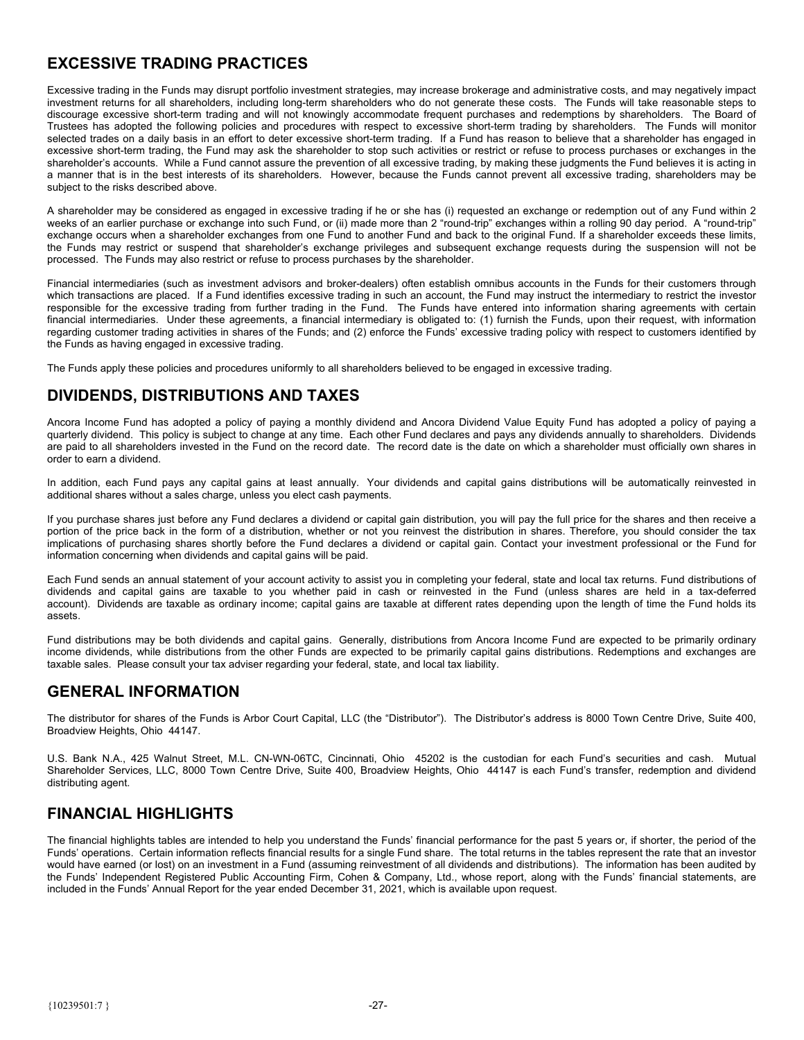## EXCESSIVE TRADING PRACTICES

Excessive trading in the Funds may disrupt portfolio investment strategies, may increase brokerage and administrative costs, and may negatively impact investment returns for all shareholders, including long-term shareholders who do not generate these costs. The Funds will take reasonable steps to discourage excessive short-term trading and will not knowingly accommodate frequent purchases and redemptions by shareholders. The Board of Trustees has adopted the following policies and procedures with respect to excessive short-term trading by shareholders. The Funds will monitor selected trades on a daily basis in an effort to deter excessive short-term trading. If a Fund has reason to believe that a shareholder has engaged in excessive short-term trading, the Fund may ask the shareholder to stop such activities or restrict or refuse to process purchases or exchanges in the shareholder's accounts. While a Fund cannot assure the prevention of all excessive trading, by making these judgments the Fund believes it is acting in a manner that is in the best interests of its shareholders. However, because the Funds cannot prevent all excessive trading, shareholders may be subject to the risks described above.

A shareholder may be considered as engaged in excessive trading if he or she has (i) requested an exchange or redemption out of any Fund within 2 weeks of an earlier purchase or exchange into such Fund, or (ii) made more than 2 "round-trip" exchanges within a rolling 90 day period. A "round-trip" exchange occurs when a shareholder exchanges from one Fund to another Fund and back to the original Fund. If a shareholder exceeds these limits, the Funds may restrict or suspend that shareholder's exchange privileges and subsequent exchange requests during the suspension will not be processed. The Funds may also restrict or refuse to process purchases by the shareholder.

Financial intermediaries (such as investment advisors and broker-dealers) often establish omnibus accounts in the Funds for their customers through which transactions are placed. If a Fund identifies excessive trading in such an account, the Fund may instruct the intermediary to restrict the investor responsible for the excessive trading from further trading in the Fund. The Funds have entered into information sharing agreements with certain financial intermediaries. Under these agreements, a financial intermediary is obligated to: (1) furnish the Funds, upon their request, with information regarding customer trading activities in shares of the Funds; and (2) enforce the Funds' excessive trading policy with respect to customers identified by the Funds as having engaged in excessive trading.

The Funds apply these policies and procedures uniformly to all shareholders believed to be engaged in excessive trading.

## DIVIDENDS, DISTRIBUTIONS AND TAXES

Ancora Income Fund has adopted a policy of paying a monthly dividend and Ancora Dividend Value Equity Fund has adopted a policy of paying a quarterly dividend. This policy is subject to change at any time. Each other Fund declares and pays any dividends annually to shareholders. Dividends are paid to all shareholders invested in the Fund on the record date. The record date is the date on which a shareholder must officially own shares in order to earn a dividend.

In addition, each Fund pays any capital gains at least annually. Your dividends and capital gains distributions will be automatically reinvested in additional shares without a sales charge, unless you elect cash payments.

If you purchase shares just before any Fund declares a dividend or capital gain distribution, you will pay the full price for the shares and then receive a portion of the price back in the form of a distribution, whether or not you reinvest the distribution in shares. Therefore, you should consider the tax implications of purchasing shares shortly before the Fund declares a dividend or capital gain. Contact your investment professional or the Fund for information concerning when dividends and capital gains will be paid.

Each Fund sends an annual statement of your account activity to assist you in completing your federal, state and local tax returns. Fund distributions of dividends and capital gains are taxable to you whether paid in cash or reinvested in the Fund (unless shares are held in a tax-deferred account). Dividends are taxable as ordinary income; capital gains are taxable at different rates depending upon the length of time the Fund holds its assets.

Fund distributions may be both dividends and capital gains. Generally, distributions from Ancora Income Fund are expected to be primarily ordinary income dividends, while distributions from the other Funds are expected to be primarily capital gains distributions. Redemptions and exchanges are taxable sales. Please consult your tax adviser regarding your federal, state, and local tax liability.

## GENERAL INFORMATION

The distributor for shares of the Funds is Arbor Court Capital, LLC (the "Distributor"). The Distributor's address is 8000 Town Centre Drive, Suite 400, Broadview Heights, Ohio 44147.

U.S. Bank N.A., 425 Walnut Street, M.L. CN-WN-06TC, Cincinnati, Ohio 45202 is the custodian for each Fund's securities and cash. Mutual Shareholder Services, LLC, 8000 Town Centre Drive, Suite 400, Broadview Heights, Ohio 44147 is each Fund's transfer, redemption and dividend distributing agent.

## FINANCIAL HIGHLIGHTS

The financial highlights tables are intended to help you understand the Funds' financial performance for the past 5 years or, if shorter, the period of the Funds' operations. Certain information reflects financial results for a single Fund share. The total returns in the tables represent the rate that an investor would have earned (or lost) on an investment in a Fund (assuming reinvestment of all dividends and distributions). The information has been audited by the Funds' Independent Registered Public Accounting Firm, Cohen & Company, Ltd., whose report, along with the Funds' financial statements, are included in the Funds' Annual Report for the year ended December 31, 2021, which is available upon request.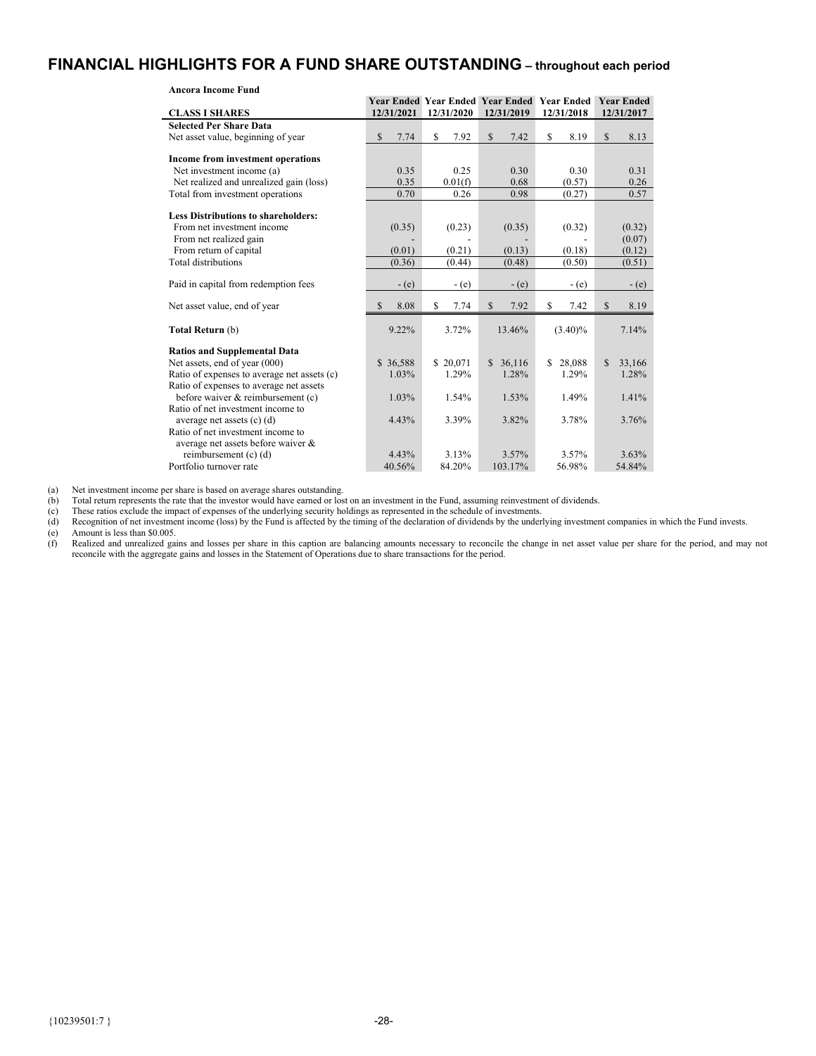# FINANCIAL HIGHLIGHTS FOR A FUND SHARE OUTSTANDING – throughout each period

**Ancora Income Fund**

| CLASS I SHARES | Year Ended 12/31/2021 | Year Ended 12/31/2020 | Year Ended 12/31/2019 | Year Ended 12/31/2018 | Year Ended 12/31/2017 |
|---|---|---|---|---|---|
| **Selected Per Share Data** | | | | | |
| Net asset value, beginning of year | $ 7.74 | $ 7.92 | $ 7.42 | $ 8.19 | $ 8.13 |
| **Income from investment operations** | | | | | |
| Net investment income (a) | 0.35 | 0.25 | 0.30 | 0.30 | 0.31 |
| Net realized and unrealized gain (loss) | 0.35 | 0.01(f) | 0.68 | (0.57) | 0.26 |
| Total from investment operations | 0.70 | 0.26 | 0.98 | (0.27) | 0.57 |
| **Less Distributions to shareholders:** | | | | | |
| From net investment income | (0.35) | (0.23) | (0.35) | (0.32) | (0.32) |
| From net realized gain | - | - | - | - | (0.07) |
| From return of capital | (0.01) | (0.21) | (0.13) | (0.18) | (0.12) |
| Total distributions | (0.36) | (0.44) | (0.48) | (0.50) | (0.51) |
| Paid in capital from redemption fees | - (e) | - (e) | - (e) | - (e) | - (e) |
| Net asset value, end of year | $ 8.08 | $ 7.74 | $ 7.92 | $ 7.42 | $ 8.19 |
| **Total Return** (b) | 9.22% | 3.72% | 13.46% | (3.40)% | 7.14% |
| **Ratios and Supplemental Data** | | | | | |
| Net assets, end of year (000) | $ 36,588 | $ 20,071 | $ 36,116 | $ 28,088 | $ 33,166 |
| Ratio of expenses to average net assets (c) | 1.03% | 1.29% | 1.28% | 1.29% | 1.28% |
| Ratio of expenses to average net assets before waiver & reimbursement (c) | 1.03% | 1.54% | 1.53% | 1.49% | 1.41% |
| Ratio of net investment income to average net assets (c) (d) | 4.43% | 3.39% | 3.82% | 3.78% | 3.76% |
| Ratio of net investment income to average net assets before waiver & reimbursement (c) (d) | 4.43% | 3.13% | 3.57% | 3.57% | 3.63% |
| Portfolio turnover rate | 40.56% | 84.20% | 103.17% | 56.98% | 54.84% |

(a) Net investment income per share is based on average shares outstanding.
(b) Total return represents the rate that the investor would have earned or lost on an investment in the Fund, assuming reinvestment of dividends.
(c) These ratios exclude the impact of expenses of the underlying security holdings as represented in the schedule of investments.
(d) Recognition of net investment income (loss) by the Fund is affected by the timing of the declaration of dividends by the underlying investment companies in which the Fund invests.
(e) Amount is less than $0.005.
(f) Realized and unrealized gains and losses per share in this caption are balancing amounts necessary to reconcile the change in net asset value per share for the period, and may not reconcile with the aggregate gains and losses in the Statement of Operations due to share transactions for the period.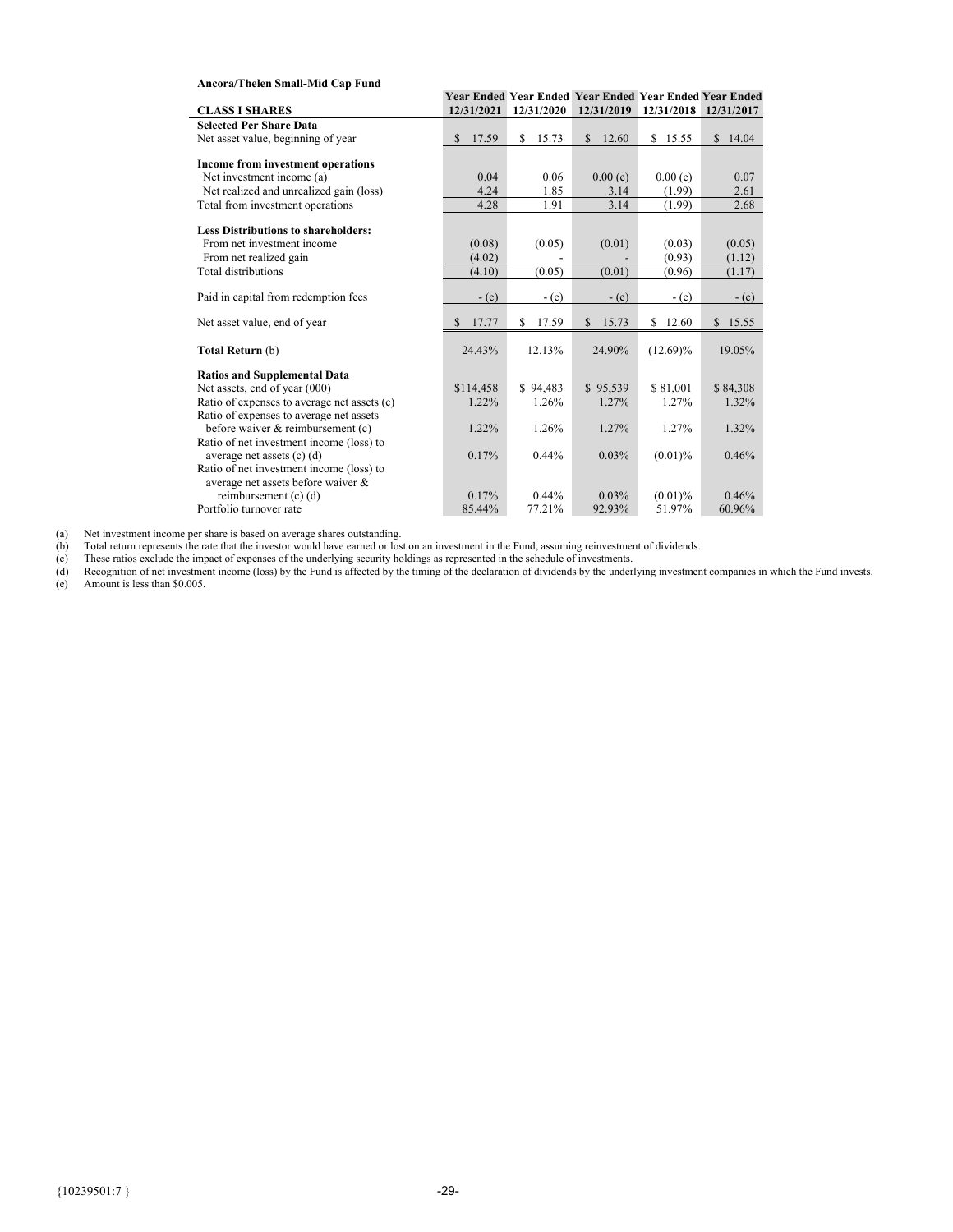**Ancora/Thelen Small-Mid Cap Fund**

| CLASS I SHARES | Year Ended 12/31/2021 | Year Ended 12/31/2020 | Year Ended 12/31/2019 | Year Ended 12/31/2018 | Year Ended 12/31/2017 |
|---|---|---|---|---|---|
| **Selected Per Share Data** | | | | | |
| Net asset value, beginning of year | $ 17.59 | $ 15.73 | $ 12.60 | $ 15.55 | $ 14.04 |
| **Income from investment operations** | | | | | |
| Net investment income (a) | 0.04 | 0.06 | 0.00 (e) | 0.00 (e) | 0.07 |
| Net realized and unrealized gain (loss) | 4.24 | 1.85 | 3.14 | (1.99) | 2.61 |
| Total from investment operations | 4.28 | 1.91 | 3.14 | (1.99) | 2.68 |
| **Less Distributions to shareholders:** | | | | | |
| From net investment income | (0.08) | (0.05) | (0.01) | (0.03) | (0.05) |
| From net realized gain | (4.02) | - | - | (0.93) | (1.12) |
| Total distributions | (4.10) | (0.05) | (0.01) | (0.96) | (1.17) |
| Paid in capital from redemption fees | - (e) | - (e) | - (e) | - (e) | - (e) |
| Net asset value, end of year | $ 17.77 | $ 17.59 | $ 15.73 | $ 12.60 | $ 15.55 |
| **Total Return** (b) | 24.43% | 12.13% | 24.90% | (12.69)% | 19.05% |
| **Ratios and Supplemental Data** | | | | | |
| Net assets, end of year (000) | $114,458 | $ 94,483 | $ 95,539 | $ 81,001 | $ 84,308 |
| Ratio of expenses to average net assets (c) | 1.22% | 1.26% | 1.27% | 1.27% | 1.32% |
| Ratio of expenses to average net assets before waiver & reimbursement (c) | 1.22% | 1.26% | 1.27% | 1.27% | 1.32% |
| Ratio of net investment income (loss) to average net assets (c) (d) | 0.17% | 0.44% | 0.03% | (0.01)% | 0.46% |
| Ratio of net investment income (loss) to average net assets before waiver & reimbursement (c) (d) | 0.17% | 0.44% | 0.03% | (0.01)% | 0.46% |
| Portfolio turnover rate | 85.44% | 77.21% | 92.93% | 51.97% | 60.96% |

(a) Net investment income per share is based on average shares outstanding.
(b) Total return represents the rate that the investor would have earned or lost on an investment in the Fund, assuming reinvestment of dividends.
(c) These ratios exclude the impact of expenses of the underlying security holdings as represented in the schedule of investments.
(d) Recognition of net investment income (loss) by the Fund is affected by the timing of the declaration of dividends by the underlying investment companies in which the Fund invests.
(e) Amount is less than $0.005.

{10239501:7 }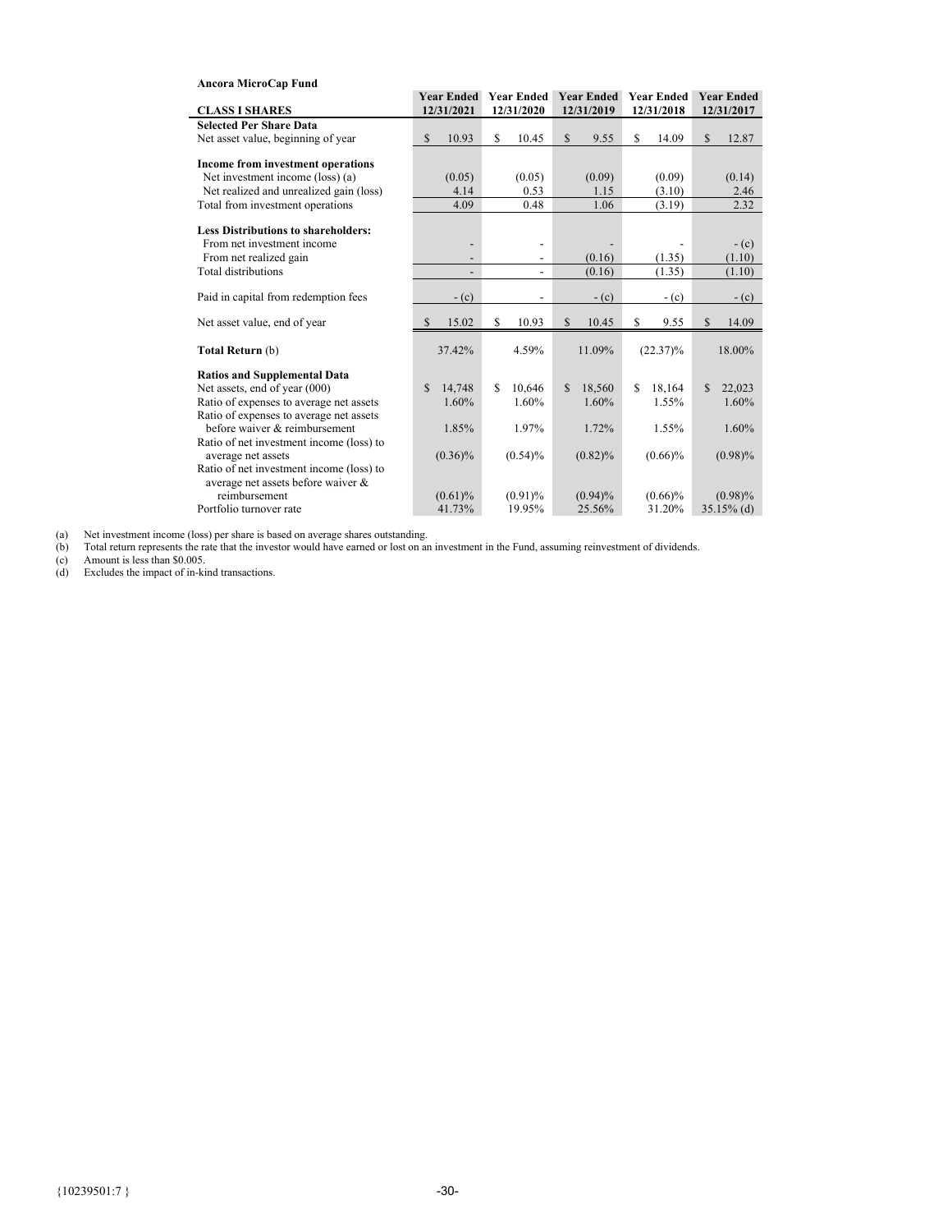**Ancora MicroCap Fund**

| CLASS I SHARES | Year Ended 12/31/2021 | Year Ended 12/31/2020 | Year Ended 12/31/2019 | Year Ended 12/31/2018 | Year Ended 12/31/2017 |
|---|---|---|---|---|---|
| **Selected Per Share Data** | | | | | |
| Net asset value, beginning of year | $ 10.93 | $ 10.45 | $ 9.55 | $ 14.09 | $ 12.87 |
| **Income from investment operations** | | | | | |
| Net investment income (loss) (a) | (0.05) | (0.05) | (0.09) | (0.09) | (0.14) |
| Net realized and unrealized gain (loss) | 4.14 | 0.53 | 1.15 | (3.10) | 2.46 |
| Total from investment operations | 4.09 | 0.48 | 1.06 | (3.19) | 2.32 |
| **Less Distributions to shareholders:** | | | | | |
| From net investment income | - | - | - | - | - (c) |
| From net realized gain | - | - | (0.16) | (1.35) | (1.10) |
| Total distributions | - | - | (0.16) | (1.35) | (1.10) |
| Paid in capital from redemption fees | - (c) | - | - (c) | - (c) | - (c) |
| Net asset value, end of year | $ 15.02 | $ 10.93 | $ 10.45 | $ 9.55 | $ 14.09 |
| **Total Return** (b) | 37.42% | 4.59% | 11.09% | (22.37)% | 18.00% |
| **Ratios and Supplemental Data** | | | | | |
| Net assets, end of year (000) | $ 14,748 | $ 10,646 | $ 18,560 | $ 18,164 | $ 22,023 |
| Ratio of expenses to average net assets | 1.60% | 1.60% | 1.60% | 1.55% | 1.60% |
| Ratio of expenses to average net assets before waiver & reimbursement | 1.85% | 1.97% | 1.72% | 1.55% | 1.60% |
| Ratio of net investment income (loss) to average net assets | (0.36)% | (0.54)% | (0.82)% | (0.66)% | (0.98)% |
| Ratio of net investment income (loss) to average net assets before waiver & reimbursement | (0.61)% | (0.91)% | (0.94)% | (0.66)% | (0.98)% |
| Portfolio turnover rate | 41.73% | 19.95% | 25.56% | 31.20% | 35.15% (d) |

(a) Net investment income (loss) per share is based on average shares outstanding.
(b) Total return represents the rate that the investor would have earned or lost on an investment in the Fund, assuming reinvestment of dividends.
(c) Amount is less than $0.005.
(d) Excludes the impact of in-kind transactions.

{10239501:7 }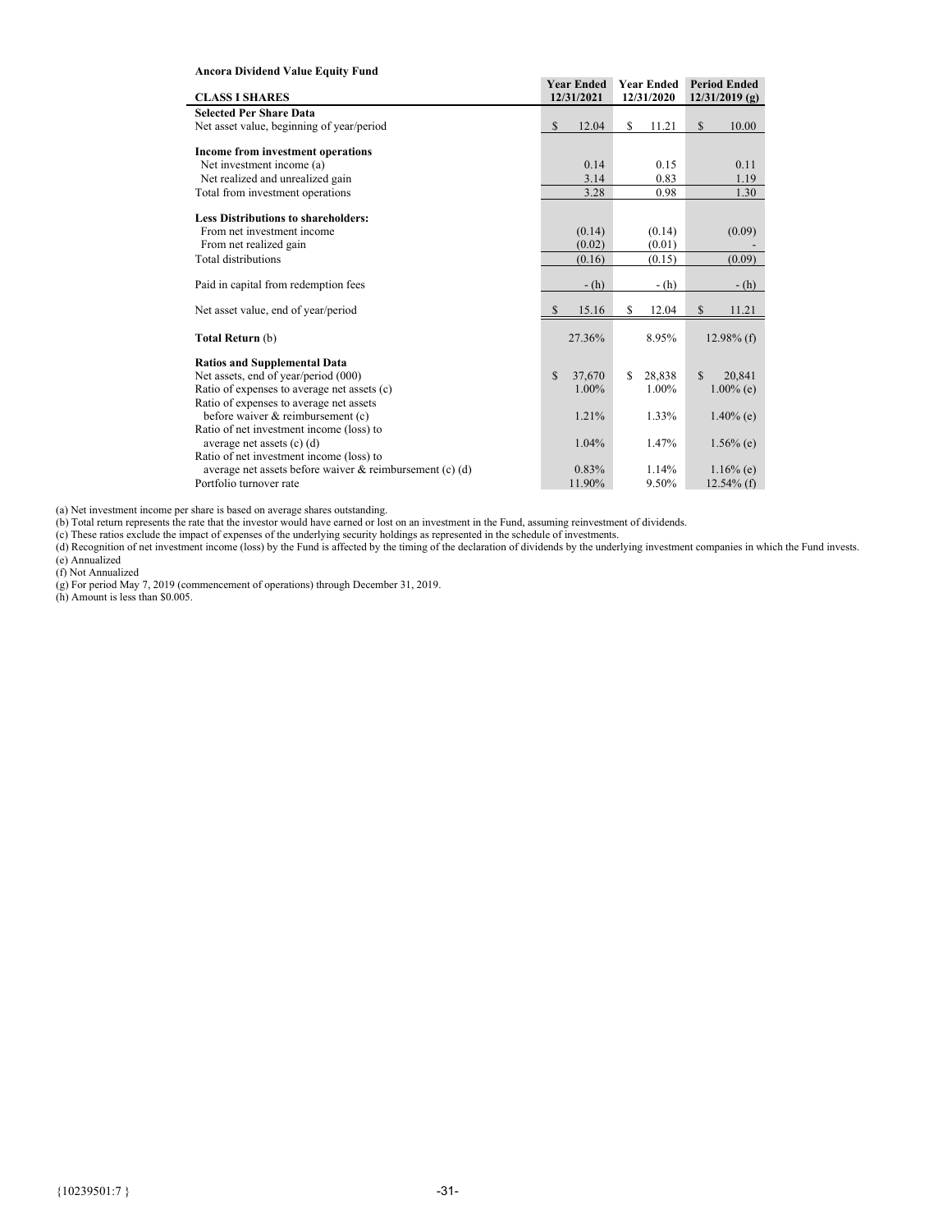**Ancora Dividend Value Equity Fund**

| CLASS I SHARES | Year Ended 12/31/2021 | Year Ended 12/31/2020 | Period Ended 12/31/2019 (g) |
|---|---|---|---|
| **Selected Per Share Data** | | | |
| Net asset value, beginning of year/period | $ 12.04 | $ 11.21 | $ 10.00 |
| **Income from investment operations** | | | |
| Net investment income (a) | 0.14 | 0.15 | 0.11 |
| Net realized and unrealized gain | 3.14 | 0.83 | 1.19 |
| Total from investment operations | 3.28 | 0.98 | 1.30 |
| **Less Distributions to shareholders:** | | | |
| From net investment income | (0.14) | (0.14) | (0.09) |
| From net realized gain | (0.02) | (0.01) | - |
| Total distributions | (0.16) | (0.15) | (0.09) |
| Paid in capital from redemption fees | - (h) | - (h) | - (h) |
| Net asset value, end of year/period | $ 15.16 | $ 12.04 | $ 11.21 |
| **Total Return** (b) | 27.36% | 8.95% | 12.98% (f) |
| **Ratios and Supplemental Data** | | | |
| Net assets, end of year/period (000) | $ 37,670 | $ 28,838 | $ 20,841 |
| Ratio of expenses to average net assets (c) | 1.00% | 1.00% | 1.00% (e) |
| Ratio of expenses to average net assets before waiver & reimbursement (c) | 1.21% | 1.33% | 1.40% (e) |
| Ratio of net investment income (loss) to average net assets (c) (d) | 1.04% | 1.47% | 1.56% (e) |
| Ratio of net investment income (loss) to average net assets before waiver & reimbursement (c) (d) | 0.83% | 1.14% | 1.16% (e) |
| Portfolio turnover rate | 11.90% | 9.50% | 12.54% (f) |

(a) Net investment income per share is based on average shares outstanding.
(b) Total return represents the rate that the investor would have earned or lost on an investment in the Fund, assuming reinvestment of dividends.
(c) These ratios exclude the impact of expenses of the underlying security holdings as represented in the schedule of investments.
(d) Recognition of net investment income (loss) by the Fund is affected by the timing of the declaration of dividends by the underlying investment companies in which the Fund invests.
(e) Annualized
(f) Not Annualized
(g) For period May 7, 2019 (commencement of operations) through December 31, 2019.
(h) Amount is less than $0.005.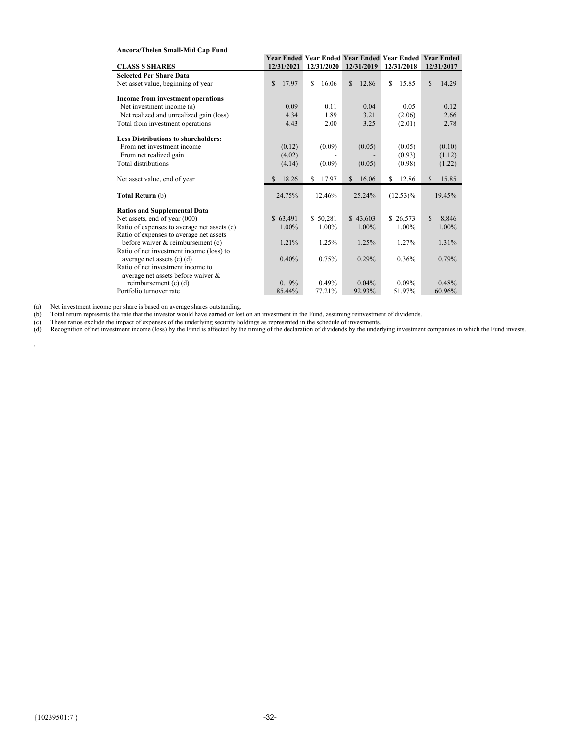**Ancora/Thelen Small-Mid Cap Fund**

| CLASS S SHARES | Year Ended 12/31/2021 | Year Ended 12/31/2020 | Year Ended 12/31/2019 | Year Ended 12/31/2018 | Year Ended 12/31/2017 |
|---|---|---|---|---|---|
| **Selected Per Share Data** | | | | | |
| Net asset value, beginning of year | $ 17.97 | $ 16.06 | $ 12.86 | $ 15.85 | $ 14.29 |
| **Income from investment operations** | | | | | |
| Net investment income (a) | 0.09 | 0.11 | 0.04 | 0.05 | 0.12 |
| Net realized and unrealized gain (loss) | 4.34 | 1.89 | 3.21 | (2.06) | 2.66 |
| Total from investment operations | 4.43 | 2.00 | 3.25 | (2.01) | 2.78 |
| **Less Distributions to shareholders:** | | | | | |
| From net investment income | (0.12) | (0.09) | (0.05) | (0.05) | (0.10) |
| From net realized gain | (4.02) | - | - | (0.93) | (1.12) |
| Total distributions | (4.14) | (0.09) | (0.05) | (0.98) | (1.22) |
| Net asset value, end of year | $ 18.26 | $ 17.97 | $ 16.06 | $ 12.86 | $ 15.85 |
| **Total Return** (b) | 24.75% | 12.46% | 25.24% | (12.53)% | 19.45% |
| **Ratios and Supplemental Data** | | | | | |
| Net assets, end of year (000) | $ 63,491 | $ 50,281 | $ 43,603 | $ 26,573 | $ 8,846 |
| Ratio of expenses to average net assets (c) | 1.00% | 1.00% | 1.00% | 1.00% | 1.00% |
| Ratio of expenses to average net assets before waiver & reimbursement (c) | 1.21% | 1.25% | 1.25% | 1.27% | 1.31% |
| Ratio of net investment income (loss) to average net assets (c) (d) | 0.40% | 0.75% | 0.29% | 0.36% | 0.79% |
| Ratio of net investment income to average net assets before waiver & reimbursement (c) (d) | 0.19% | 0.49% | 0.04% | 0.09% | 0.48% |
| Portfolio turnover rate | 85.44% | 77.21% | 92.93% | 51.97% | 60.96% |

(a) Net investment income per share is based on average shares outstanding.
(b) Total return represents the rate that the investor would have earned or lost on an investment in the Fund, assuming reinvestment of dividends.
(c) These ratios exclude the impact of expenses of the underlying security holdings as represented in the schedule of investments.
(d) Recognition of net investment income (loss) by the Fund is affected by the timing of the declaration of dividends by the underlying investment companies in which the Fund invests.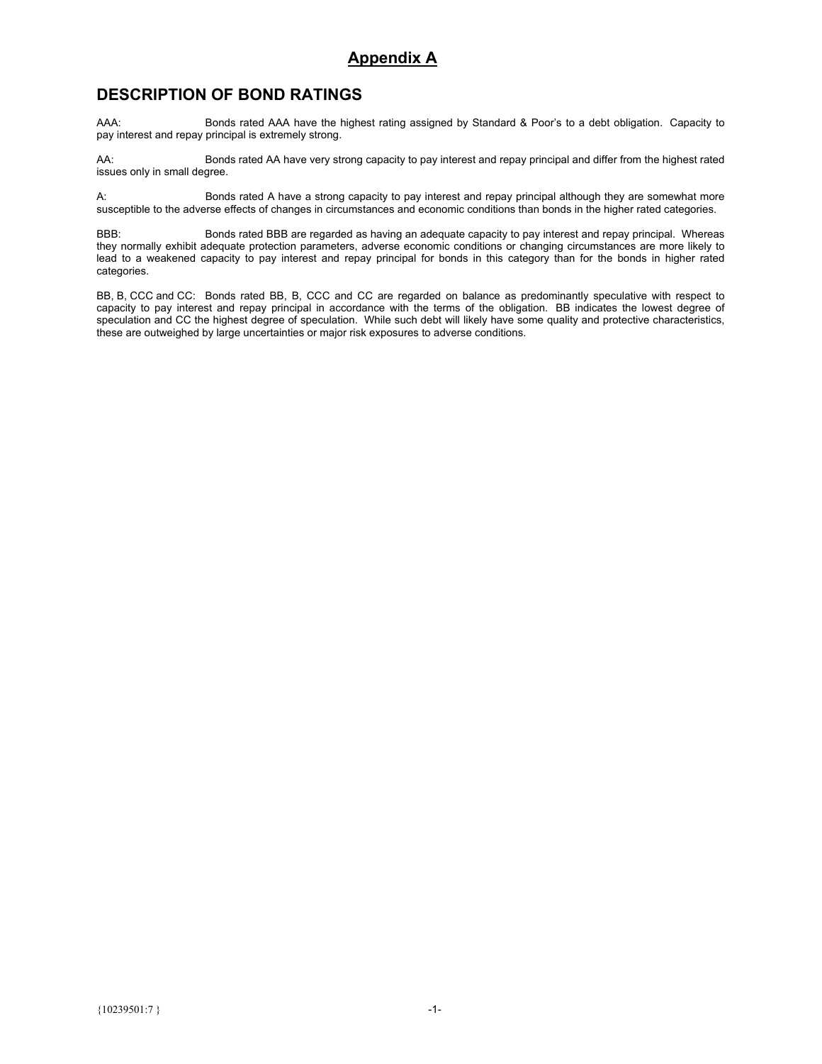# Appendix A

## DESCRIPTION OF BOND RATINGS

AAA: Bonds rated AAA have the highest rating assigned by Standard & Poor's to a debt obligation. Capacity to pay interest and repay principal is extremely strong.

AA: Bonds rated AA have very strong capacity to pay interest and repay principal and differ from the highest rated issues only in small degree.

A: Bonds rated A have a strong capacity to pay interest and repay principal although they are somewhat more susceptible to the adverse effects of changes in circumstances and economic conditions than bonds in the higher rated categories.

BBB: Bonds rated BBB are regarded as having an adequate capacity to pay interest and repay principal. Whereas they normally exhibit adequate protection parameters, adverse economic conditions or changing circumstances are more likely to lead to a weakened capacity to pay interest and repay principal for bonds in this category than for the bonds in higher rated categories.

BB, B, CCC and CC: Bonds rated BB, B, CCC and CC are regarded on balance as predominantly speculative with respect to capacity to pay interest and repay principal in accordance with the terms of the obligation. BB indicates the lowest degree of speculation and CC the highest degree of speculation. While such debt will likely have some quality and protective characteristics, these are outweighed by large uncertainties or major risk exposures to adverse conditions.

{10239501:7 }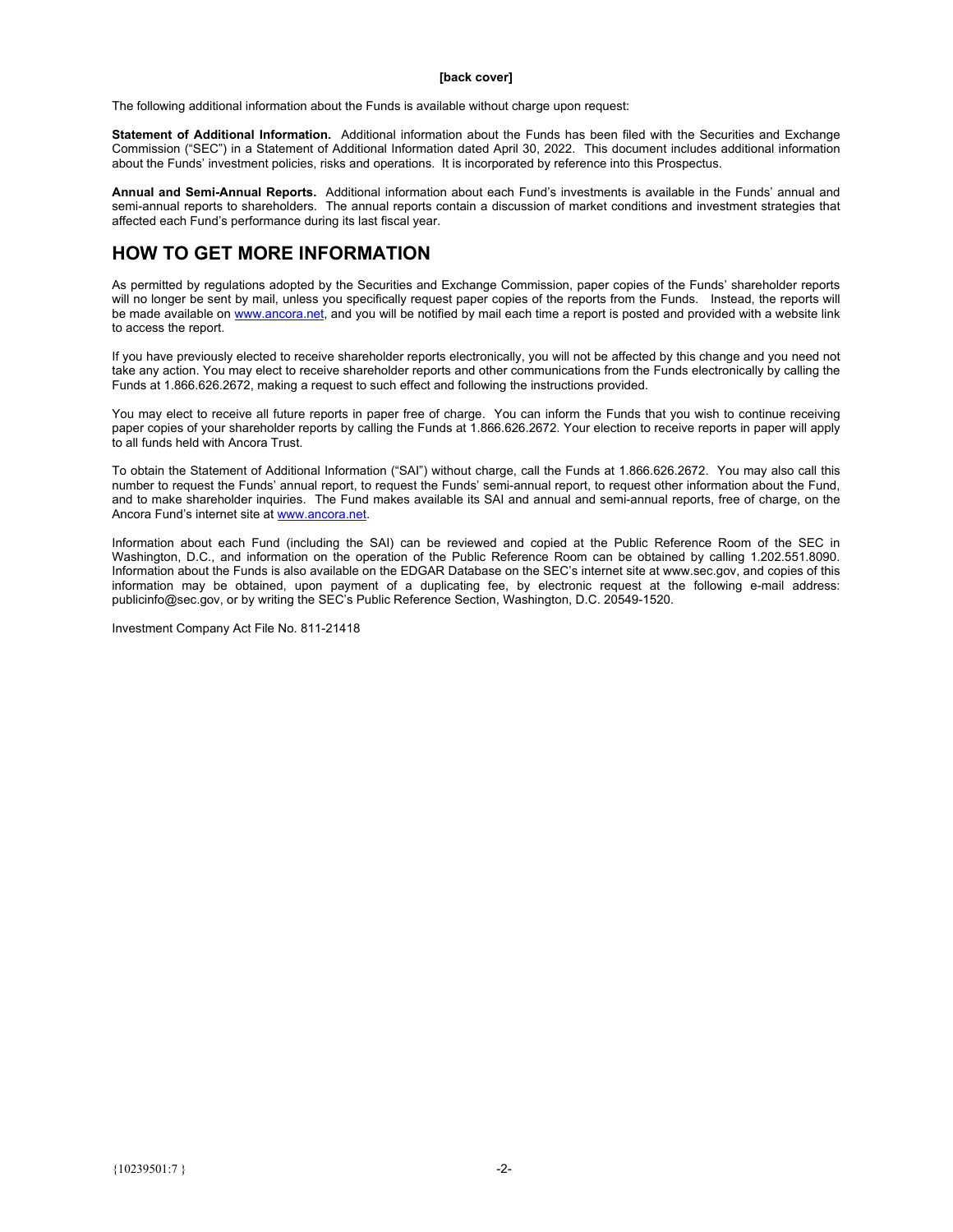**[back cover]**

The following additional information about the Funds is available without charge upon request:

**Statement of Additional Information.** Additional information about the Funds has been filed with the Securities and Exchange Commission ("SEC") in a Statement of Additional Information dated April 30, 2022. This document includes additional information about the Funds' investment policies, risks and operations. It is incorporated by reference into this Prospectus.

**Annual and Semi-Annual Reports.** Additional information about each Fund's investments is available in the Funds' annual and semi-annual reports to shareholders. The annual reports contain a discussion of market conditions and investment strategies that affected each Fund's performance during its last fiscal year.

## HOW TO GET MORE INFORMATION

As permitted by regulations adopted by the Securities and Exchange Commission, paper copies of the Funds' shareholder reports will no longer be sent by mail, unless you specifically request paper copies of the reports from the Funds. Instead, the reports will be made available on www.ancora.net, and you will be notified by mail each time a report is posted and provided with a website link to access the report.

If you have previously elected to receive shareholder reports electronically, you will not be affected by this change and you need not take any action. You may elect to receive shareholder reports and other communications from the Funds electronically by calling the Funds at 1.866.626.2672, making a request to such effect and following the instructions provided.

You may elect to receive all future reports in paper free of charge. You can inform the Funds that you wish to continue receiving paper copies of your shareholder reports by calling the Funds at 1.866.626.2672. Your election to receive reports in paper will apply to all funds held with Ancora Trust.

To obtain the Statement of Additional Information ("SAI") without charge, call the Funds at 1.866.626.2672. You may also call this number to request the Funds' annual report, to request the Funds' semi-annual report, to request other information about the Fund, and to make shareholder inquiries. The Fund makes available its SAI and annual and semi-annual reports, free of charge, on the Ancora Fund's internet site at www.ancora.net.

Information about each Fund (including the SAI) can be reviewed and copied at the Public Reference Room of the SEC in Washington, D.C., and information on the operation of the Public Reference Room can be obtained by calling 1.202.551.8090. Information about the Funds is also available on the EDGAR Database on the SEC's internet site at www.sec.gov, and copies of this information may be obtained, upon payment of a duplicating fee, by electronic request at the following e-mail address: publicinfo@sec.gov, or by writing the SEC's Public Reference Section, Washington, D.C. 20549-1520.

Investment Company Act File No. 811-21418